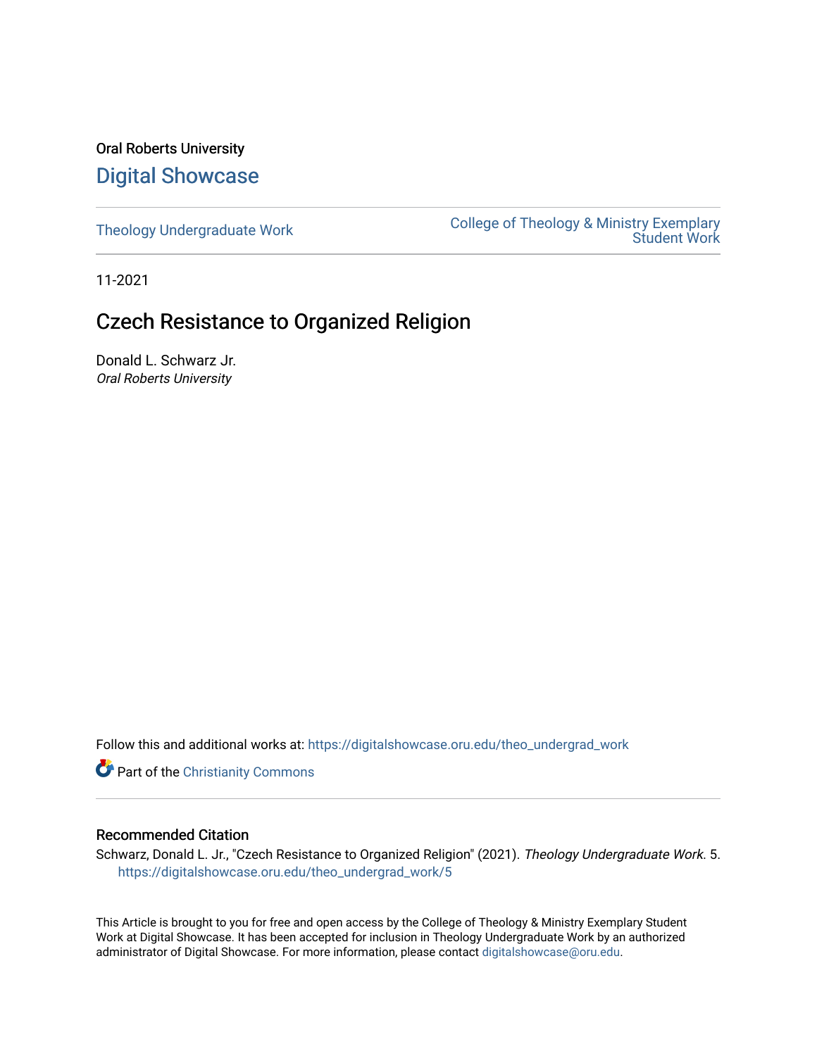Oral Roberts University

# Digital Showcase

Theology Undergraduate Work

College of Theology & Ministry Exemplary Student Work

11-2021

## Czech Resistance to Organized Religion

Donald L. Schwarz Jr.
*Oral Roberts University*

Follow this and additional works at: https://digitalshowcase.oru.edu/theo_undergrad_work

Part of the Christianity Commons

### Recommended Citation

Schwarz, Donald L. Jr., "Czech Resistance to Organized Religion" (2021). *Theology Undergraduate Work*. 5. https://digitalshowcase.oru.edu/theo_undergrad_work/5

This Article is brought to you for free and open access by the College of Theology & Ministry Exemplary Student Work at Digital Showcase. It has been accepted for inclusion in Theology Undergraduate Work by an authorized administrator of Digital Showcase. For more information, please contact digitalshowcase@oru.edu.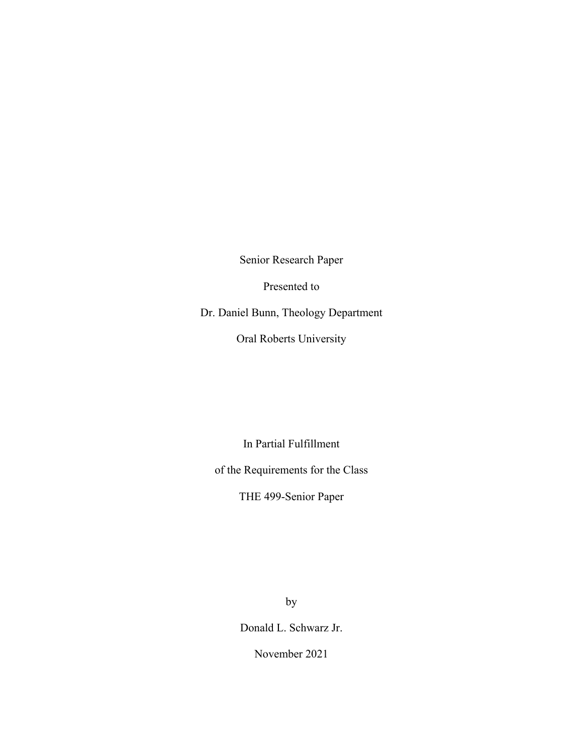Senior Research Paper

Presented to

Dr. Daniel Bunn, Theology Department

Oral Roberts University

In Partial Fulfillment

of the Requirements for the Class

THE 499-Senior Paper

by

Donald L. Schwarz Jr.

November 2021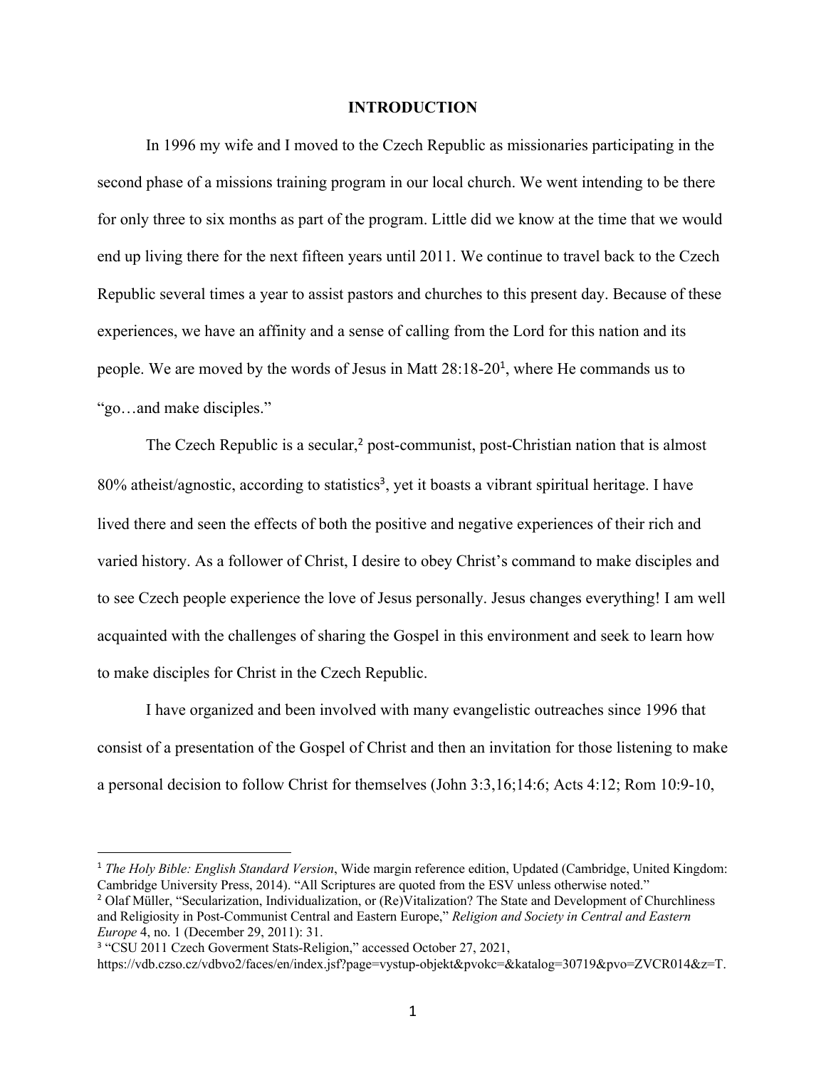# INTRODUCTION

In 1996 my wife and I moved to the Czech Republic as missionaries participating in the second phase of a missions training program in our local church. We went intending to be there for only three to six months as part of the program. Little did we know at the time that we would end up living there for the next fifteen years until 2011. We continue to travel back to the Czech Republic several times a year to assist pastors and churches to this present day. Because of these experiences, we have an affinity and a sense of calling from the Lord for this nation and its people. We are moved by the words of Jesus in Matt 28:18-20[1], where He commands us to "go…and make disciples."

The Czech Republic is a secular,[2] post-communist, post-Christian nation that is almost 80% atheist/agnostic, according to statistics[3], yet it boasts a vibrant spiritual heritage. I have lived there and seen the effects of both the positive and negative experiences of their rich and varied history. As a follower of Christ, I desire to obey Christ's command to make disciples and to see Czech people experience the love of Jesus personally. Jesus changes everything! I am well acquainted with the challenges of sharing the Gospel in this environment and seek to learn how to make disciples for Christ in the Czech Republic.

I have organized and been involved with many evangelistic outreaches since 1996 that consist of a presentation of the Gospel of Christ and then an invitation for those listening to make a personal decision to follow Christ for themselves (John 3:3,16;14:6; Acts 4:12; Rom 10:9-10,

---

[1] *The Holy Bible: English Standard Version*, Wide margin reference edition, Updated (Cambridge, United Kingdom: Cambridge University Press, 2014). "All Scriptures are quoted from the ESV unless otherwise noted."

[2] Olaf Müller, "Secularization, Individualization, or (Re)Vitalization? The State and Development of Churchliness and Religiosity in Post-Communist Central and Eastern Europe," *Religion and Society in Central and Eastern Europe* 4, no. 1 (December 29, 2011): 31.

[3] "CSU 2011 Czech Goverment Stats-Religion," accessed October 27, 2021, https://vdb.czso.cz/vdbvo2/faces/en/index.jsf?page=vystup-objekt&pvokc=&katalog=30719&pvo=ZVCR014&z=T.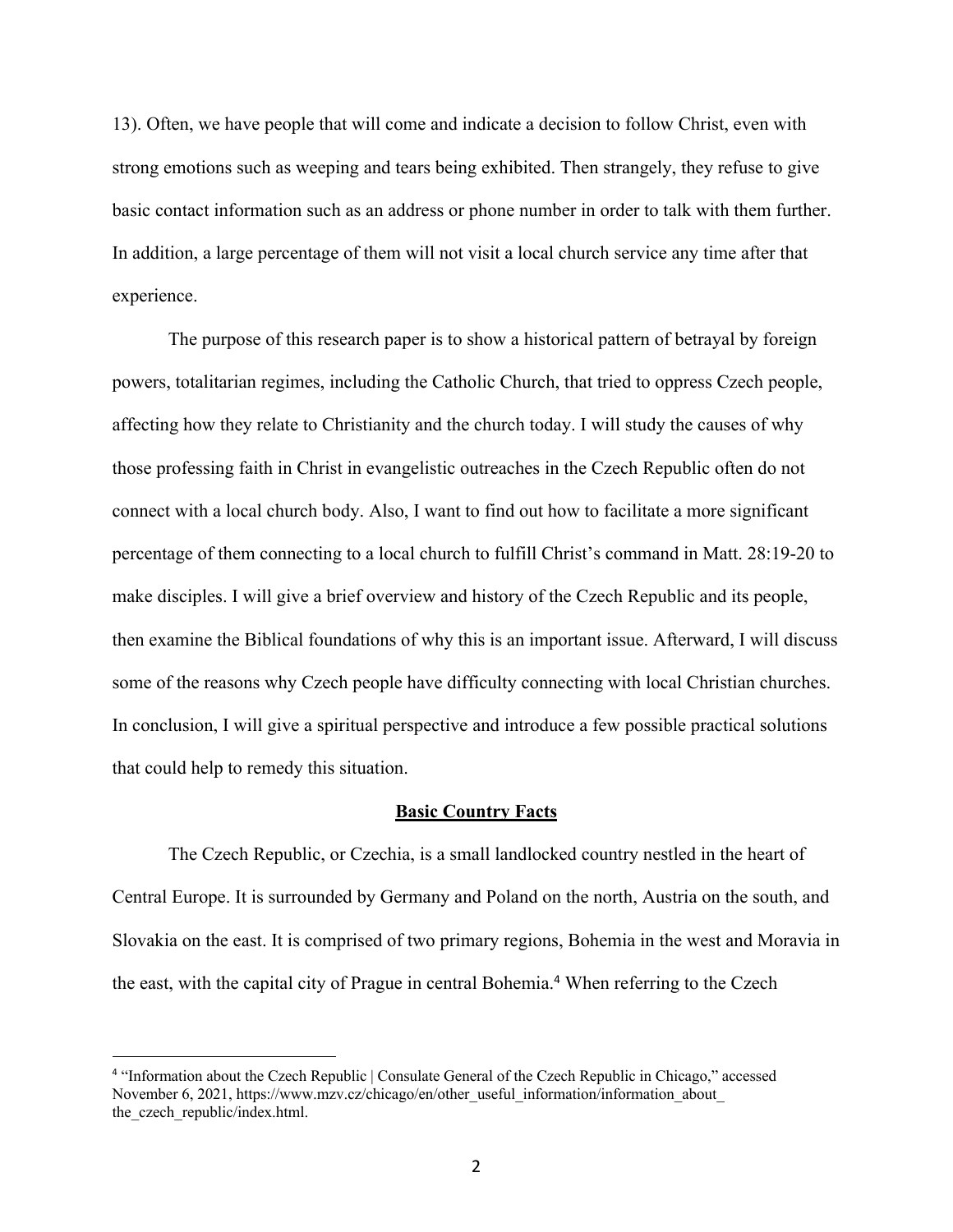13). Often, we have people that will come and indicate a decision to follow Christ, even with strong emotions such as weeping and tears being exhibited. Then strangely, they refuse to give basic contact information such as an address or phone number in order to talk with them further. In addition, a large percentage of them will not visit a local church service any time after that experience.

The purpose of this research paper is to show a historical pattern of betrayal by foreign powers, totalitarian regimes, including the Catholic Church, that tried to oppress Czech people, affecting how they relate to Christianity and the church today. I will study the causes of why those professing faith in Christ in evangelistic outreaches in the Czech Republic often do not connect with a local church body. Also, I want to find out how to facilitate a more significant percentage of them connecting to a local church to fulfill Christ's command in Matt. 28:19-20 to make disciples. I will give a brief overview and history of the Czech Republic and its people, then examine the Biblical foundations of why this is an important issue. Afterward, I will discuss some of the reasons why Czech people have difficulty connecting with local Christian churches. In conclusion, I will give a spiritual perspective and introduce a few possible practical solutions that could help to remedy this situation.

## Basic Country Facts

The Czech Republic, or Czechia, is a small landlocked country nestled in the heart of Central Europe. It is surrounded by Germany and Poland on the north, Austria on the south, and Slovakia on the east. It is comprised of two primary regions, Bohemia in the west and Moravia in the east, with the capital city of Prague in central Bohemia.[4] When referring to the Czech

---

[4] "Information about the Czech Republic | Consulate General of the Czech Republic in Chicago," accessed November 6, 2021, https://www.mzv.cz/chicago/en/other_useful_information/information_about_the_czech_republic/index.html.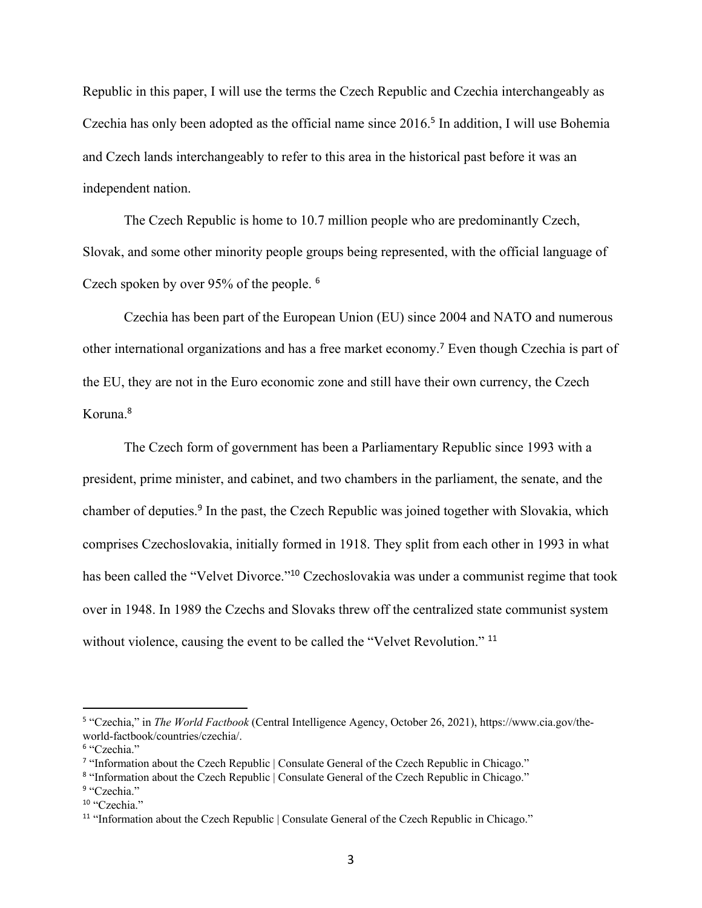Republic in this paper, I will use the terms the Czech Republic and Czechia interchangeably as Czechia has only been adopted as the official name since 2016.[5] In addition, I will use Bohemia and Czech lands interchangeably to refer to this area in the historical past before it was an independent nation.

The Czech Republic is home to 10.7 million people who are predominantly Czech, Slovak, and some other minority people groups being represented, with the official language of Czech spoken by over 95% of the people. [6]

Czechia has been part of the European Union (EU) since 2004 and NATO and numerous other international organizations and has a free market economy.[7] Even though Czechia is part of the EU, they are not in the Euro economic zone and still have their own currency, the Czech Koruna.[8]

The Czech form of government has been a Parliamentary Republic since 1993 with a president, prime minister, and cabinet, and two chambers in the parliament, the senate, and the chamber of deputies.[9] In the past, the Czech Republic was joined together with Slovakia, which comprises Czechoslovakia, initially formed in 1918. They split from each other in 1993 in what has been called the "Velvet Divorce."[10] Czechoslovakia was under a communist regime that took over in 1948. In 1989 the Czechs and Slovaks threw off the centralized state communist system without violence, causing the event to be called the "Velvet Revolution." [11]

---

[5] "Czechia," in *The World Factbook* (Central Intelligence Agency, October 26, 2021), https://www.cia.gov/the-world-factbook/countries/czechia/.

[6] "Czechia."

[7] "Information about the Czech Republic | Consulate General of the Czech Republic in Chicago."

[8] "Information about the Czech Republic | Consulate General of the Czech Republic in Chicago."

[9] "Czechia."

[10] "Czechia."

[11] "Information about the Czech Republic | Consulate General of the Czech Republic in Chicago."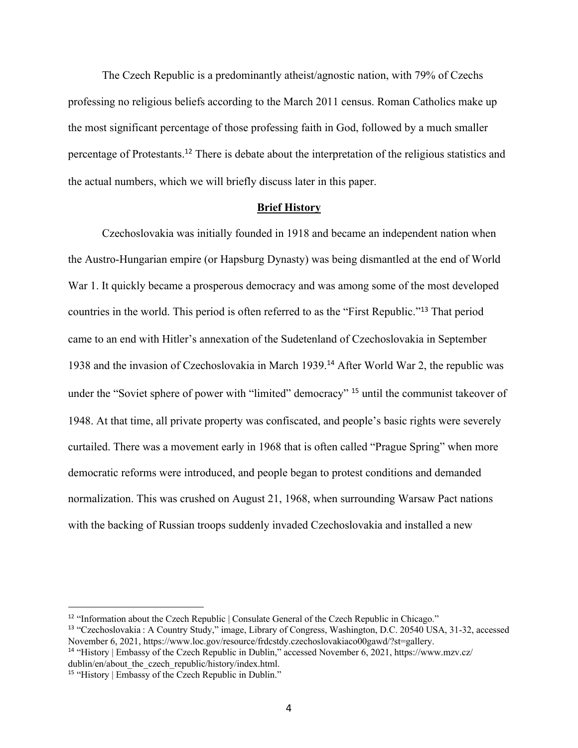The Czech Republic is a predominantly atheist/agnostic nation, with 79% of Czechs professing no religious beliefs according to the March 2011 census. Roman Catholics make up the most significant percentage of those professing faith in God, followed by a much smaller percentage of Protestants.[12] There is debate about the interpretation of the religious statistics and the actual numbers, which we will briefly discuss later in this paper.

## **Brief History**

Czechoslovakia was initially founded in 1918 and became an independent nation when the Austro-Hungarian empire (or Hapsburg Dynasty) was being dismantled at the end of World War 1. It quickly became a prosperous democracy and was among some of the most developed countries in the world. This period is often referred to as the "First Republic."[13] That period came to an end with Hitler's annexation of the Sudetenland of Czechoslovakia in September 1938 and the invasion of Czechoslovakia in March 1939.[14] After World War 2, the republic was under the "Soviet sphere of power with "limited" democracy" [15] until the communist takeover of 1948. At that time, all private property was confiscated, and people's basic rights were severely curtailed. There was a movement early in 1968 that is often called "Prague Spring" when more democratic reforms were introduced, and people began to protest conditions and demanded normalization. This was crushed on August 21, 1968, when surrounding Warsaw Pact nations with the backing of Russian troops suddenly invaded Czechoslovakia and installed a new

---

[12] "Information about the Czech Republic | Consulate General of the Czech Republic in Chicago."

[13] "Czechoslovakia : A Country Study," image, Library of Congress, Washington, D.C. 20540 USA, 31-32, accessed November 6, 2021, https://www.loc.gov/resource/frdcstdy.czechoslovakiaco00gawd/?st=gallery.

[14] "History | Embassy of the Czech Republic in Dublin," accessed November 6, 2021, https://www.mzv.cz/dublin/en/about_the_czech_republic/history/index.html.

[15] "History | Embassy of the Czech Republic in Dublin."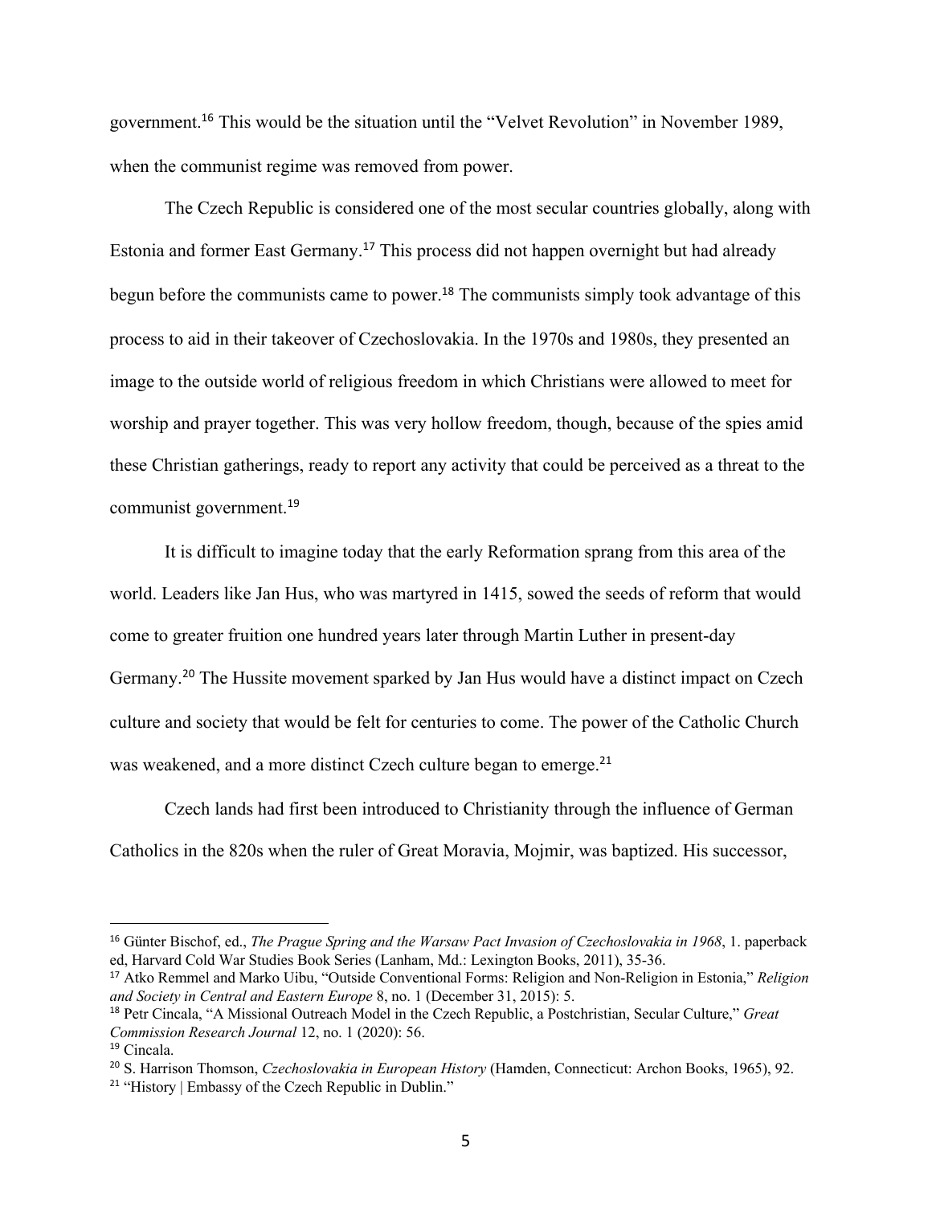government.[16] This would be the situation until the "Velvet Revolution" in November 1989, when the communist regime was removed from power.

The Czech Republic is considered one of the most secular countries globally, along with Estonia and former East Germany.[17] This process did not happen overnight but had already begun before the communists came to power.[18] The communists simply took advantage of this process to aid in their takeover of Czechoslovakia. In the 1970s and 1980s, they presented an image to the outside world of religious freedom in which Christians were allowed to meet for worship and prayer together. This was very hollow freedom, though, because of the spies amid these Christian gatherings, ready to report any activity that could be perceived as a threat to the communist government.[19]

It is difficult to imagine today that the early Reformation sprang from this area of the world. Leaders like Jan Hus, who was martyred in 1415, sowed the seeds of reform that would come to greater fruition one hundred years later through Martin Luther in present-day Germany.[20] The Hussite movement sparked by Jan Hus would have a distinct impact on Czech culture and society that would be felt for centuries to come. The power of the Catholic Church was weakened, and a more distinct Czech culture began to emerge.[21]

Czech lands had first been introduced to Christianity through the influence of German Catholics in the 820s when the ruler of Great Moravia, Mojmir, was baptized. His successor,

---

[16] Günter Bischof, ed., *The Prague Spring and the Warsaw Pact Invasion of Czechoslovakia in 1968*, 1. paperback ed, Harvard Cold War Studies Book Series (Lanham, Md.: Lexington Books, 2011), 35-36.

[17] Atko Remmel and Marko Uibu, "Outside Conventional Forms: Religion and Non-Religion in Estonia," *Religion and Society in Central and Eastern Europe* 8, no. 1 (December 31, 2015): 5.

[18] Petr Cincala, "A Missional Outreach Model in the Czech Republic, a Postchristian, Secular Culture," *Great Commission Research Journal* 12, no. 1 (2020): 56.

[19] Cincala.

[20] S. Harrison Thomson, *Czechoslovakia in European History* (Hamden, Connecticut: Archon Books, 1965), 92.

[21] "History | Embassy of the Czech Republic in Dublin."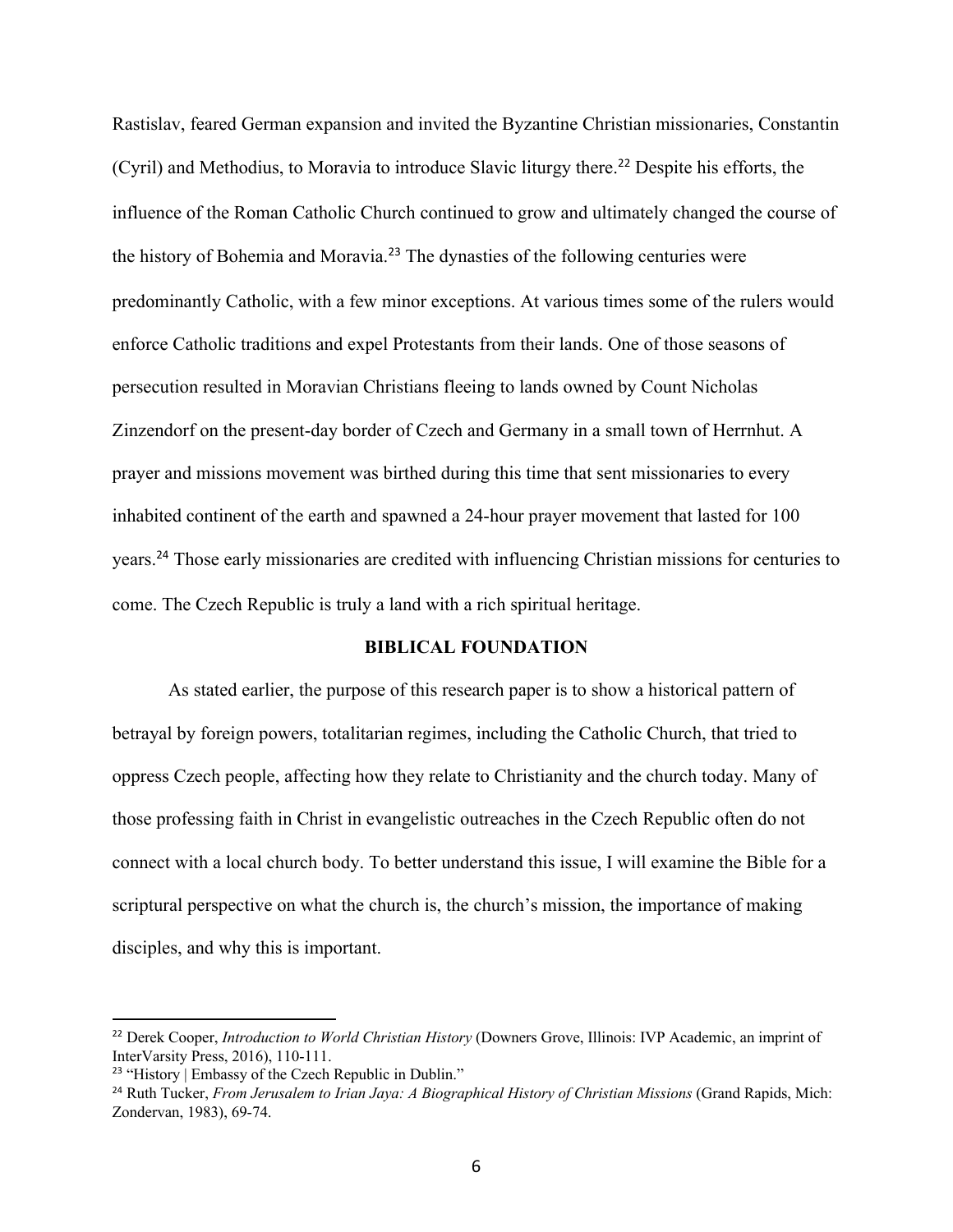Rastislav, feared German expansion and invited the Byzantine Christian missionaries, Constantin (Cyril) and Methodius, to Moravia to introduce Slavic liturgy there.[22] Despite his efforts, the influence of the Roman Catholic Church continued to grow and ultimately changed the course of the history of Bohemia and Moravia.[23] The dynasties of the following centuries were predominantly Catholic, with a few minor exceptions. At various times some of the rulers would enforce Catholic traditions and expel Protestants from their lands. One of those seasons of persecution resulted in Moravian Christians fleeing to lands owned by Count Nicholas Zinzendorf on the present-day border of Czech and Germany in a small town of Herrnhut. A prayer and missions movement was birthed during this time that sent missionaries to every inhabited continent of the earth and spawned a 24-hour prayer movement that lasted for 100 years.[24] Those early missionaries are credited with influencing Christian missions for centuries to come. The Czech Republic is truly a land with a rich spiritual heritage.

## BIBLICAL FOUNDATION

As stated earlier, the purpose of this research paper is to show a historical pattern of betrayal by foreign powers, totalitarian regimes, including the Catholic Church, that tried to oppress Czech people, affecting how they relate to Christianity and the church today. Many of those professing faith in Christ in evangelistic outreaches in the Czech Republic often do not connect with a local church body. To better understand this issue, I will examine the Bible for a scriptural perspective on what the church is, the church's mission, the importance of making disciples, and why this is important.

---

[22] Derek Cooper, *Introduction to World Christian History* (Downers Grove, Illinois: IVP Academic, an imprint of InterVarsity Press, 2016), 110-111.

[23] "History | Embassy of the Czech Republic in Dublin."

[24] Ruth Tucker, *From Jerusalem to Irian Jaya: A Biographical History of Christian Missions* (Grand Rapids, Mich: Zondervan, 1983), 69-74.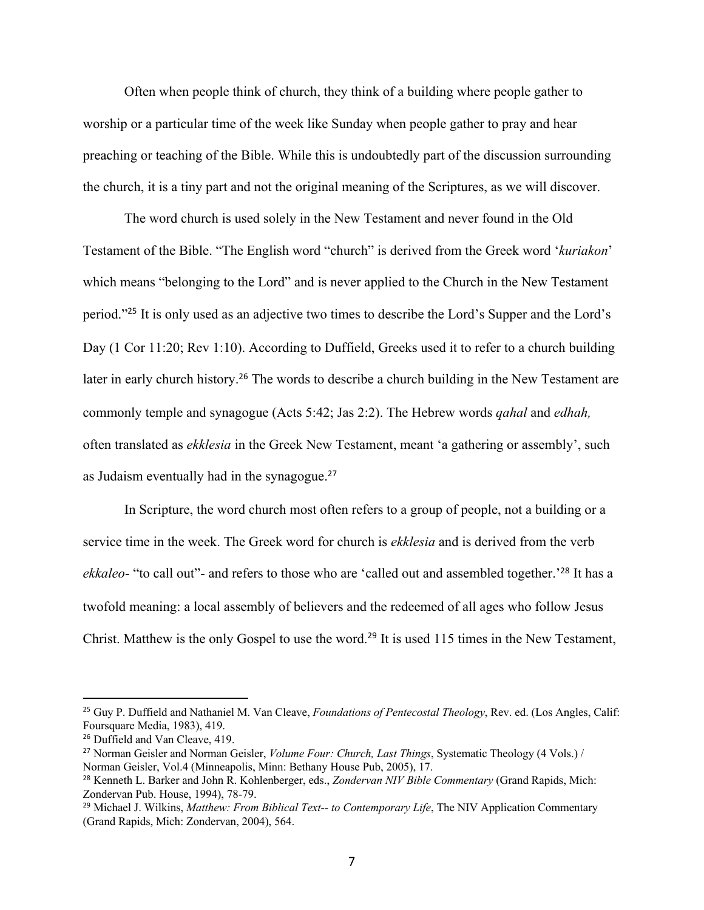Often when people think of church, they think of a building where people gather to worship or a particular time of the week like Sunday when people gather to pray and hear preaching or teaching of the Bible. While this is undoubtedly part of the discussion surrounding the church, it is a tiny part and not the original meaning of the Scriptures, as we will discover.

The word church is used solely in the New Testament and never found in the Old Testament of the Bible. "The English word "church" is derived from the Greek word '*kuriakon*' which means "belonging to the Lord" and is never applied to the Church in the New Testament period."[25] It is only used as an adjective two times to describe the Lord's Supper and the Lord's Day (1 Cor 11:20; Rev 1:10). According to Duffield, Greeks used it to refer to a church building later in early church history.[26] The words to describe a church building in the New Testament are commonly temple and synagogue (Acts 5:42; Jas 2:2). The Hebrew words *qahal* and *edhah,* often translated as *ekklesia* in the Greek New Testament, meant 'a gathering or assembly', such as Judaism eventually had in the synagogue.[27]

In Scripture, the word church most often refers to a group of people, not a building or a service time in the week. The Greek word for church is *ekklesia* and is derived from the verb *ekkaleo*- "to call out"- and refers to those who are 'called out and assembled together.'[28] It has a twofold meaning: a local assembly of believers and the redeemed of all ages who follow Jesus Christ. Matthew is the only Gospel to use the word.[29] It is used 115 times in the New Testament,

---

[25] Guy P. Duffield and Nathaniel M. Van Cleave, *Foundations of Pentecostal Theology*, Rev. ed. (Los Angles, Calif: Foursquare Media, 1983), 419.

[26] Duffield and Van Cleave, 419.

[27] Norman Geisler and Norman Geisler, *Volume Four: Church, Last Things*, Systematic Theology (4 Vols.) / Norman Geisler, Vol.4 (Minneapolis, Minn: Bethany House Pub, 2005), 17.

[28] Kenneth L. Barker and John R. Kohlenberger, eds., *Zondervan NIV Bible Commentary* (Grand Rapids, Mich: Zondervan Pub. House, 1994), 78-79.

[29] Michael J. Wilkins, *Matthew: From Biblical Text-- to Contemporary Life*, The NIV Application Commentary (Grand Rapids, Mich: Zondervan, 2004), 564.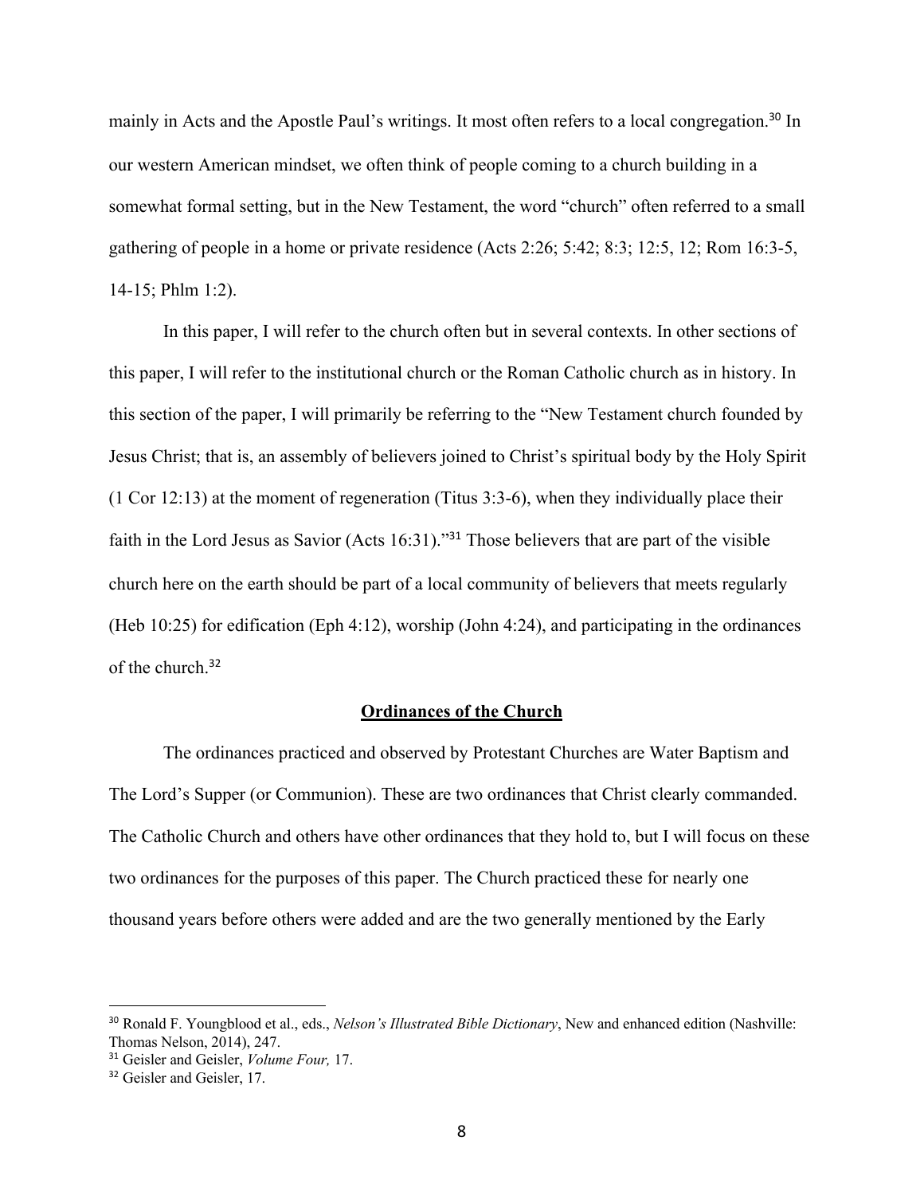mainly in Acts and the Apostle Paul's writings. It most often refers to a local congregation.[30] In our western American mindset, we often think of people coming to a church building in a somewhat formal setting, but in the New Testament, the word "church" often referred to a small gathering of people in a home or private residence (Acts 2:26; 5:42; 8:3; 12:5, 12; Rom 16:3-5, 14-15; Phlm 1:2).

In this paper, I will refer to the church often but in several contexts. In other sections of this paper, I will refer to the institutional church or the Roman Catholic church as in history. In this section of the paper, I will primarily be referring to the "New Testament church founded by Jesus Christ; that is, an assembly of believers joined to Christ's spiritual body by the Holy Spirit (1 Cor 12:13) at the moment of regeneration (Titus 3:3-6), when they individually place their faith in the Lord Jesus as Savior (Acts 16:31)."[31] Those believers that are part of the visible church here on the earth should be part of a local community of believers that meets regularly (Heb 10:25) for edification (Eph 4:12), worship (John 4:24), and participating in the ordinances of the church.[32]

## <u>Ordinances of the Church</u>

The ordinances practiced and observed by Protestant Churches are Water Baptism and The Lord's Supper (or Communion). These are two ordinances that Christ clearly commanded. The Catholic Church and others have other ordinances that they hold to, but I will focus on these two ordinances for the purposes of this paper. The Church practiced these for nearly one thousand years before others were added and are the two generally mentioned by the Early

---

[30] Ronald F. Youngblood et al., eds., *Nelson's Illustrated Bible Dictionary*, New and enhanced edition (Nashville: Thomas Nelson, 2014), 247.

[31] Geisler and Geisler, *Volume Four,* 17.

[32] Geisler and Geisler, 17.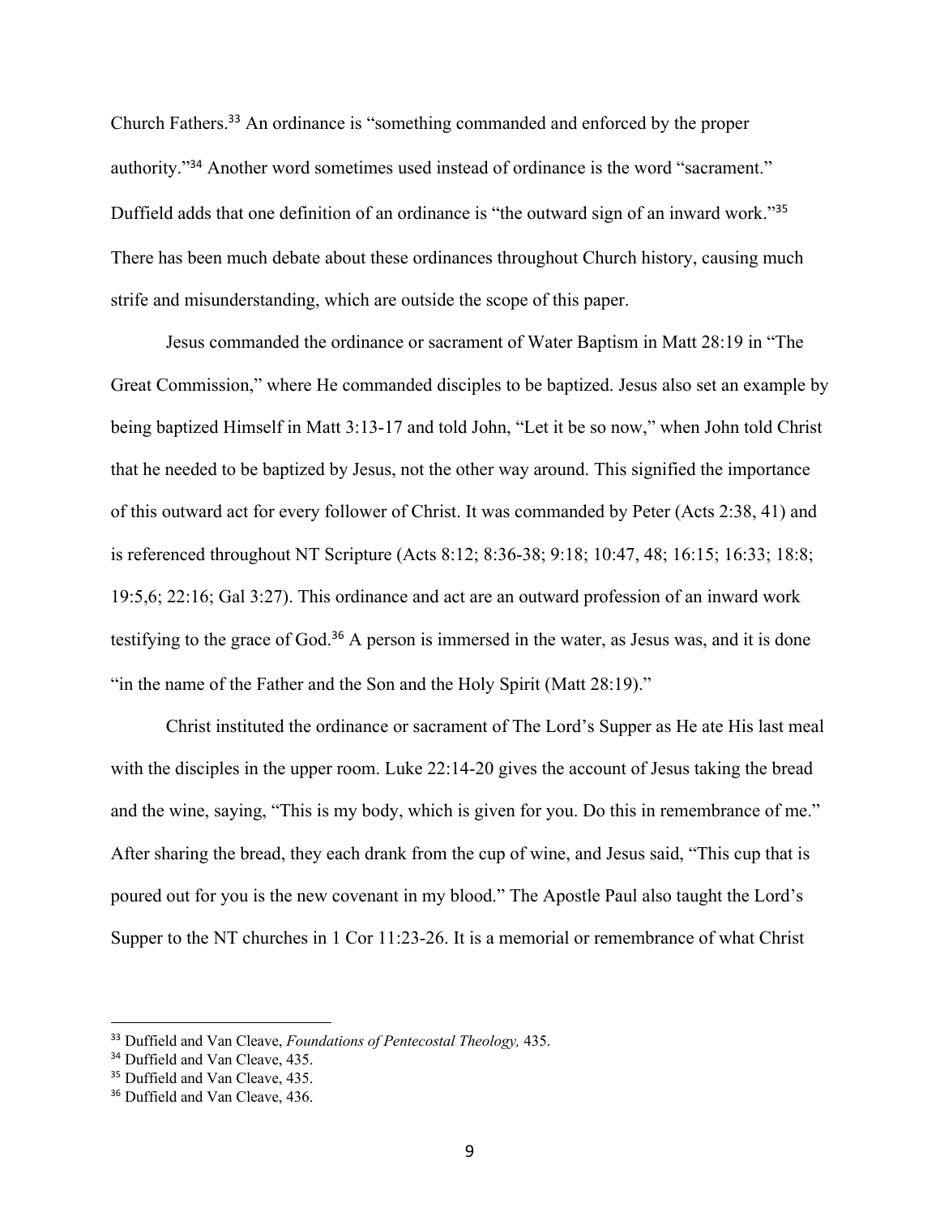Church Fathers.[33] An ordinance is "something commanded and enforced by the proper authority."[34] Another word sometimes used instead of ordinance is the word "sacrament." Duffield adds that one definition of an ordinance is "the outward sign of an inward work."[35] There has been much debate about these ordinances throughout Church history, causing much strife and misunderstanding, which are outside the scope of this paper.

Jesus commanded the ordinance or sacrament of Water Baptism in Matt 28:19 in "The Great Commission," where He commanded disciples to be baptized. Jesus also set an example by being baptized Himself in Matt 3:13-17 and told John, "Let it be so now," when John told Christ that he needed to be baptized by Jesus, not the other way around. This signified the importance of this outward act for every follower of Christ. It was commanded by Peter (Acts 2:38, 41) and is referenced throughout NT Scripture (Acts 8:12; 8:36-38; 9:18; 10:47, 48; 16:15; 16:33; 18:8; 19:5,6; 22:16; Gal 3:27). This ordinance and act are an outward profession of an inward work testifying to the grace of God.[36] A person is immersed in the water, as Jesus was, and it is done "in the name of the Father and the Son and the Holy Spirit (Matt 28:19)."

Christ instituted the ordinance or sacrament of The Lord's Supper as He ate His last meal with the disciples in the upper room. Luke 22:14-20 gives the account of Jesus taking the bread and the wine, saying, "This is my body, which is given for you. Do this in remembrance of me." After sharing the bread, they each drank from the cup of wine, and Jesus said, "This cup that is poured out for you is the new covenant in my blood." The Apostle Paul also taught the Lord's Supper to the NT churches in 1 Cor 11:23-26. It is a memorial or remembrance of what Christ

---

[33] Duffield and Van Cleave, *Foundations of Pentecostal Theology,* 435.

[34] Duffield and Van Cleave, 435.

[35] Duffield and Van Cleave, 435.

[36] Duffield and Van Cleave, 436.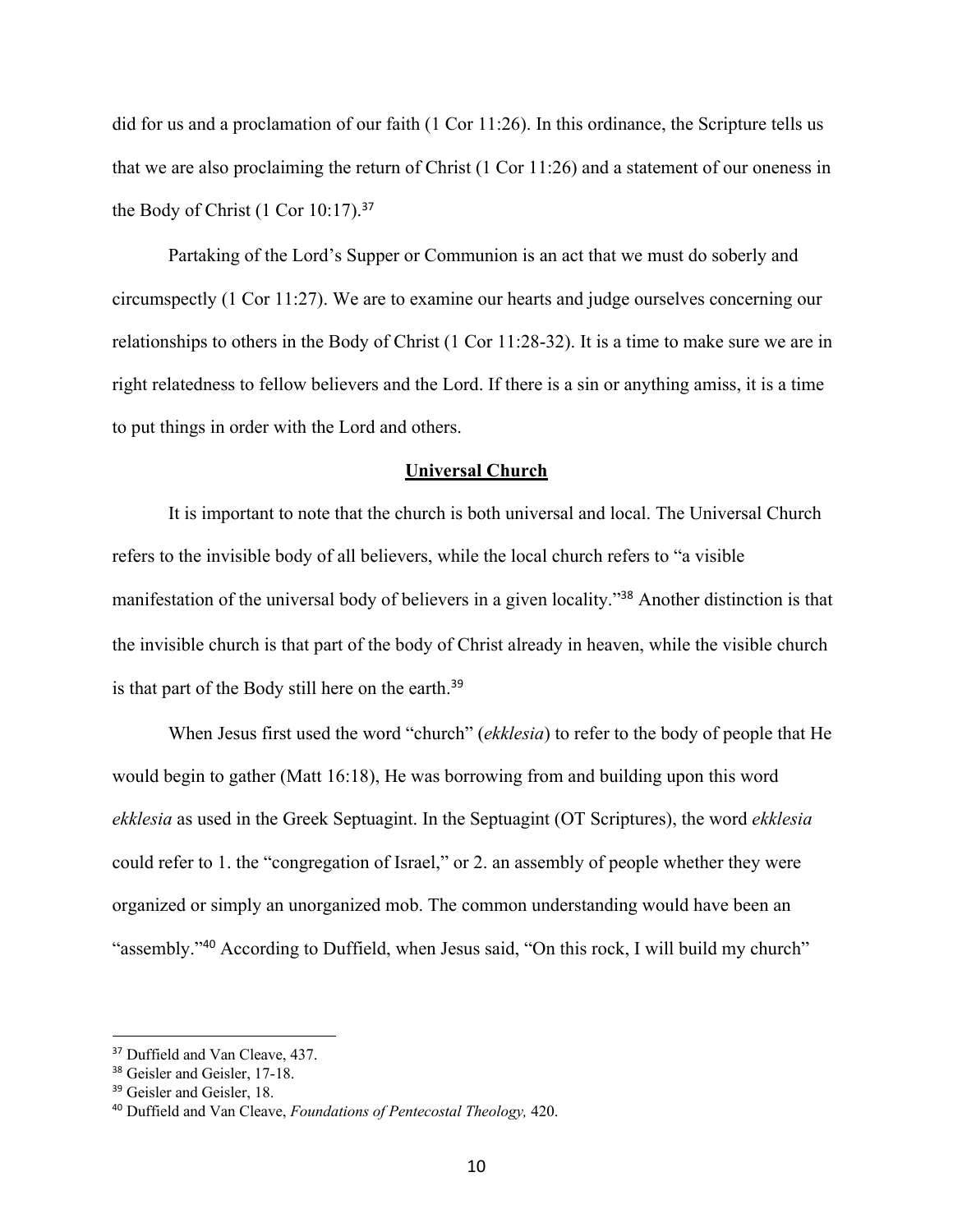did for us and a proclamation of our faith (1 Cor 11:26). In this ordinance, the Scripture tells us that we are also proclaiming the return of Christ (1 Cor 11:26) and a statement of our oneness in the Body of Christ (1 Cor 10:17).[37]

Partaking of the Lord's Supper or Communion is an act that we must do soberly and circumspectly (1 Cor 11:27). We are to examine our hearts and judge ourselves concerning our relationships to others in the Body of Christ (1 Cor 11:28-32). It is a time to make sure we are in right relatedness to fellow believers and the Lord. If there is a sin or anything amiss, it is a time to put things in order with the Lord and others.

## Universal Church

It is important to note that the church is both universal and local. The Universal Church refers to the invisible body of all believers, while the local church refers to "a visible manifestation of the universal body of believers in a given locality."[38] Another distinction is that the invisible church is that part of the body of Christ already in heaven, while the visible church is that part of the Body still here on the earth.[39]

When Jesus first used the word "church" (*ekklesia*) to refer to the body of people that He would begin to gather (Matt 16:18), He was borrowing from and building upon this word *ekklesia* as used in the Greek Septuagint. In the Septuagint (OT Scriptures), the word *ekklesia* could refer to 1. the "congregation of Israel," or 2. an assembly of people whether they were organized or simply an unorganized mob. The common understanding would have been an "assembly."[40] According to Duffield, when Jesus said, "On this rock, I will build my church"

---

[37] Duffield and Van Cleave, 437.

[38] Geisler and Geisler, 17-18.

[39] Geisler and Geisler, 18.

[40] Duffield and Van Cleave, *Foundations of Pentecostal Theology,* 420.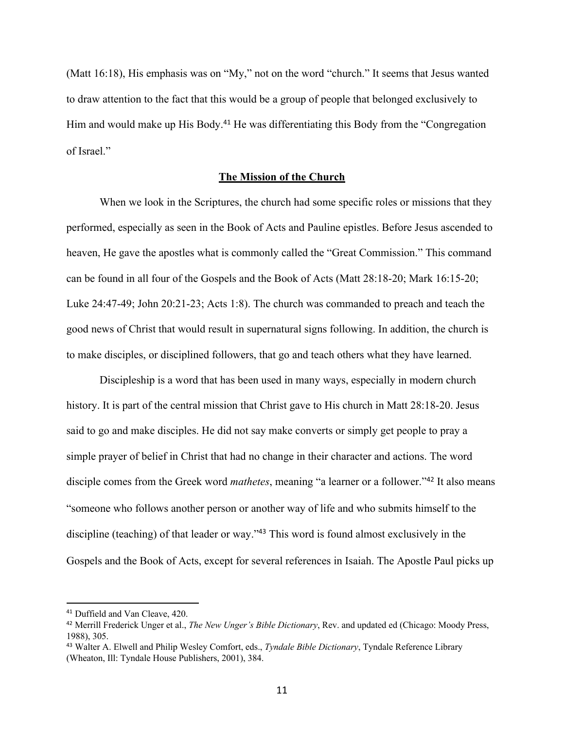(Matt 16:18), His emphasis was on "My," not on the word "church." It seems that Jesus wanted to draw attention to the fact that this would be a group of people that belonged exclusively to Him and would make up His Body.[41] He was differentiating this Body from the "Congregation of Israel."

## The Mission of the Church

When we look in the Scriptures, the church had some specific roles or missions that they performed, especially as seen in the Book of Acts and Pauline epistles. Before Jesus ascended to heaven, He gave the apostles what is commonly called the "Great Commission." This command can be found in all four of the Gospels and the Book of Acts (Matt 28:18-20; Mark 16:15-20; Luke 24:47-49; John 20:21-23; Acts 1:8). The church was commanded to preach and teach the good news of Christ that would result in supernatural signs following. In addition, the church is to make disciples, or disciplined followers, that go and teach others what they have learned.

Discipleship is a word that has been used in many ways, especially in modern church history. It is part of the central mission that Christ gave to His church in Matt 28:18-20. Jesus said to go and make disciples. He did not say make converts or simply get people to pray a simple prayer of belief in Christ that had no change in their character and actions. The word disciple comes from the Greek word *mathetes*, meaning "a learner or a follower."[42] It also means "someone who follows another person or another way of life and who submits himself to the discipline (teaching) of that leader or way."[43] This word is found almost exclusively in the Gospels and the Book of Acts, except for several references in Isaiah. The Apostle Paul picks up

---

[41] Duffield and Van Cleave, 420.

[42] Merrill Frederick Unger et al., *The New Unger's Bible Dictionary*, Rev. and updated ed (Chicago: Moody Press, 1988), 305.

[43] Walter A. Elwell and Philip Wesley Comfort, eds., *Tyndale Bible Dictionary*, Tyndale Reference Library (Wheaton, Ill: Tyndale House Publishers, 2001), 384.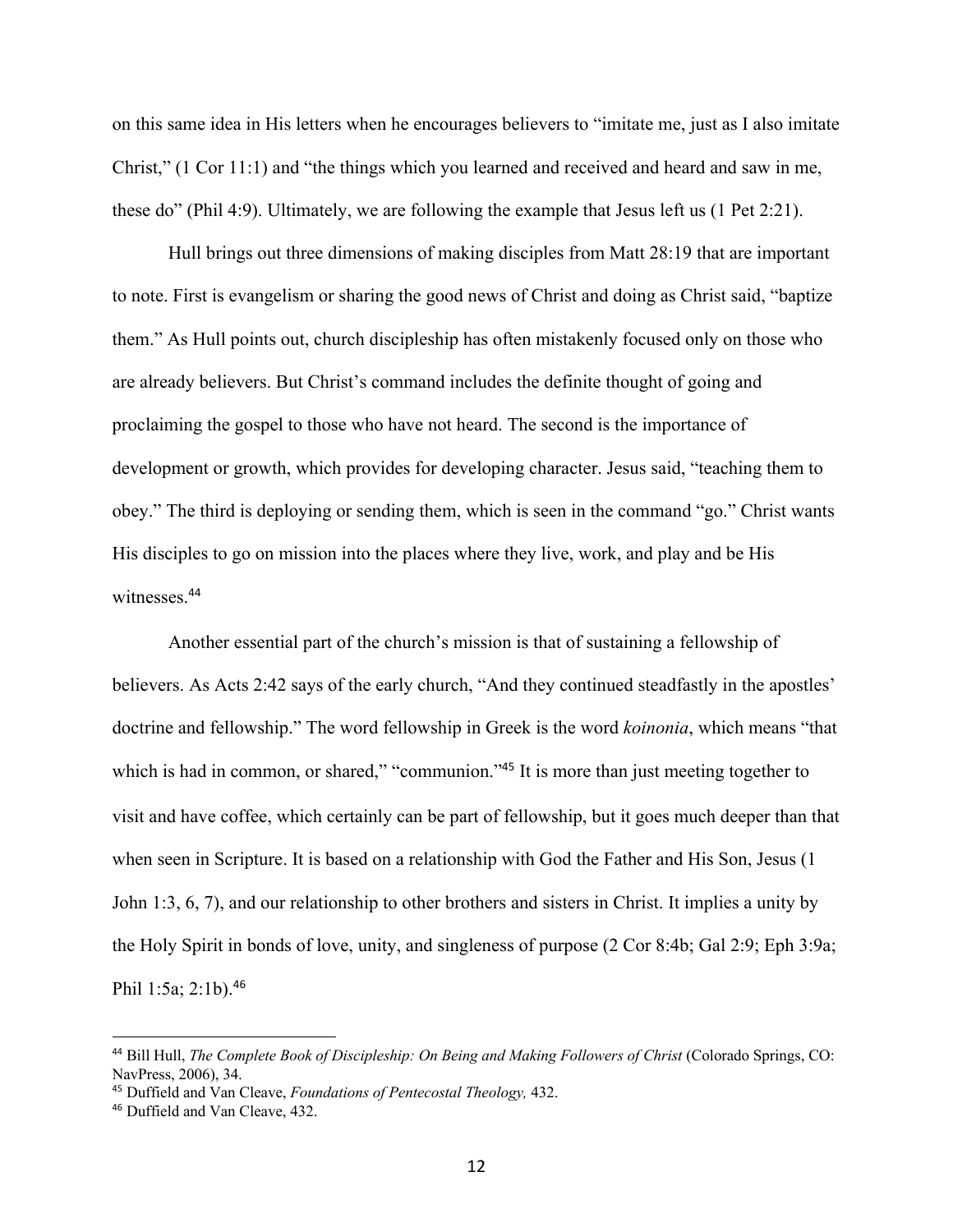on this same idea in His letters when he encourages believers to "imitate me, just as I also imitate Christ," (1 Cor 11:1) and "the things which you learned and received and heard and saw in me, these do" (Phil 4:9). Ultimately, we are following the example that Jesus left us (1 Pet 2:21).

Hull brings out three dimensions of making disciples from Matt 28:19 that are important to note. First is evangelism or sharing the good news of Christ and doing as Christ said, "baptize them." As Hull points out, church discipleship has often mistakenly focused only on those who are already believers. But Christ's command includes the definite thought of going and proclaiming the gospel to those who have not heard. The second is the importance of development or growth, which provides for developing character. Jesus said, "teaching them to obey." The third is deploying or sending them, which is seen in the command "go." Christ wants His disciples to go on mission into the places where they live, work, and play and be His witnesses.[44]

Another essential part of the church's mission is that of sustaining a fellowship of believers. As Acts 2:42 says of the early church, "And they continued steadfastly in the apostles' doctrine and fellowship." The word fellowship in Greek is the word *koinonia*, which means "that which is had in common, or shared," "communion."[45] It is more than just meeting together to visit and have coffee, which certainly can be part of fellowship, but it goes much deeper than that when seen in Scripture. It is based on a relationship with God the Father and His Son, Jesus (1 John 1:3, 6, 7), and our relationship to other brothers and sisters in Christ. It implies a unity by the Holy Spirit in bonds of love, unity, and singleness of purpose (2 Cor 8:4b; Gal 2:9; Eph 3:9a; Phil 1:5a; 2:1b).[46]

---

[44] Bill Hull, *The Complete Book of Discipleship: On Being and Making Followers of Christ* (Colorado Springs, CO: NavPress, 2006), 34.

[45] Duffield and Van Cleave, *Foundations of Pentecostal Theology,* 432.

[46] Duffield and Van Cleave, 432.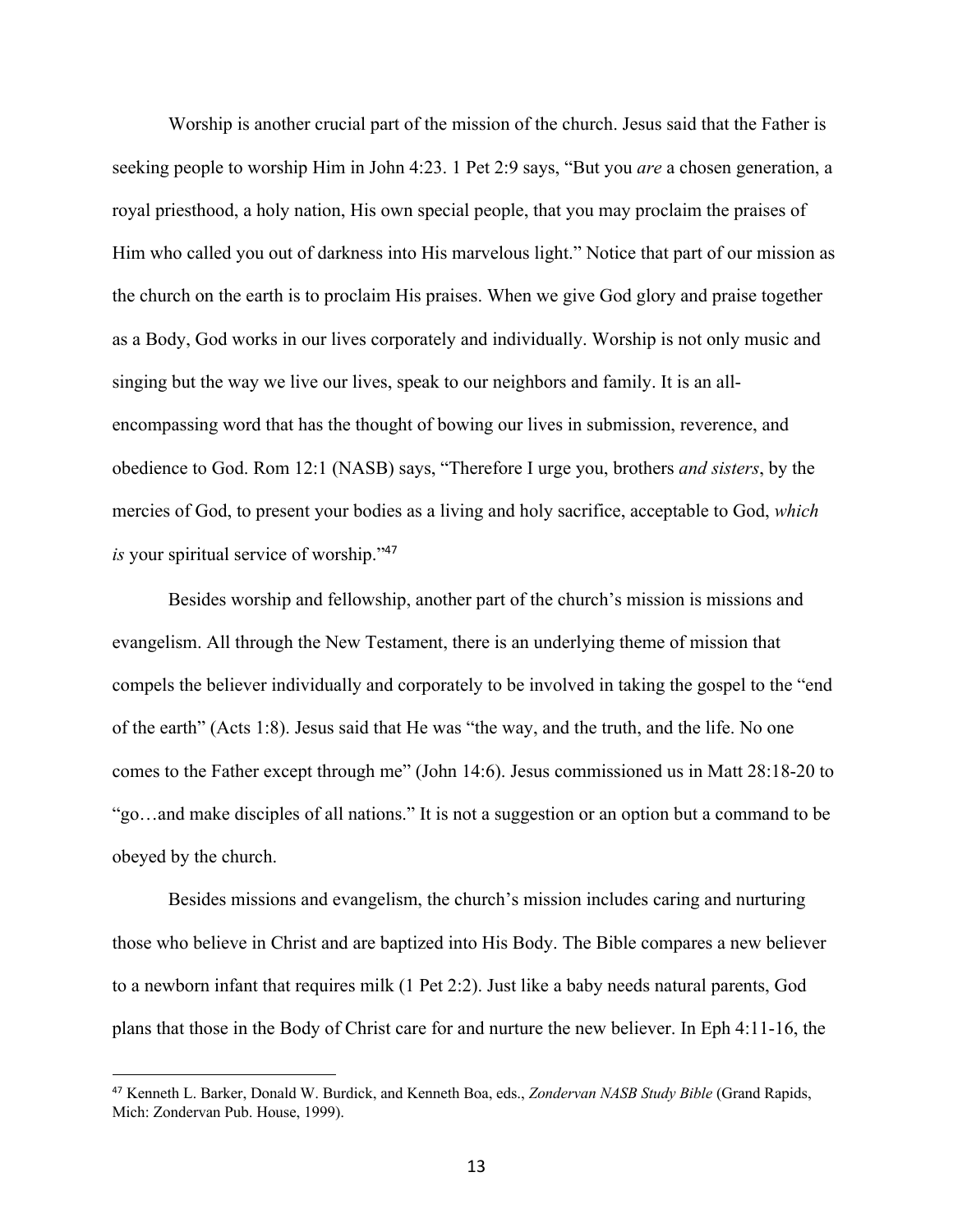Worship is another crucial part of the mission of the church. Jesus said that the Father is seeking people to worship Him in John 4:23. 1 Pet 2:9 says, "But you *are* a chosen generation, a royal priesthood, a holy nation, His own special people, that you may proclaim the praises of Him who called you out of darkness into His marvelous light." Notice that part of our mission as the church on the earth is to proclaim His praises. When we give God glory and praise together as a Body, God works in our lives corporately and individually. Worship is not only music and singing but the way we live our lives, speak to our neighbors and family. It is an all-encompassing word that has the thought of bowing our lives in submission, reverence, and obedience to God. Rom 12:1 (NASB) says, "Therefore I urge you, brothers *and sisters*, by the mercies of God, to present your bodies as a living and holy sacrifice, acceptable to God, *which is* your spiritual service of worship."[47]

Besides worship and fellowship, another part of the church's mission is missions and evangelism. All through the New Testament, there is an underlying theme of mission that compels the believer individually and corporately to be involved in taking the gospel to the "end of the earth" (Acts 1:8). Jesus said that He was "the way, and the truth, and the life. No one comes to the Father except through me" (John 14:6). Jesus commissioned us in Matt 28:18-20 to "go…and make disciples of all nations." It is not a suggestion or an option but a command to be obeyed by the church.

Besides missions and evangelism, the church's mission includes caring and nurturing those who believe in Christ and are baptized into His Body. The Bible compares a new believer to a newborn infant that requires milk (1 Pet 2:2). Just like a baby needs natural parents, God plans that those in the Body of Christ care for and nurture the new believer. In Eph 4:11-16, the

---

[47] Kenneth L. Barker, Donald W. Burdick, and Kenneth Boa, eds., *Zondervan NASB Study Bible* (Grand Rapids, Mich: Zondervan Pub. House, 1999).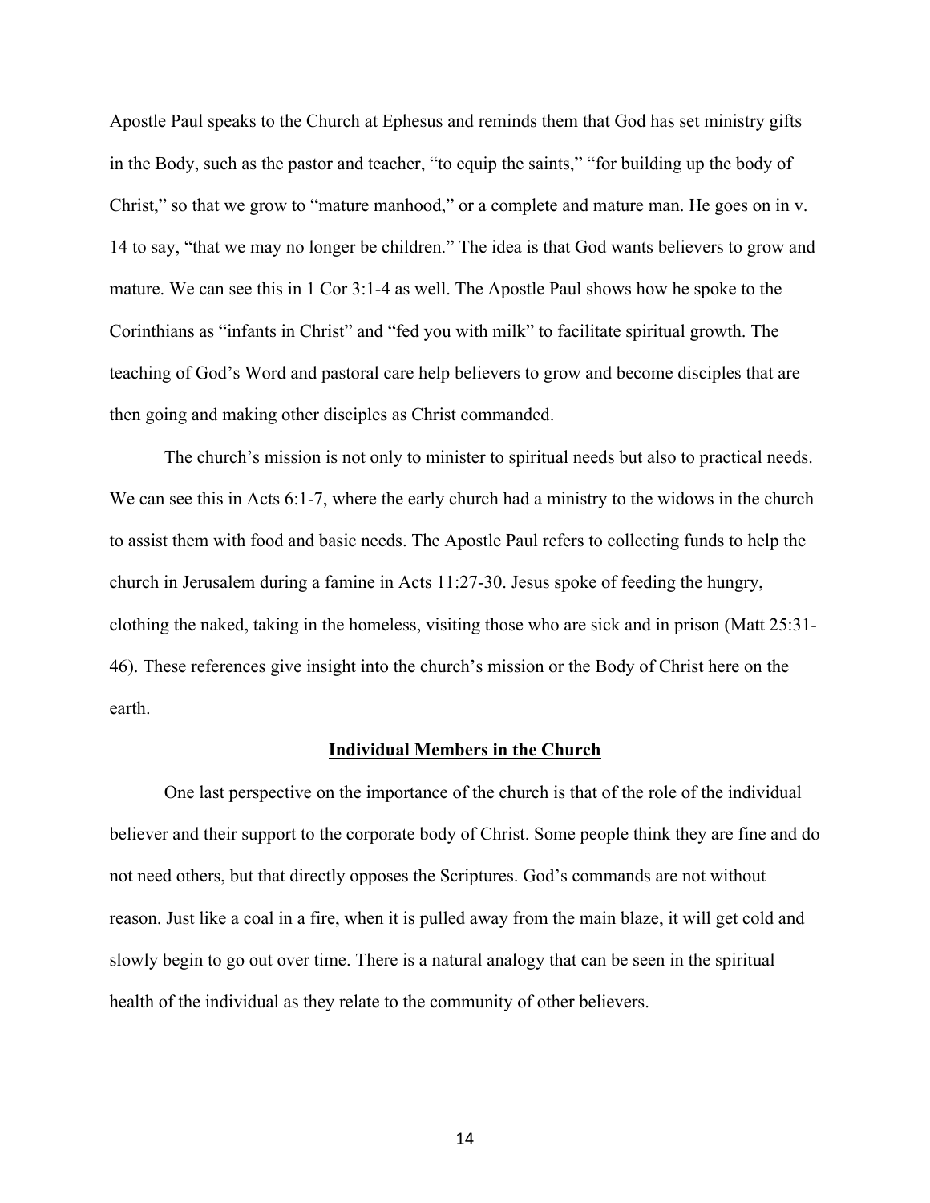Apostle Paul speaks to the Church at Ephesus and reminds them that God has set ministry gifts in the Body, such as the pastor and teacher, "to equip the saints," "for building up the body of Christ," so that we grow to "mature manhood," or a complete and mature man. He goes on in v. 14 to say, "that we may no longer be children." The idea is that God wants believers to grow and mature. We can see this in 1 Cor 3:1-4 as well. The Apostle Paul shows how he spoke to the Corinthians as "infants in Christ" and "fed you with milk" to facilitate spiritual growth. The teaching of God's Word and pastoral care help believers to grow and become disciples that are then going and making other disciples as Christ commanded.

The church's mission is not only to minister to spiritual needs but also to practical needs. We can see this in Acts 6:1-7, where the early church had a ministry to the widows in the church to assist them with food and basic needs. The Apostle Paul refers to collecting funds to help the church in Jerusalem during a famine in Acts 11:27-30. Jesus spoke of feeding the hungry, clothing the naked, taking in the homeless, visiting those who are sick and in prison (Matt 25:31-46). These references give insight into the church's mission or the Body of Christ here on the earth.

## Individual Members in the Church

One last perspective on the importance of the church is that of the role of the individual believer and their support to the corporate body of Christ. Some people think they are fine and do not need others, but that directly opposes the Scriptures. God's commands are not without reason. Just like a coal in a fire, when it is pulled away from the main blaze, it will get cold and slowly begin to go out over time. There is a natural analogy that can be seen in the spiritual health of the individual as they relate to the community of other believers.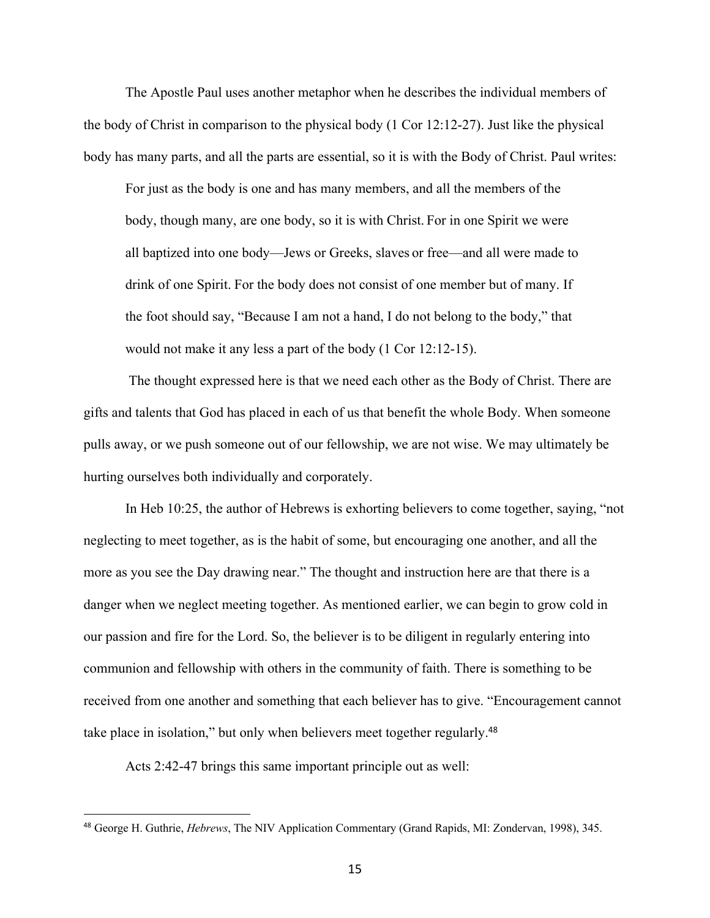The Apostle Paul uses another metaphor when he describes the individual members of the body of Christ in comparison to the physical body (1 Cor 12:12-27). Just like the physical body has many parts, and all the parts are essential, so it is with the Body of Christ. Paul writes:

> For just as the body is one and has many members, and all the members of the body, though many, are one body, so it is with Christ. For in one Spirit we were all baptized into one body—Jews or Greeks, slaves or free—and all were made to drink of one Spirit. For the body does not consist of one member but of many. If the foot should say, "Because I am not a hand, I do not belong to the body," that would not make it any less a part of the body (1 Cor 12:12-15).

The thought expressed here is that we need each other as the Body of Christ. There are gifts and talents that God has placed in each of us that benefit the whole Body. When someone pulls away, or we push someone out of our fellowship, we are not wise. We may ultimately be hurting ourselves both individually and corporately.

In Heb 10:25, the author of Hebrews is exhorting believers to come together, saying, "not neglecting to meet together, as is the habit of some, but encouraging one another, and all the more as you see the Day drawing near." The thought and instruction here are that there is a danger when we neglect meeting together. As mentioned earlier, we can begin to grow cold in our passion and fire for the Lord. So, the believer is to be diligent in regularly entering into communion and fellowship with others in the community of faith. There is something to be received from one another and something that each believer has to give. "Encouragement cannot take place in isolation," but only when believers meet together regularly.[48]

Acts 2:42-47 brings this same important principle out as well:

---

[48] George H. Guthrie, *Hebrews*, The NIV Application Commentary (Grand Rapids, MI: Zondervan, 1998), 345.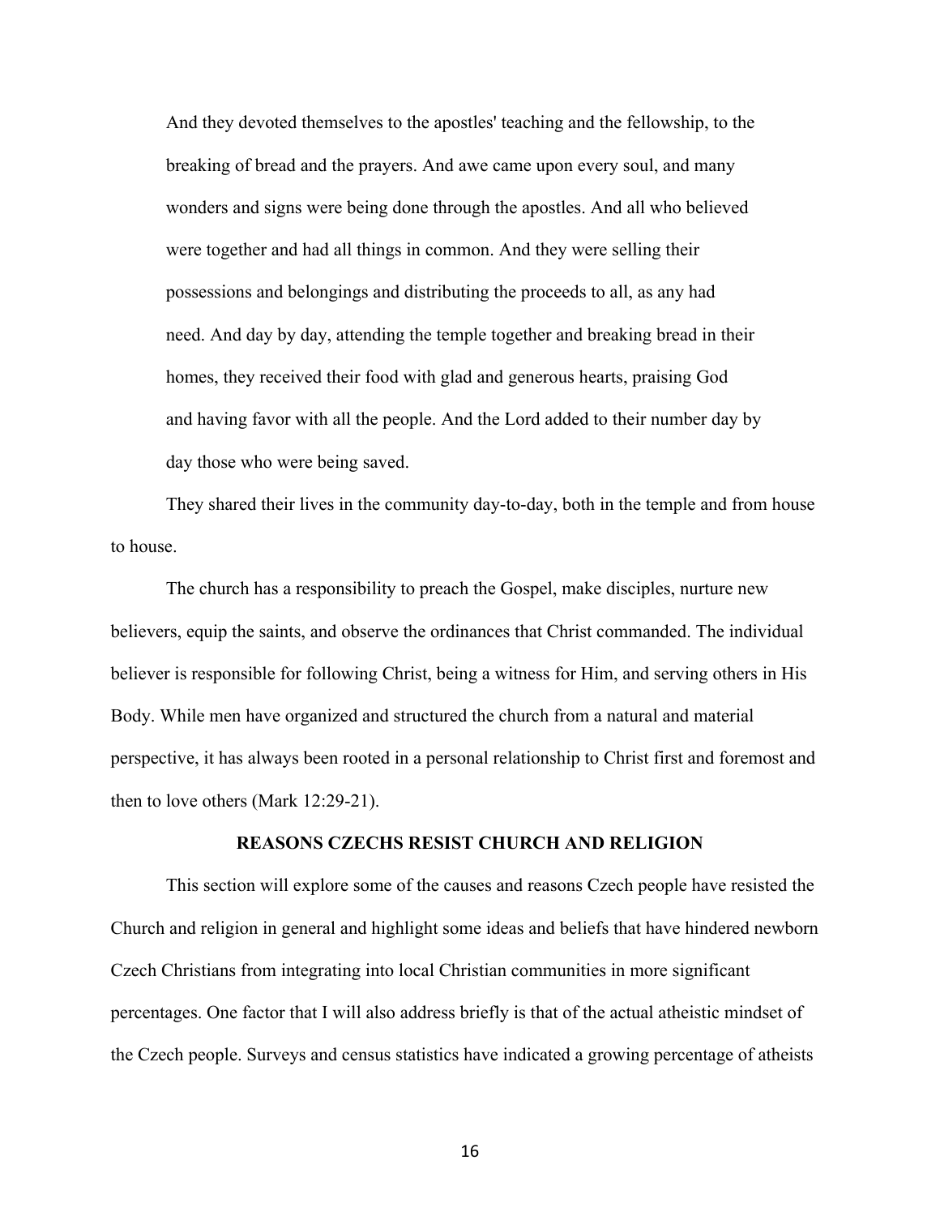> And they devoted themselves to the apostles' teaching and the fellowship, to the breaking of bread and the prayers. And awe came upon every soul, and many wonders and signs were being done through the apostles. And all who believed were together and had all things in common. And they were selling their possessions and belongings and distributing the proceeds to all, as any had need. And day by day, attending the temple together and breaking bread in their homes, they received their food with glad and generous hearts, praising God and having favor with all the people. And the Lord added to their number day by day those who were being saved.

They shared their lives in the community day-to-day, both in the temple and from house to house.

The church has a responsibility to preach the Gospel, make disciples, nurture new believers, equip the saints, and observe the ordinances that Christ commanded. The individual believer is responsible for following Christ, being a witness for Him, and serving others in His Body. While men have organized and structured the church from a natural and material perspective, it has always been rooted in a personal relationship to Christ first and foremost and then to love others (Mark 12:29-21).

## REASONS CZECHS RESIST CHURCH AND RELIGION

This section will explore some of the causes and reasons Czech people have resisted the Church and religion in general and highlight some ideas and beliefs that have hindered newborn Czech Christians from integrating into local Christian communities in more significant percentages. One factor that I will also address briefly is that of the actual atheistic mindset of the Czech people. Surveys and census statistics have indicated a growing percentage of atheists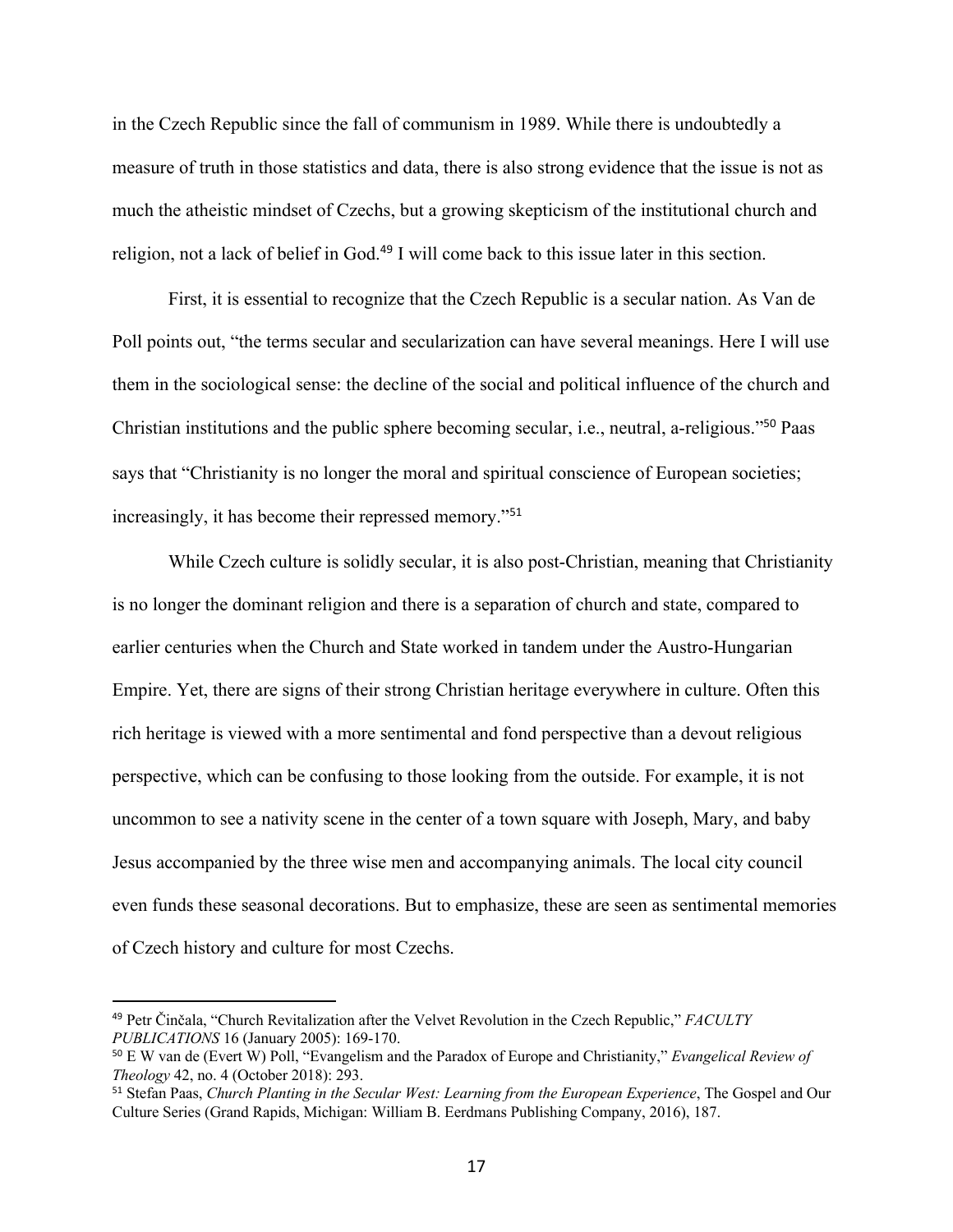in the Czech Republic since the fall of communism in 1989. While there is undoubtedly a measure of truth in those statistics and data, there is also strong evidence that the issue is not as much the atheistic mindset of Czechs, but a growing skepticism of the institutional church and religion, not a lack of belief in God.[49] I will come back to this issue later in this section.

First, it is essential to recognize that the Czech Republic is a secular nation. As Van de Poll points out, "the terms secular and secularization can have several meanings. Here I will use them in the sociological sense: the decline of the social and political influence of the church and Christian institutions and the public sphere becoming secular, i.e., neutral, a-religious."[50] Paas says that "Christianity is no longer the moral and spiritual conscience of European societies; increasingly, it has become their repressed memory."[51]

While Czech culture is solidly secular, it is also post-Christian, meaning that Christianity is no longer the dominant religion and there is a separation of church and state, compared to earlier centuries when the Church and State worked in tandem under the Austro-Hungarian Empire. Yet, there are signs of their strong Christian heritage everywhere in culture. Often this rich heritage is viewed with a more sentimental and fond perspective than a devout religious perspective, which can be confusing to those looking from the outside. For example, it is not uncommon to see a nativity scene in the center of a town square with Joseph, Mary, and baby Jesus accompanied by the three wise men and accompanying animals. The local city council even funds these seasonal decorations. But to emphasize, these are seen as sentimental memories of Czech history and culture for most Czechs.

---

[49] Petr Činčala, "Church Revitalization after the Velvet Revolution in the Czech Republic," *FACULTY PUBLICATIONS* 16 (January 2005): 169-170.

[50] E W van de (Evert W) Poll, "Evangelism and the Paradox of Europe and Christianity," *Evangelical Review of Theology* 42, no. 4 (October 2018): 293.

[51] Stefan Paas, *Church Planting in the Secular West: Learning from the European Experience*, The Gospel and Our Culture Series (Grand Rapids, Michigan: William B. Eerdmans Publishing Company, 2016), 187.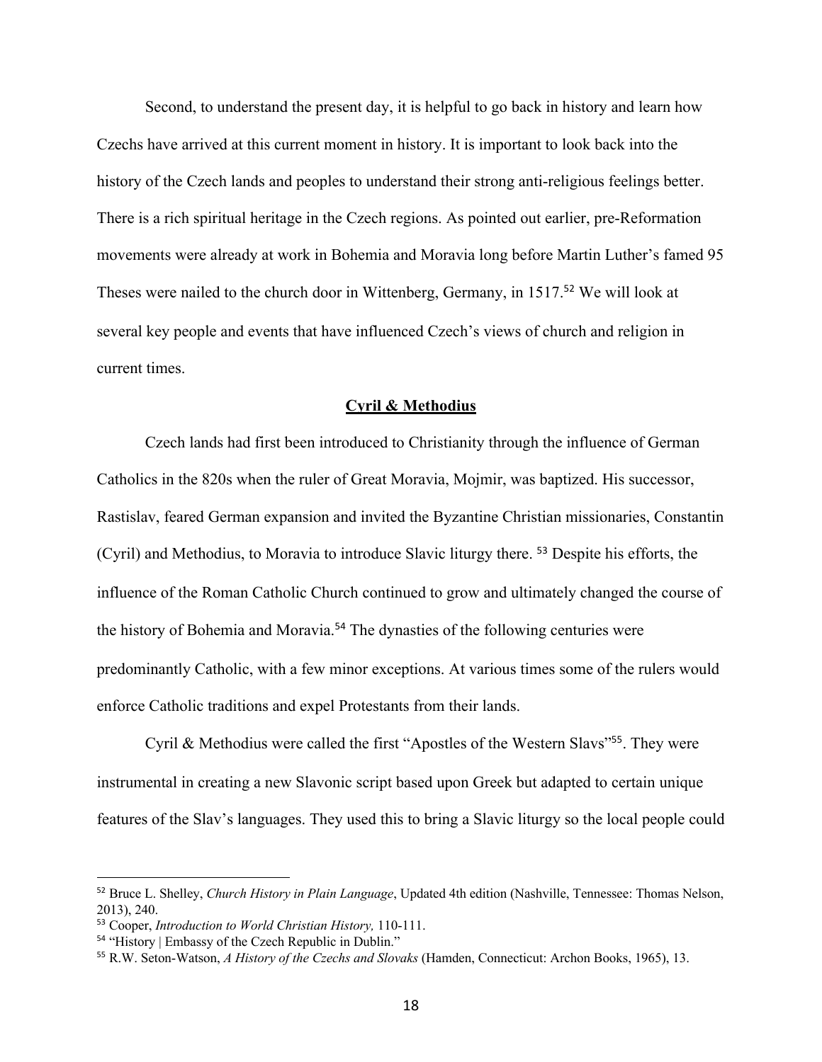Second, to understand the present day, it is helpful to go back in history and learn how Czechs have arrived at this current moment in history. It is important to look back into the history of the Czech lands and peoples to understand their strong anti-religious feelings better. There is a rich spiritual heritage in the Czech regions. As pointed out earlier, pre-Reformation movements were already at work in Bohemia and Moravia long before Martin Luther's famed 95 Theses were nailed to the church door in Wittenberg, Germany, in 1517.[52] We will look at several key people and events that have influenced Czech's views of church and religion in current times.

## **Cyril & Methodius**

Czech lands had first been introduced to Christianity through the influence of German Catholics in the 820s when the ruler of Great Moravia, Mojmir, was baptized. His successor, Rastislav, feared German expansion and invited the Byzantine Christian missionaries, Constantin (Cyril) and Methodius, to Moravia to introduce Slavic liturgy there. [53] Despite his efforts, the influence of the Roman Catholic Church continued to grow and ultimately changed the course of the history of Bohemia and Moravia.[54] The dynasties of the following centuries were predominantly Catholic, with a few minor exceptions. At various times some of the rulers would enforce Catholic traditions and expel Protestants from their lands.

Cyril & Methodius were called the first "Apostles of the Western Slavs"[55]. They were instrumental in creating a new Slavonic script based upon Greek but adapted to certain unique features of the Slav's languages. They used this to bring a Slavic liturgy so the local people could

---

[52] Bruce L. Shelley, *Church History in Plain Language*, Updated 4th edition (Nashville, Tennessee: Thomas Nelson, 2013), 240.

[53] Cooper, *Introduction to World Christian History,* 110-111.

[54] "History | Embassy of the Czech Republic in Dublin."

[55] R.W. Seton-Watson, *A History of the Czechs and Slovaks* (Hamden, Connecticut: Archon Books, 1965), 13.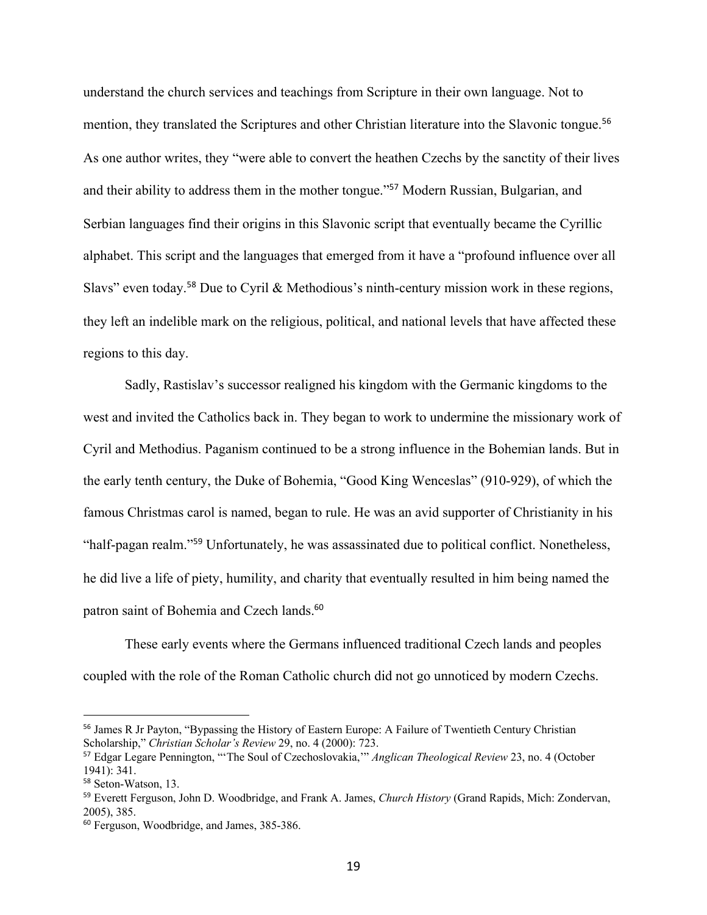understand the church services and teachings from Scripture in their own language. Not to mention, they translated the Scriptures and other Christian literature into the Slavonic tongue.[56] As one author writes, they "were able to convert the heathen Czechs by the sanctity of their lives and their ability to address them in the mother tongue."[57] Modern Russian, Bulgarian, and Serbian languages find their origins in this Slavonic script that eventually became the Cyrillic alphabet. This script and the languages that emerged from it have a "profound influence over all Slavs" even today.[58] Due to Cyril & Methodious's ninth-century mission work in these regions, they left an indelible mark on the religious, political, and national levels that have affected these regions to this day.

Sadly, Rastislav's successor realigned his kingdom with the Germanic kingdoms to the west and invited the Catholics back in. They began to work to undermine the missionary work of Cyril and Methodius. Paganism continued to be a strong influence in the Bohemian lands. But in the early tenth century, the Duke of Bohemia, "Good King Wenceslas" (910-929), of which the famous Christmas carol is named, began to rule. He was an avid supporter of Christianity in his "half-pagan realm."[59] Unfortunately, he was assassinated due to political conflict. Nonetheless, he did live a life of piety, humility, and charity that eventually resulted in him being named the patron saint of Bohemia and Czech lands.[60]

These early events where the Germans influenced traditional Czech lands and peoples coupled with the role of the Roman Catholic church did not go unnoticed by modern Czechs.

---

[56] James R Jr Payton, "Bypassing the History of Eastern Europe: A Failure of Twentieth Century Christian Scholarship," *Christian Scholar's Review* 29, no. 4 (2000): 723.

[57] Edgar Legare Pennington, "'The Soul of Czechoslovakia,'" *Anglican Theological Review* 23, no. 4 (October 1941): 341.

[58] Seton-Watson, 13.

[59] Everett Ferguson, John D. Woodbridge, and Frank A. James, *Church History* (Grand Rapids, Mich: Zondervan, 2005), 385.

[60] Ferguson, Woodbridge, and James, 385-386.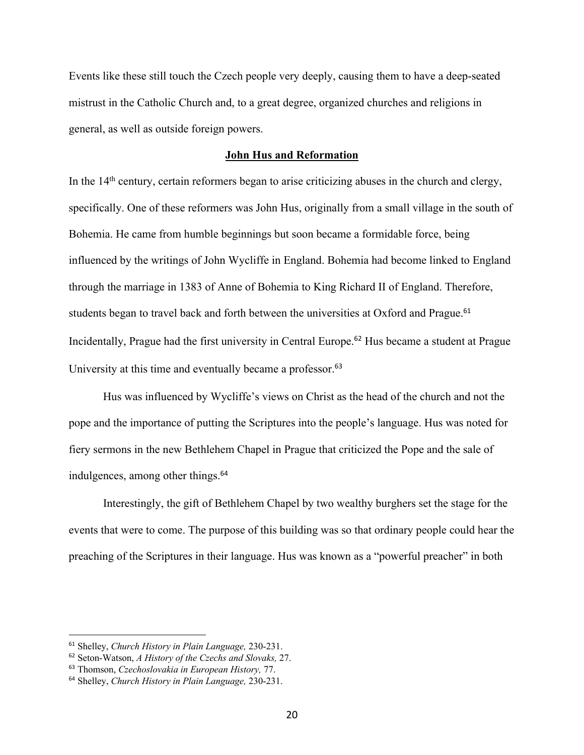Events like these still touch the Czech people very deeply, causing them to have a deep-seated mistrust in the Catholic Church and, to a great degree, organized churches and religions in general, as well as outside foreign powers.

## John Hus and Reformation

In the 14th century, certain reformers began to arise criticizing abuses in the church and clergy, specifically. One of these reformers was John Hus, originally from a small village in the south of Bohemia. He came from humble beginnings but soon became a formidable force, being influenced by the writings of John Wycliffe in England. Bohemia had become linked to England through the marriage in 1383 of Anne of Bohemia to King Richard II of England. Therefore, students began to travel back and forth between the universities at Oxford and Prague.[61] Incidentally, Prague had the first university in Central Europe.[62] Hus became a student at Prague University at this time and eventually became a professor.[63]

Hus was influenced by Wycliffe's views on Christ as the head of the church and not the pope and the importance of putting the Scriptures into the people's language. Hus was noted for fiery sermons in the new Bethlehem Chapel in Prague that criticized the Pope and the sale of indulgences, among other things.[64]

Interestingly, the gift of Bethlehem Chapel by two wealthy burghers set the stage for the events that were to come. The purpose of this building was so that ordinary people could hear the preaching of the Scriptures in their language. Hus was known as a "powerful preacher" in both

---

[61] Shelley, *Church History in Plain Language,* 230-231.

[62] Seton-Watson, *A History of the Czechs and Slovaks,* 27.

[63] Thomson, *Czechoslovakia in European History,* 77.

[64] Shelley, *Church History in Plain Language,* 230-231.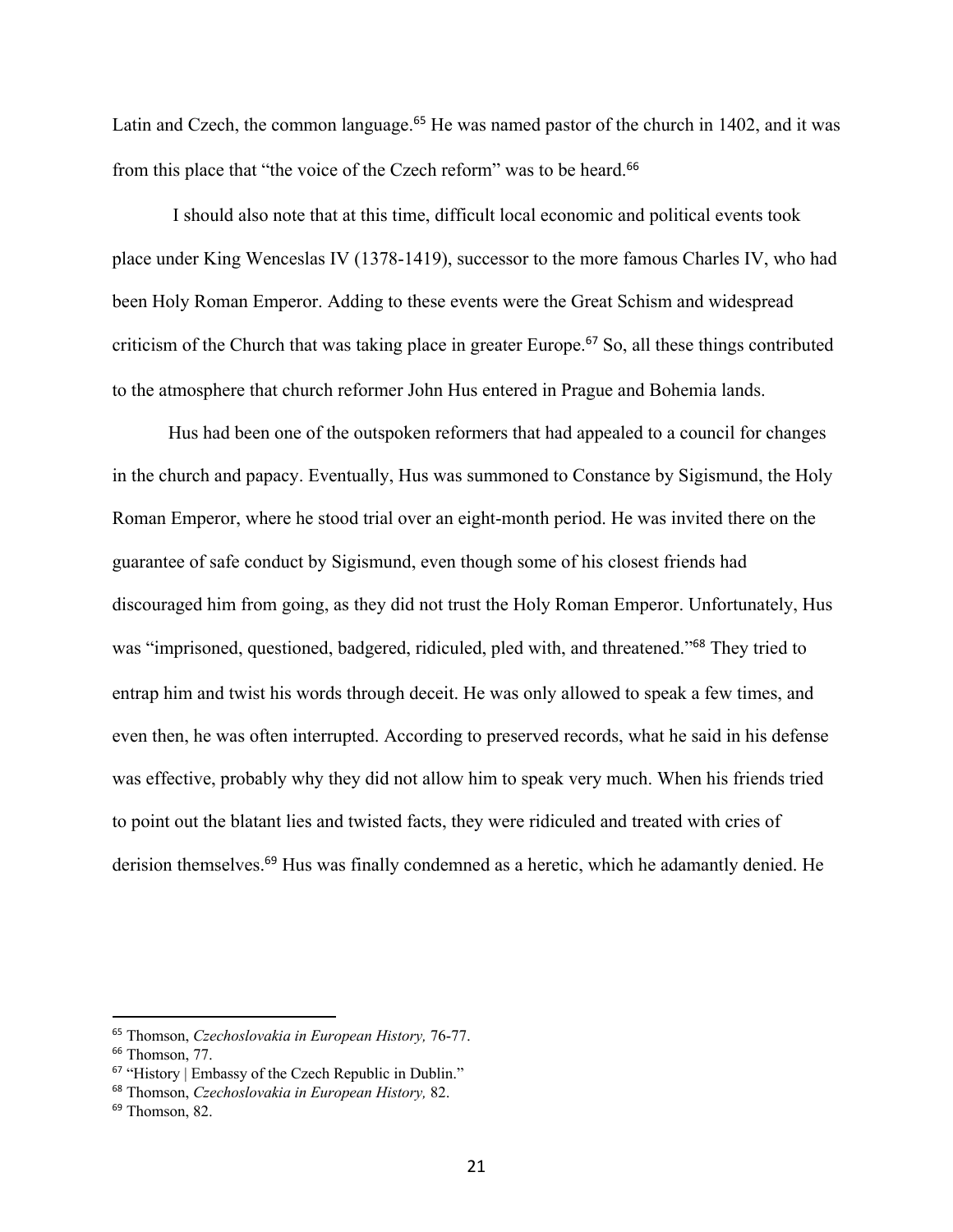Latin and Czech, the common language.[65] He was named pastor of the church in 1402, and it was from this place that "the voice of the Czech reform" was to be heard.[66]

I should also note that at this time, difficult local economic and political events took place under King Wenceslas IV (1378-1419), successor to the more famous Charles IV, who had been Holy Roman Emperor. Adding to these events were the Great Schism and widespread criticism of the Church that was taking place in greater Europe.[67] So, all these things contributed to the atmosphere that church reformer John Hus entered in Prague and Bohemia lands.

Hus had been one of the outspoken reformers that had appealed to a council for changes in the church and papacy. Eventually, Hus was summoned to Constance by Sigismund, the Holy Roman Emperor, where he stood trial over an eight-month period. He was invited there on the guarantee of safe conduct by Sigismund, even though some of his closest friends had discouraged him from going, as they did not trust the Holy Roman Emperor. Unfortunately, Hus was "imprisoned, questioned, badgered, ridiculed, pled with, and threatened."[68] They tried to entrap him and twist his words through deceit. He was only allowed to speak a few times, and even then, he was often interrupted. According to preserved records, what he said in his defense was effective, probably why they did not allow him to speak very much. When his friends tried to point out the blatant lies and twisted facts, they were ridiculed and treated with cries of derision themselves.[69] Hus was finally condemned as a heretic, which he adamantly denied. He

---

[65] Thomson, *Czechoslovakia in European History,* 76-77.
[66] Thomson, 77.
[67] "History | Embassy of the Czech Republic in Dublin."
[68] Thomson, *Czechoslovakia in European History,* 82.
[69] Thomson, 82.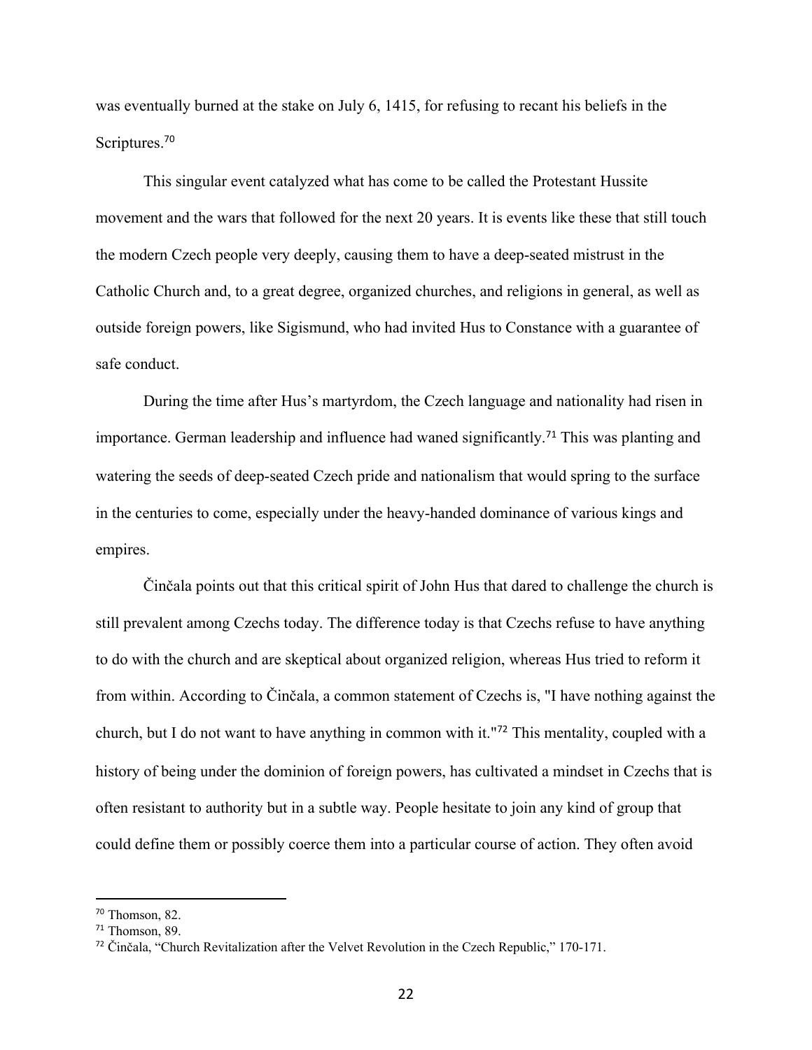was eventually burned at the stake on July 6, 1415, for refusing to recant his beliefs in the Scriptures.[70]

This singular event catalyzed what has come to be called the Protestant Hussite movement and the wars that followed for the next 20 years. It is events like these that still touch the modern Czech people very deeply, causing them to have a deep-seated mistrust in the Catholic Church and, to a great degree, organized churches, and religions in general, as well as outside foreign powers, like Sigismund, who had invited Hus to Constance with a guarantee of safe conduct.

During the time after Hus's martyrdom, the Czech language and nationality had risen in importance. German leadership and influence had waned significantly.[71] This was planting and watering the seeds of deep-seated Czech pride and nationalism that would spring to the surface in the centuries to come, especially under the heavy-handed dominance of various kings and empires.

Činčala points out that this critical spirit of John Hus that dared to challenge the church is still prevalent among Czechs today. The difference today is that Czechs refuse to have anything to do with the church and are skeptical about organized religion, whereas Hus tried to reform it from within. According to Činčala, a common statement of Czechs is, "I have nothing against the church, but I do not want to have anything in common with it."[72] This mentality, coupled with a history of being under the dominion of foreign powers, has cultivated a mindset in Czechs that is often resistant to authority but in a subtle way. People hesitate to join any kind of group that could define them or possibly coerce them into a particular course of action. They often avoid

---

[70] Thomson, 82.

[71] Thomson, 89.

[72] Činčala, "Church Revitalization after the Velvet Revolution in the Czech Republic," 170-171.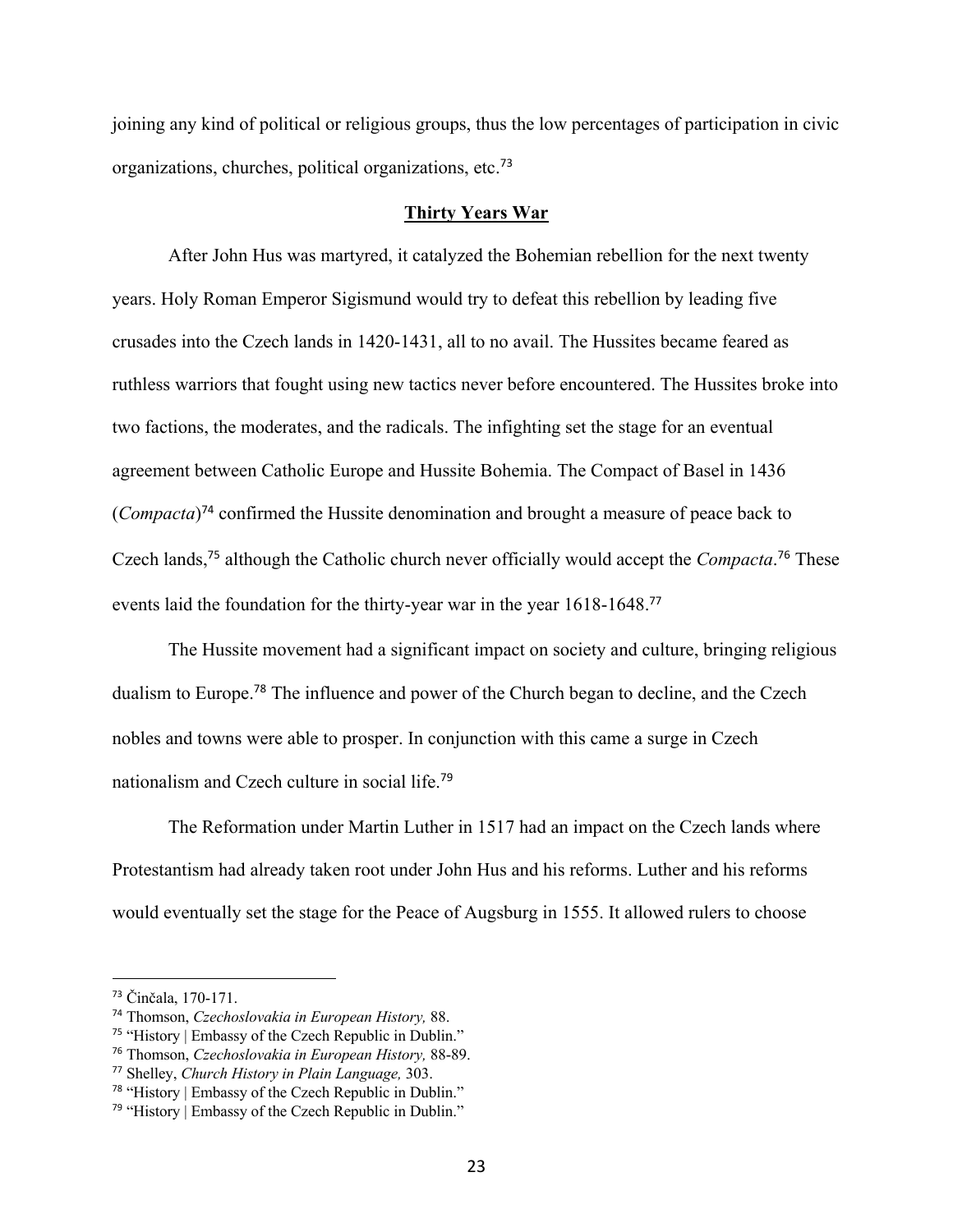joining any kind of political or religious groups, thus the low percentages of participation in civic organizations, churches, political organizations, etc.[73]

## Thirty Years War

After John Hus was martyred, it catalyzed the Bohemian rebellion for the next twenty years. Holy Roman Emperor Sigismund would try to defeat this rebellion by leading five crusades into the Czech lands in 1420-1431, all to no avail. The Hussites became feared as ruthless warriors that fought using new tactics never before encountered. The Hussites broke into two factions, the moderates, and the radicals. The infighting set the stage for an eventual agreement between Catholic Europe and Hussite Bohemia. The Compact of Basel in 1436 (*Compacta*)[74] confirmed the Hussite denomination and brought a measure of peace back to Czech lands,[75] although the Catholic church never officially would accept the *Compacta*.[76] These events laid the foundation for the thirty-year war in the year 1618-1648.[77]

The Hussite movement had a significant impact on society and culture, bringing religious dualism to Europe.[78] The influence and power of the Church began to decline, and the Czech nobles and towns were able to prosper. In conjunction with this came a surge in Czech nationalism and Czech culture in social life.[79]

The Reformation under Martin Luther in 1517 had an impact on the Czech lands where Protestantism had already taken root under John Hus and his reforms. Luther and his reforms would eventually set the stage for the Peace of Augsburg in 1555. It allowed rulers to choose

---

[73] Činčala, 170-171.

[74] Thomson, *Czechoslovakia in European History,* 88.

[75] "History | Embassy of the Czech Republic in Dublin."

[76] Thomson, *Czechoslovakia in European History,* 88-89.

[77] Shelley, *Church History in Plain Language,* 303.

[78] "History | Embassy of the Czech Republic in Dublin."

[79] "History | Embassy of the Czech Republic in Dublin."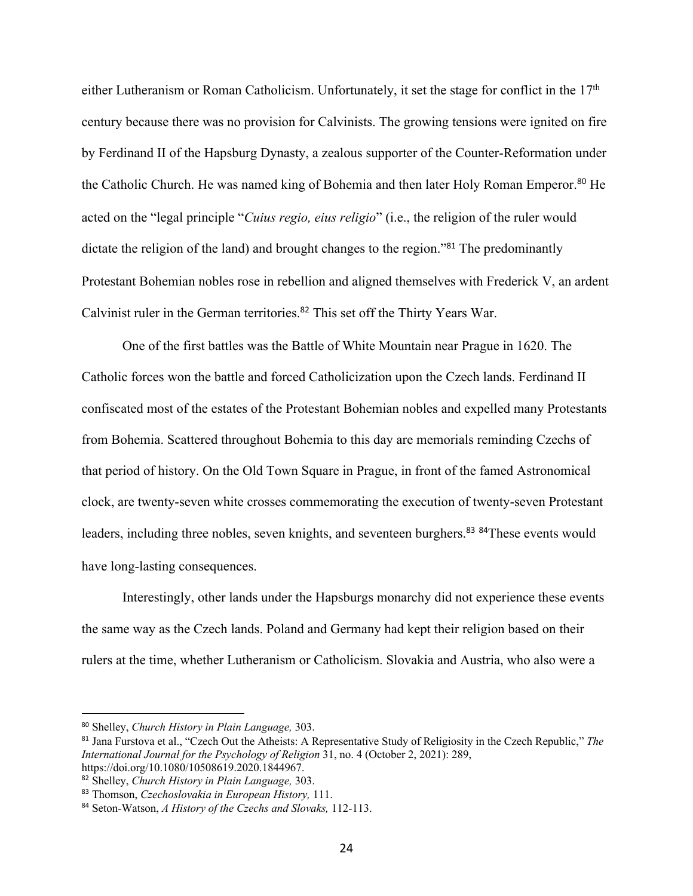either Lutheranism or Roman Catholicism. Unfortunately, it set the stage for conflict in the 17th century because there was no provision for Calvinists. The growing tensions were ignited on fire by Ferdinand II of the Hapsburg Dynasty, a zealous supporter of the Counter-Reformation under the Catholic Church. He was named king of Bohemia and then later Holy Roman Emperor.[80] He acted on the "legal principle "*Cuius regio, eius religio*" (i.e., the religion of the ruler would dictate the religion of the land) and brought changes to the region."[81] The predominantly Protestant Bohemian nobles rose in rebellion and aligned themselves with Frederick V, an ardent Calvinist ruler in the German territories.[82] This set off the Thirty Years War.

One of the first battles was the Battle of White Mountain near Prague in 1620. The Catholic forces won the battle and forced Catholicization upon the Czech lands. Ferdinand II confiscated most of the estates of the Protestant Bohemian nobles and expelled many Protestants from Bohemia. Scattered throughout Bohemia to this day are memorials reminding Czechs of that period of history. On the Old Town Square in Prague, in front of the famed Astronomical clock, are twenty-seven white crosses commemorating the execution of twenty-seven Protestant leaders, including three nobles, seven knights, and seventeen burghers.[83] [84]These events would have long-lasting consequences.

Interestingly, other lands under the Hapsburgs monarchy did not experience these events the same way as the Czech lands. Poland and Germany had kept their religion based on their rulers at the time, whether Lutheranism or Catholicism. Slovakia and Austria, who also were a

---

[80] Shelley, *Church History in Plain Language,* 303.

[81] Jana Furstova et al., "Czech Out the Atheists: A Representative Study of Religiosity in the Czech Republic," *The International Journal for the Psychology of Religion* 31, no. 4 (October 2, 2021): 289, https://doi.org/10.1080/10508619.2020.1844967.

[82] Shelley, *Church History in Plain Language,* 303.

[83] Thomson, *Czechoslovakia in European History,* 111.

[84] Seton-Watson, *A History of the Czechs and Slovaks,* 112-113.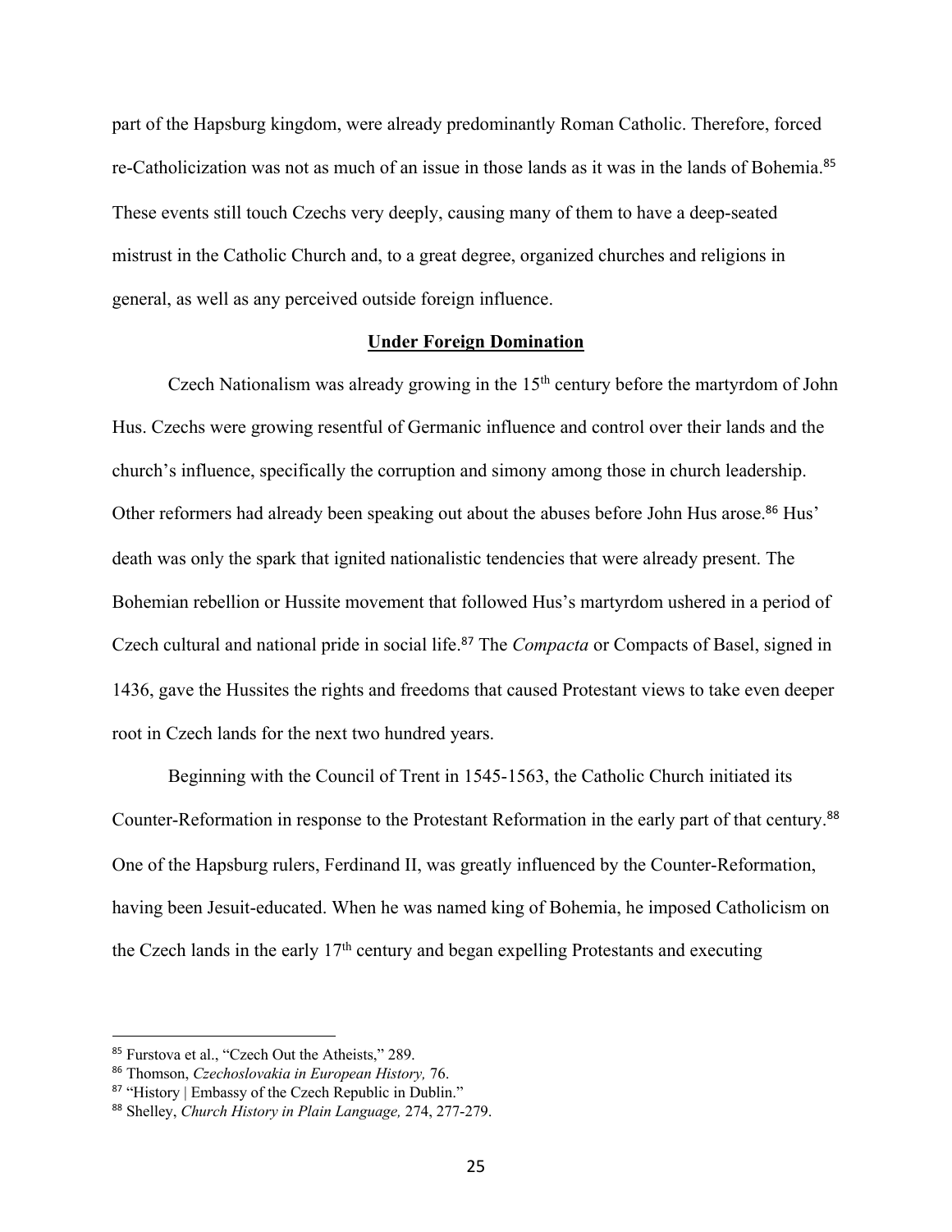part of the Hapsburg kingdom, were already predominantly Roman Catholic. Therefore, forced re-Catholicization was not as much of an issue in those lands as it was in the lands of Bohemia.[85] These events still touch Czechs very deeply, causing many of them to have a deep-seated mistrust in the Catholic Church and, to a great degree, organized churches and religions in general, as well as any perceived outside foreign influence.

## Under Foreign Domination

Czech Nationalism was already growing in the 15th century before the martyrdom of John Hus. Czechs were growing resentful of Germanic influence and control over their lands and the church's influence, specifically the corruption and simony among those in church leadership. Other reformers had already been speaking out about the abuses before John Hus arose.[86] Hus' death was only the spark that ignited nationalistic tendencies that were already present. The Bohemian rebellion or Hussite movement that followed Hus's martyrdom ushered in a period of Czech cultural and national pride in social life.[87] The *Compacta* or Compacts of Basel, signed in 1436, gave the Hussites the rights and freedoms that caused Protestant views to take even deeper root in Czech lands for the next two hundred years.

Beginning with the Council of Trent in 1545-1563, the Catholic Church initiated its Counter-Reformation in response to the Protestant Reformation in the early part of that century.[88] One of the Hapsburg rulers, Ferdinand II, was greatly influenced by the Counter-Reformation, having been Jesuit-educated. When he was named king of Bohemia, he imposed Catholicism on the Czech lands in the early 17th century and began expelling Protestants and executing

---

[85] Furstova et al., "Czech Out the Atheists," 289.

[86] Thomson, *Czechoslovakia in European History,* 76.

[87] "History | Embassy of the Czech Republic in Dublin."

[88] Shelley, *Church History in Plain Language,* 274, 277-279.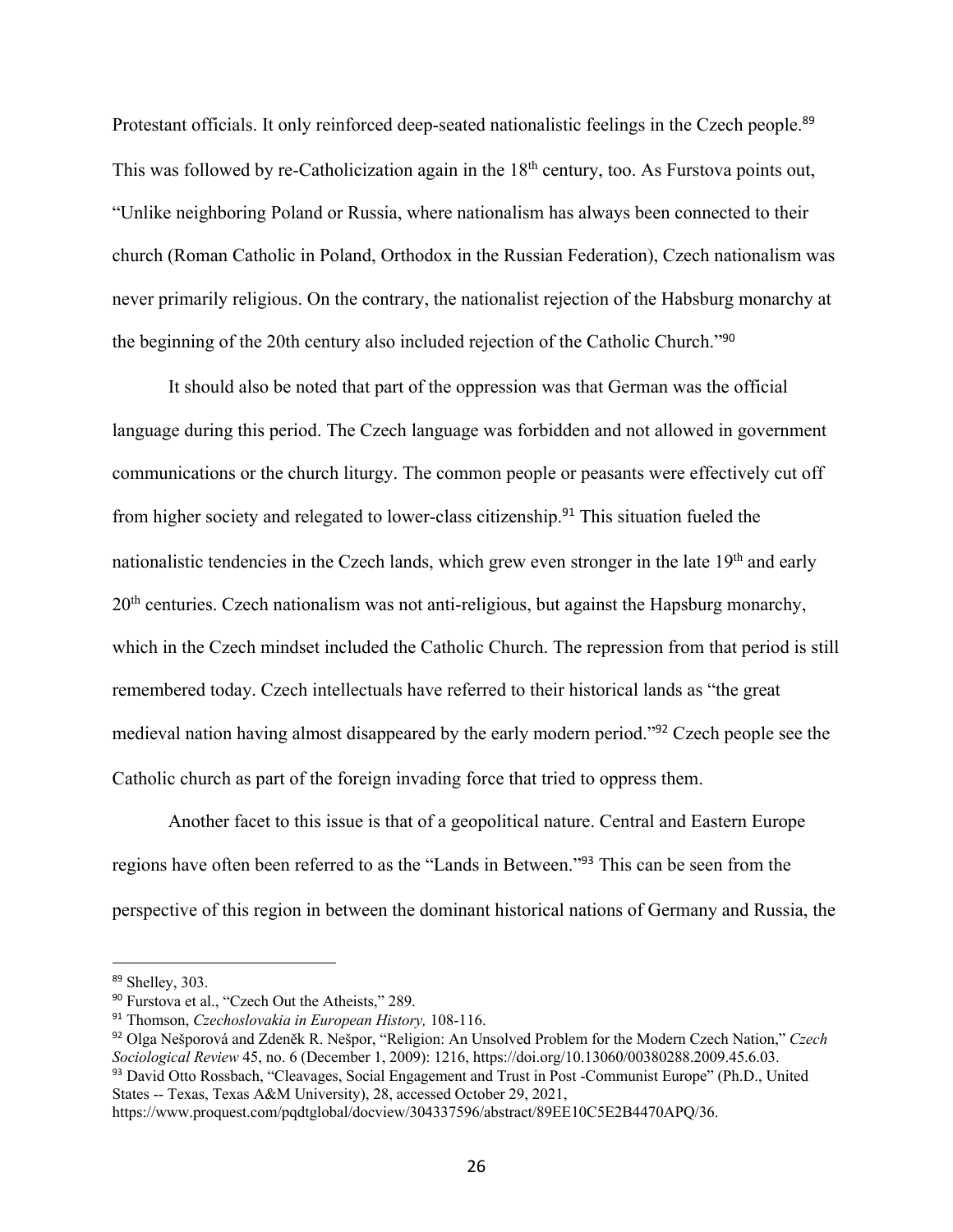Protestant officials. It only reinforced deep-seated nationalistic feelings in the Czech people.[89] This was followed by re-Catholicization again in the 18th century, too. As Furstova points out, "Unlike neighboring Poland or Russia, where nationalism has always been connected to their church (Roman Catholic in Poland, Orthodox in the Russian Federation), Czech nationalism was never primarily religious. On the contrary, the nationalist rejection of the Habsburg monarchy at the beginning of the 20th century also included rejection of the Catholic Church."[90]

It should also be noted that part of the oppression was that German was the official language during this period. The Czech language was forbidden and not allowed in government communications or the church liturgy. The common people or peasants were effectively cut off from higher society and relegated to lower-class citizenship.[91] This situation fueled the nationalistic tendencies in the Czech lands, which grew even stronger in the late 19th and early 20th centuries. Czech nationalism was not anti-religious, but against the Hapsburg monarchy, which in the Czech mindset included the Catholic Church. The repression from that period is still remembered today. Czech intellectuals have referred to their historical lands as "the great medieval nation having almost disappeared by the early modern period."[92] Czech people see the Catholic church as part of the foreign invading force that tried to oppress them.

Another facet to this issue is that of a geopolitical nature. Central and Eastern Europe regions have often been referred to as the "Lands in Between."[93] This can be seen from the perspective of this region in between the dominant historical nations of Germany and Russia, the

---

[89] Shelley, 303.

[90] Furstova et al., "Czech Out the Atheists," 289.

[91] Thomson, *Czechoslovakia in European History,* 108-116.

[92] Olga Nešporová and Zdeněk R. Nešpor, "Religion: An Unsolved Problem for the Modern Czech Nation," *Czech Sociological Review* 45, no. 6 (December 1, 2009): 1216, https://doi.org/10.13060/00380288.2009.45.6.03.

[93] David Otto Rossbach, "Cleavages, Social Engagement and Trust in Post -Communist Europe" (Ph.D., United States -- Texas, Texas A&M University), 28, accessed October 29, 2021, https://www.proquest.com/pqdtglobal/docview/304337596/abstract/89EE10C5E2B4470APQ/36.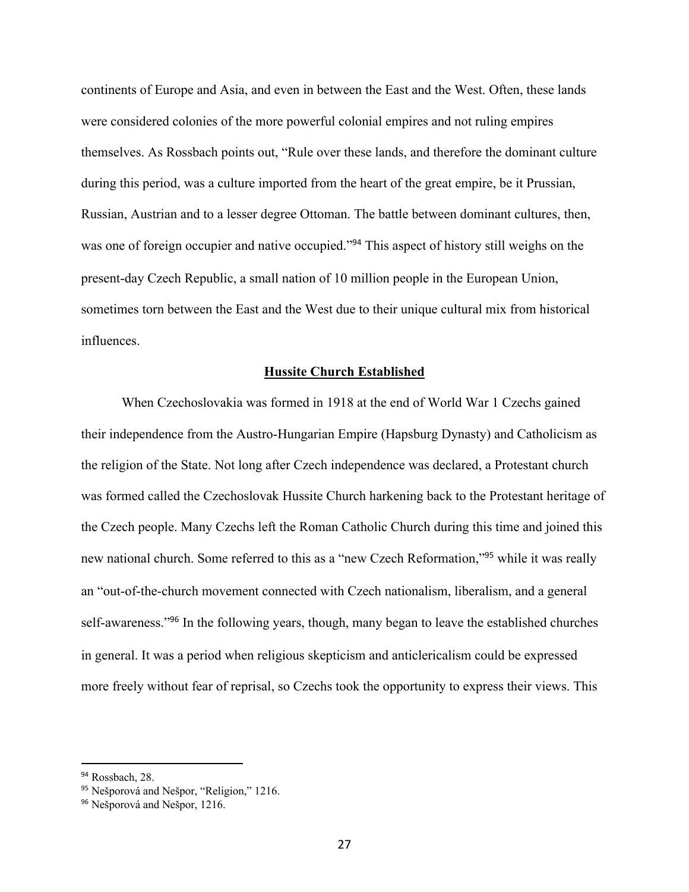continents of Europe and Asia, and even in between the East and the West. Often, these lands were considered colonies of the more powerful colonial empires and not ruling empires themselves. As Rossbach points out, "Rule over these lands, and therefore the dominant culture during this period, was a culture imported from the heart of the great empire, be it Prussian, Russian, Austrian and to a lesser degree Ottoman. The battle between dominant cultures, then, was one of foreign occupier and native occupied."[94] This aspect of history still weighs on the present-day Czech Republic, a small nation of 10 million people in the European Union, sometimes torn between the East and the West due to their unique cultural mix from historical influences.

## Hussite Church Established

When Czechoslovakia was formed in 1918 at the end of World War 1 Czechs gained their independence from the Austro-Hungarian Empire (Hapsburg Dynasty) and Catholicism as the religion of the State. Not long after Czech independence was declared, a Protestant church was formed called the Czechoslovak Hussite Church harkening back to the Protestant heritage of the Czech people. Many Czechs left the Roman Catholic Church during this time and joined this new national church. Some referred to this as a "new Czech Reformation,"[95] while it was really an "out-of-the-church movement connected with Czech nationalism, liberalism, and a general self-awareness."[96] In the following years, though, many began to leave the established churches in general. It was a period when religious skepticism and anticlericalism could be expressed more freely without fear of reprisal, so Czechs took the opportunity to express their views. This

---

[94] Rossbach, 28.

[95] Nešporová and Nešpor, "Religion," 1216.

[96] Nešporová and Nešpor, 1216.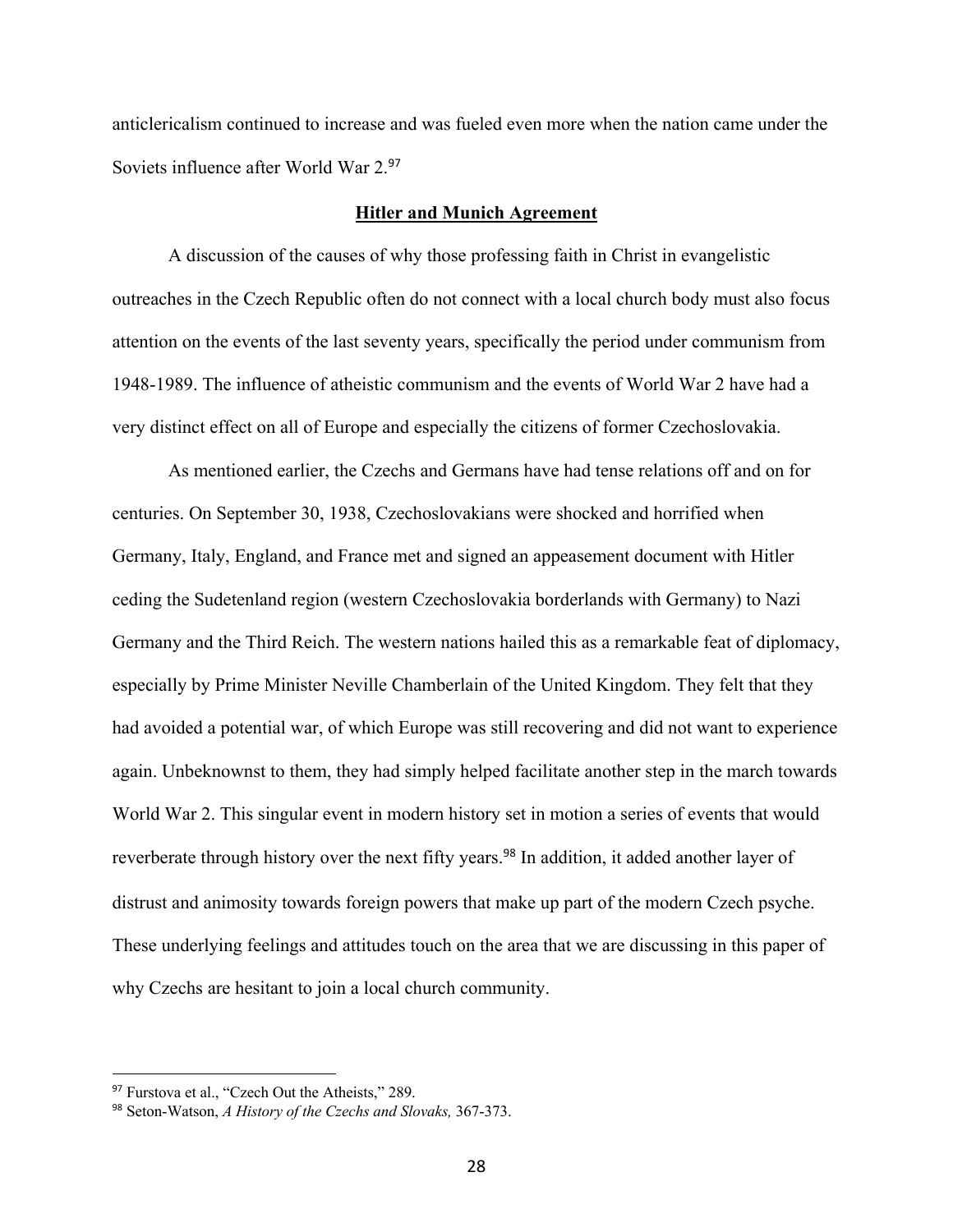anticlericalism continued to increase and was fueled even more when the nation came under the Soviets influence after World War 2.[97]

## Hitler and Munich Agreement

A discussion of the causes of why those professing faith in Christ in evangelistic outreaches in the Czech Republic often do not connect with a local church body must also focus attention on the events of the last seventy years, specifically the period under communism from 1948-1989. The influence of atheistic communism and the events of World War 2 have had a very distinct effect on all of Europe and especially the citizens of former Czechoslovakia.

As mentioned earlier, the Czechs and Germans have had tense relations off and on for centuries. On September 30, 1938, Czechoslovakians were shocked and horrified when Germany, Italy, England, and France met and signed an appeasement document with Hitler ceding the Sudetenland region (western Czechoslovakia borderlands with Germany) to Nazi Germany and the Third Reich. The western nations hailed this as a remarkable feat of diplomacy, especially by Prime Minister Neville Chamberlain of the United Kingdom. They felt that they had avoided a potential war, of which Europe was still recovering and did not want to experience again. Unbeknownst to them, they had simply helped facilitate another step in the march towards World War 2. This singular event in modern history set in motion a series of events that would reverberate through history over the next fifty years.[98] In addition, it added another layer of distrust and animosity towards foreign powers that make up part of the modern Czech psyche. These underlying feelings and attitudes touch on the area that we are discussing in this paper of why Czechs are hesitant to join a local church community.

---

[97] Furstova et al., "Czech Out the Atheists," 289.

[98] Seton-Watson, *A History of the Czechs and Slovaks,* 367-373.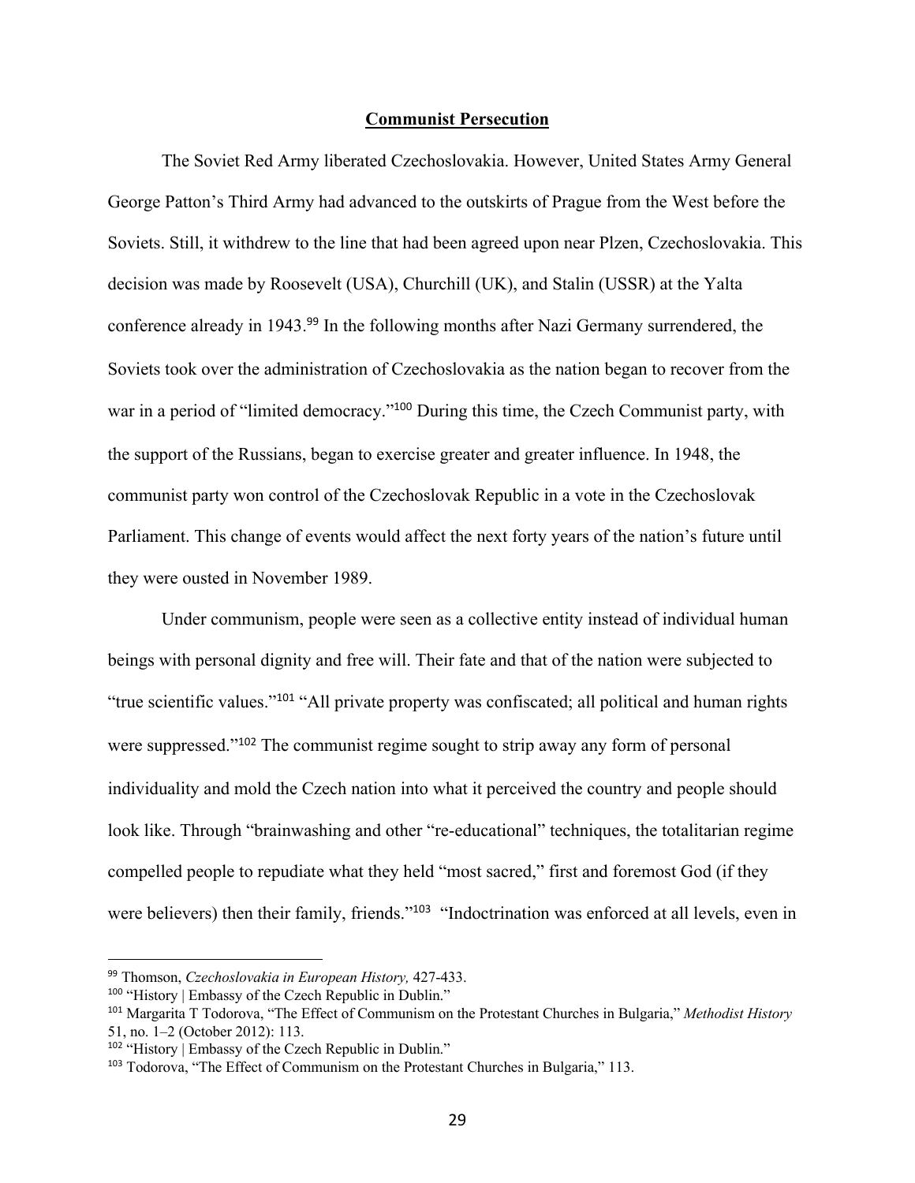## Communist Persecution

The Soviet Red Army liberated Czechoslovakia. However, United States Army General George Patton's Third Army had advanced to the outskirts of Prague from the West before the Soviets. Still, it withdrew to the line that had been agreed upon near Plzen, Czechoslovakia. This decision was made by Roosevelt (USA), Churchill (UK), and Stalin (USSR) at the Yalta conference already in 1943.[99] In the following months after Nazi Germany surrendered, the Soviets took over the administration of Czechoslovakia as the nation began to recover from the war in a period of "limited democracy."[100] During this time, the Czech Communist party, with the support of the Russians, began to exercise greater and greater influence. In 1948, the communist party won control of the Czechoslovak Republic in a vote in the Czechoslovak Parliament. This change of events would affect the next forty years of the nation's future until they were ousted in November 1989.

Under communism, people were seen as a collective entity instead of individual human beings with personal dignity and free will. Their fate and that of the nation were subjected to "true scientific values."[101] "All private property was confiscated; all political and human rights were suppressed."[102] The communist regime sought to strip away any form of personal individuality and mold the Czech nation into what it perceived the country and people should look like. Through "brainwashing and other "re-educational" techniques, the totalitarian regime compelled people to repudiate what they held "most sacred," first and foremost God (if they were believers) then their family, friends."[103] "Indoctrination was enforced at all levels, even in

---

[99] Thomson, *Czechoslovakia in European History,* 427-433.

[100] "History | Embassy of the Czech Republic in Dublin."

[101] Margarita T Todorova, "The Effect of Communism on the Protestant Churches in Bulgaria," *Methodist History* 51, no. 1–2 (October 2012): 113.

[102] "History | Embassy of the Czech Republic in Dublin."

[103] Todorova, "The Effect of Communism on the Protestant Churches in Bulgaria," 113.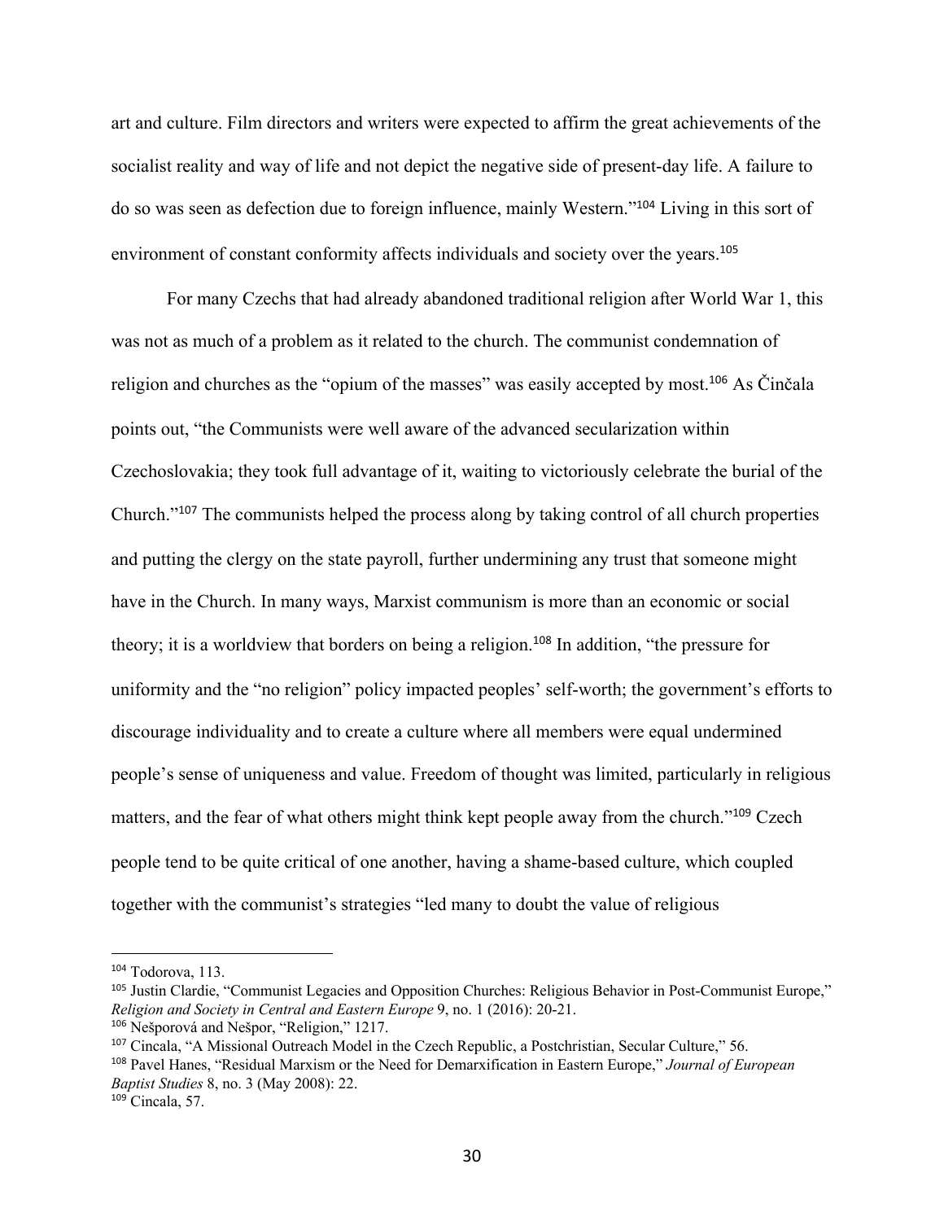art and culture. Film directors and writers were expected to affirm the great achievements of the socialist reality and way of life and not depict the negative side of present-day life. A failure to do so was seen as defection due to foreign influence, mainly Western."[104] Living in this sort of environment of constant conformity affects individuals and society over the years.[105]

For many Czechs that had already abandoned traditional religion after World War 1, this was not as much of a problem as it related to the church. The communist condemnation of religion and churches as the "opium of the masses" was easily accepted by most.[106] As Činčala points out, "the Communists were well aware of the advanced secularization within Czechoslovakia; they took full advantage of it, waiting to victoriously celebrate the burial of the Church."[107] The communists helped the process along by taking control of all church properties and putting the clergy on the state payroll, further undermining any trust that someone might have in the Church. In many ways, Marxist communism is more than an economic or social theory; it is a worldview that borders on being a religion.[108] In addition, "the pressure for uniformity and the "no religion" policy impacted peoples' self-worth; the government's efforts to discourage individuality and to create a culture where all members were equal undermined people's sense of uniqueness and value. Freedom of thought was limited, particularly in religious matters, and the fear of what others might think kept people away from the church."[109] Czech people tend to be quite critical of one another, having a shame-based culture, which coupled together with the communist's strategies "led many to doubt the value of religious

---

[104] Todorova, 113.

[105] Justin Clardie, "Communist Legacies and Opposition Churches: Religious Behavior in Post-Communist Europe," *Religion and Society in Central and Eastern Europe* 9, no. 1 (2016): 20-21.

[106] Nešporová and Nešpor, "Religion," 1217.

[107] Cincala, "A Missional Outreach Model in the Czech Republic, a Postchristian, Secular Culture," 56.

[108] Pavel Hanes, "Residual Marxism or the Need for Demarxification in Eastern Europe," *Journal of European Baptist Studies* 8, no. 3 (May 2008): 22.

[109] Cincala, 57.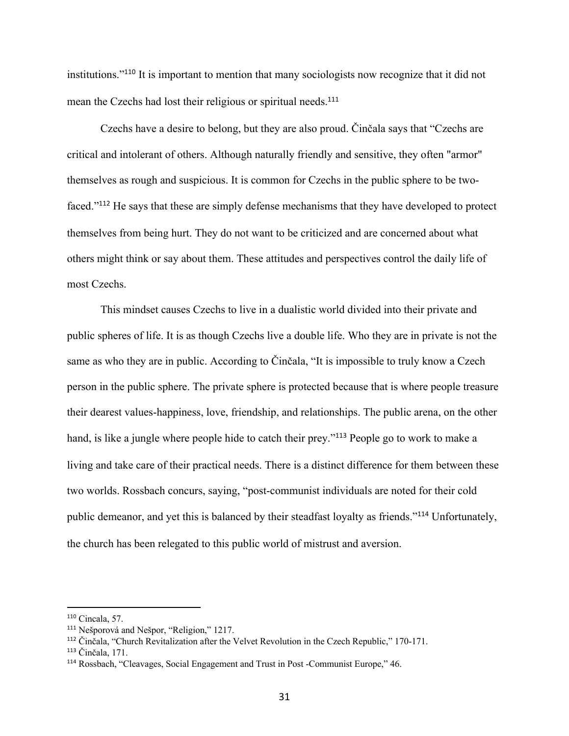institutions."[110] It is important to mention that many sociologists now recognize that it did not mean the Czechs had lost their religious or spiritual needs.[111]

Czechs have a desire to belong, but they are also proud. Činčala says that "Czechs are critical and intolerant of others. Although naturally friendly and sensitive, they often "armor" themselves as rough and suspicious. It is common for Czechs in the public sphere to be two-faced."[112] He says that these are simply defense mechanisms that they have developed to protect themselves from being hurt. They do not want to be criticized and are concerned about what others might think or say about them. These attitudes and perspectives control the daily life of most Czechs.

This mindset causes Czechs to live in a dualistic world divided into their private and public spheres of life. It is as though Czechs live a double life. Who they are in private is not the same as who they are in public. According to Činčala, "It is impossible to truly know a Czech person in the public sphere. The private sphere is protected because that is where people treasure their dearest values-happiness, love, friendship, and relationships. The public arena, on the other hand, is like a jungle where people hide to catch their prey."[113] People go to work to make a living and take care of their practical needs. There is a distinct difference for them between these two worlds. Rossbach concurs, saying, "post-communist individuals are noted for their cold public demeanor, and yet this is balanced by their steadfast loyalty as friends."[114] Unfortunately, the church has been relegated to this public world of mistrust and aversion.

---

[110] Cincala, 57.

[111] Nešporová and Nešpor, "Religion," 1217.

[112] Činčala, "Church Revitalization after the Velvet Revolution in the Czech Republic," 170-171.

[113] Činčala, 171.

[114] Rossbach, "Cleavages, Social Engagement and Trust in Post -Communist Europe," 46.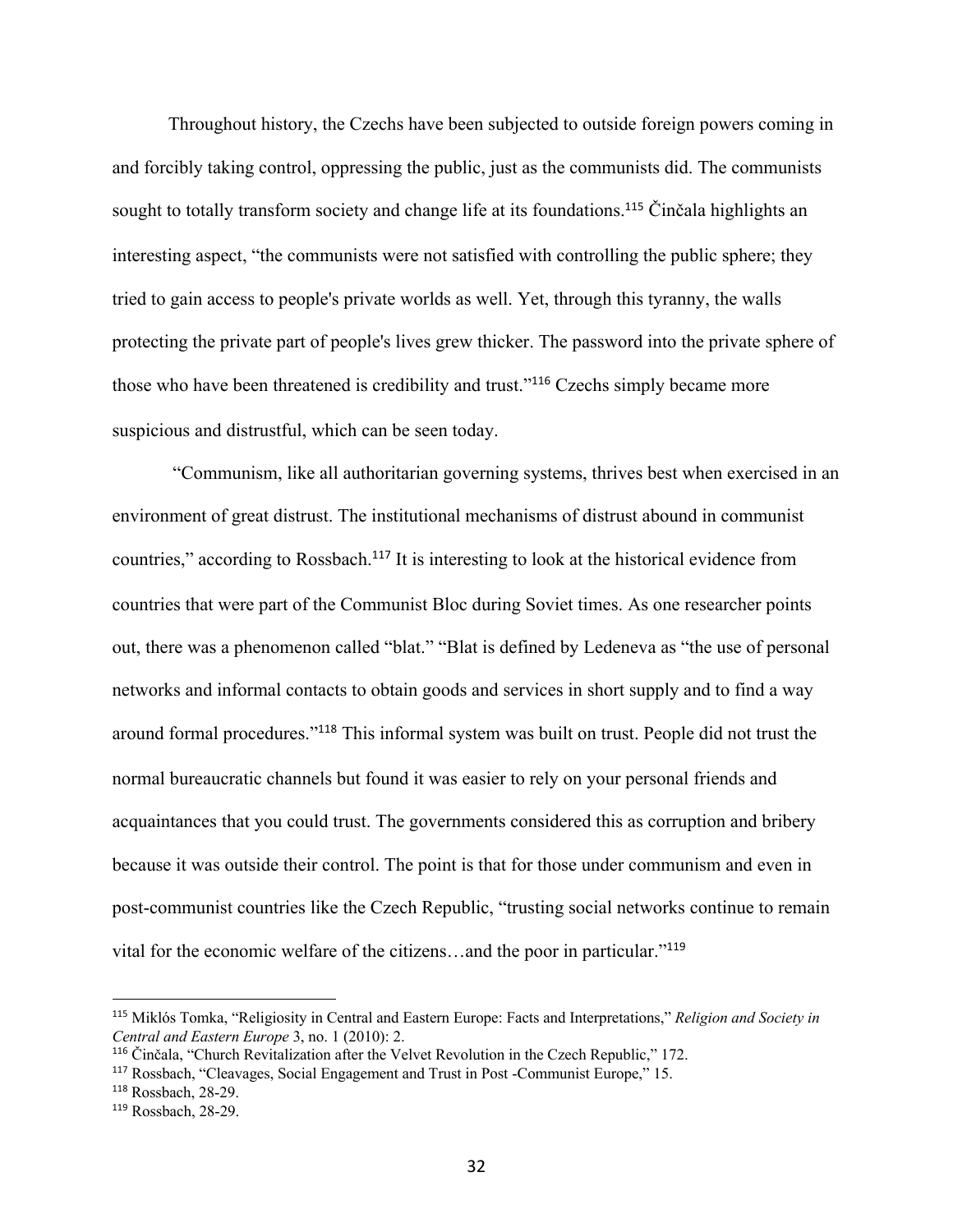Throughout history, the Czechs have been subjected to outside foreign powers coming in and forcibly taking control, oppressing the public, just as the communists did. The communists sought to totally transform society and change life at its foundations.[115] Činčala highlights an interesting aspect, "the communists were not satisfied with controlling the public sphere; they tried to gain access to people's private worlds as well. Yet, through this tyranny, the walls protecting the private part of people's lives grew thicker. The password into the private sphere of those who have been threatened is credibility and trust."[116] Czechs simply became more suspicious and distrustful, which can be seen today.

"Communism, like all authoritarian governing systems, thrives best when exercised in an environment of great distrust. The institutional mechanisms of distrust abound in communist countries," according to Rossbach.[117] It is interesting to look at the historical evidence from countries that were part of the Communist Bloc during Soviet times. As one researcher points out, there was a phenomenon called "blat." "Blat is defined by Ledeneva as "the use of personal networks and informal contacts to obtain goods and services in short supply and to find a way around formal procedures."[118] This informal system was built on trust. People did not trust the normal bureaucratic channels but found it was easier to rely on your personal friends and acquaintances that you could trust. The governments considered this as corruption and bribery because it was outside their control. The point is that for those under communism and even in post-communist countries like the Czech Republic, "trusting social networks continue to remain vital for the economic welfare of the citizens…and the poor in particular."[119]

---

[115] Miklós Tomka, "Religiosity in Central and Eastern Europe: Facts and Interpretations," *Religion and Society in Central and Eastern Europe* 3, no. 1 (2010): 2.

[116] Činčala, "Church Revitalization after the Velvet Revolution in the Czech Republic," 172.

[117] Rossbach, "Cleavages, Social Engagement and Trust in Post -Communist Europe," 15.

[118] Rossbach, 28-29.

[119] Rossbach, 28-29.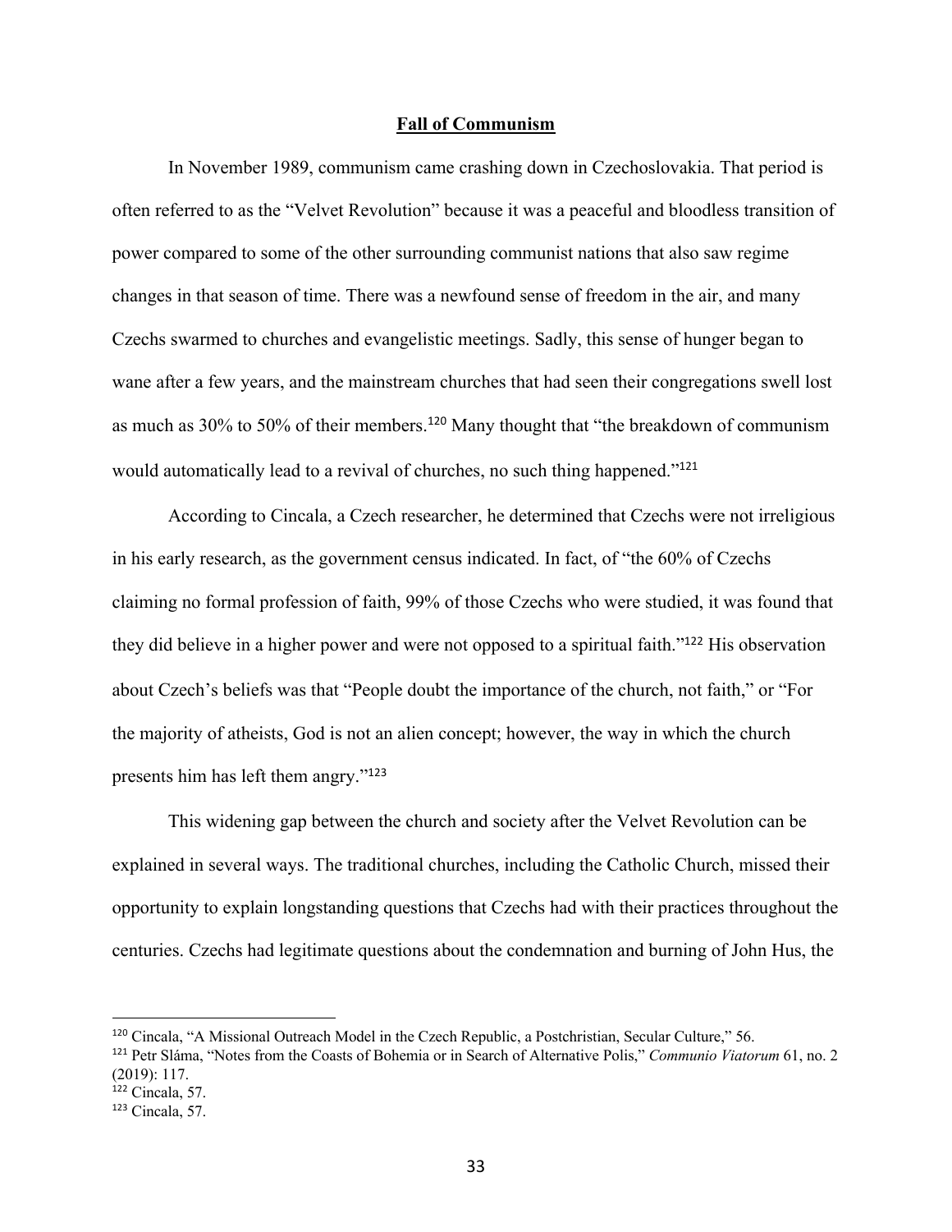## Fall of Communism

In November 1989, communism came crashing down in Czechoslovakia. That period is often referred to as the "Velvet Revolution" because it was a peaceful and bloodless transition of power compared to some of the other surrounding communist nations that also saw regime changes in that season of time. There was a newfound sense of freedom in the air, and many Czechs swarmed to churches and evangelistic meetings. Sadly, this sense of hunger began to wane after a few years, and the mainstream churches that had seen their congregations swell lost as much as 30% to 50% of their members.[120] Many thought that "the breakdown of communism would automatically lead to a revival of churches, no such thing happened."[121]

According to Cincala, a Czech researcher, he determined that Czechs were not irreligious in his early research, as the government census indicated. In fact, of "the 60% of Czechs claiming no formal profession of faith, 99% of those Czechs who were studied, it was found that they did believe in a higher power and were not opposed to a spiritual faith."[122] His observation about Czech's beliefs was that "People doubt the importance of the church, not faith," or "For the majority of atheists, God is not an alien concept; however, the way in which the church presents him has left them angry."[123]

This widening gap between the church and society after the Velvet Revolution can be explained in several ways. The traditional churches, including the Catholic Church, missed their opportunity to explain longstanding questions that Czechs had with their practices throughout the centuries. Czechs had legitimate questions about the condemnation and burning of John Hus, the

---

[120] Cincala, "A Missional Outreach Model in the Czech Republic, a Postchristian, Secular Culture," 56.

[121] Petr Sláma, "Notes from the Coasts of Bohemia or in Search of Alternative Polis," *Communio Viatorum* 61, no. 2 (2019): 117.

[122] Cincala, 57.

[123] Cincala, 57.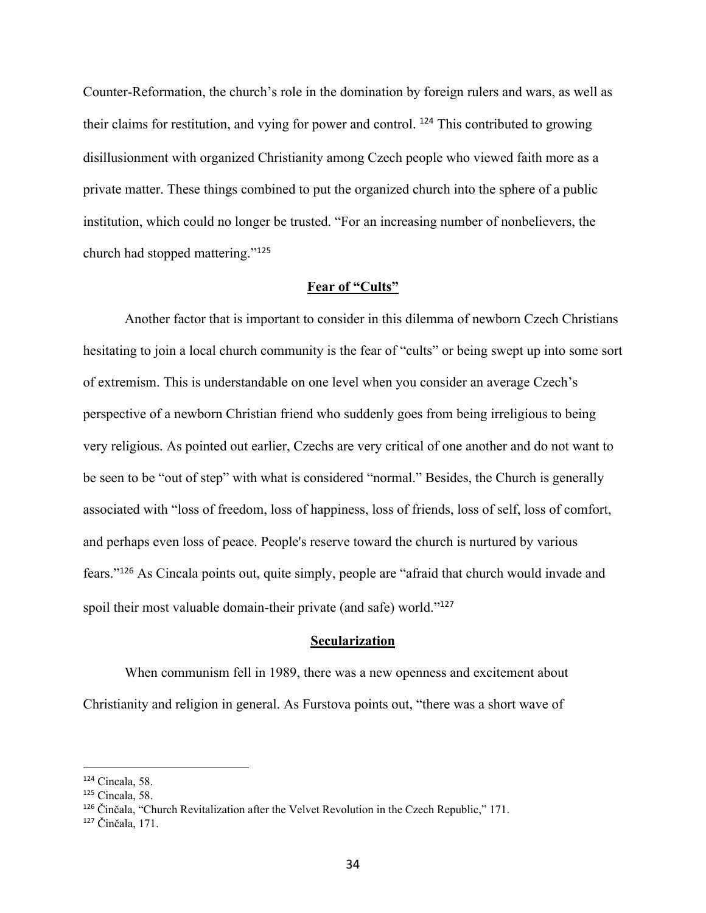Counter-Reformation, the church's role in the domination by foreign rulers and wars, as well as their claims for restitution, and vying for power and control. [124] This contributed to growing disillusionment with organized Christianity among Czech people who viewed faith more as a private matter. These things combined to put the organized church into the sphere of a public institution, which could no longer be trusted. "For an increasing number of nonbelievers, the church had stopped mattering."[125]

## Fear of "Cults"

Another factor that is important to consider in this dilemma of newborn Czech Christians hesitating to join a local church community is the fear of "cults" or being swept up into some sort of extremism. This is understandable on one level when you consider an average Czech's perspective of a newborn Christian friend who suddenly goes from being irreligious to being very religious. As pointed out earlier, Czechs are very critical of one another and do not want to be seen to be "out of step" with what is considered "normal." Besides, the Church is generally associated with "loss of freedom, loss of happiness, loss of friends, loss of self, loss of comfort, and perhaps even loss of peace. People's reserve toward the church is nurtured by various fears."[126] As Cincala points out, quite simply, people are "afraid that church would invade and spoil their most valuable domain-their private (and safe) world."[127]

## Secularization

When communism fell in 1989, there was a new openness and excitement about Christianity and religion in general. As Furstova points out, "there was a short wave of

---

[124] Cincala, 58.

[125] Cincala, 58.

[126] Činčala, "Church Revitalization after the Velvet Revolution in the Czech Republic," 171.

[127] Činčala, 171.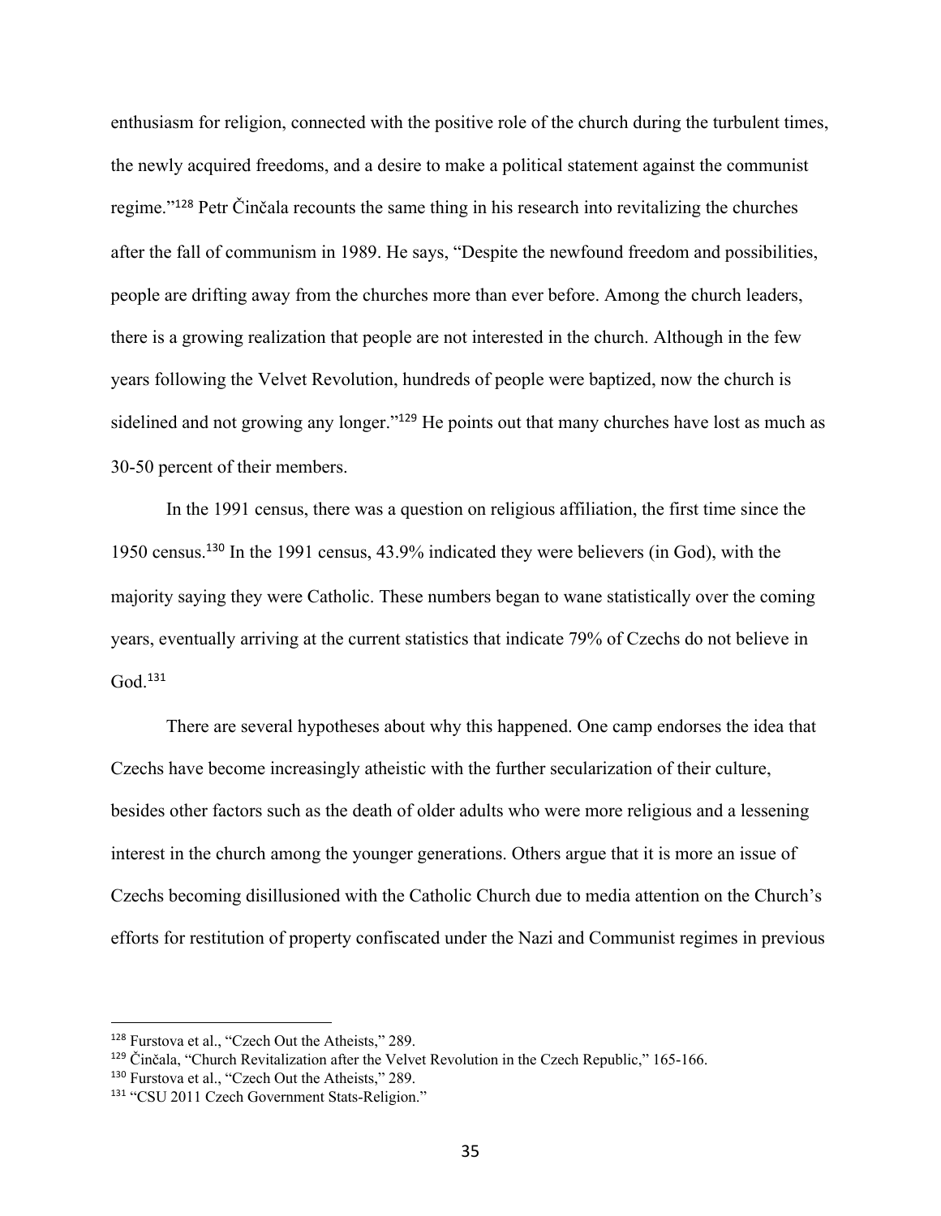enthusiasm for religion, connected with the positive role of the church during the turbulent times, the newly acquired freedoms, and a desire to make a political statement against the communist regime."[128] Petr Činčala recounts the same thing in his research into revitalizing the churches after the fall of communism in 1989. He says, "Despite the newfound freedom and possibilities, people are drifting away from the churches more than ever before. Among the church leaders, there is a growing realization that people are not interested in the church. Although in the few years following the Velvet Revolution, hundreds of people were baptized, now the church is sidelined and not growing any longer."[129] He points out that many churches have lost as much as 30-50 percent of their members.

In the 1991 census, there was a question on religious affiliation, the first time since the 1950 census.[130] In the 1991 census, 43.9% indicated they were believers (in God), with the majority saying they were Catholic. These numbers began to wane statistically over the coming years, eventually arriving at the current statistics that indicate 79% of Czechs do not believe in God.[131]

There are several hypotheses about why this happened. One camp endorses the idea that Czechs have become increasingly atheistic with the further secularization of their culture, besides other factors such as the death of older adults who were more religious and a lessening interest in the church among the younger generations. Others argue that it is more an issue of Czechs becoming disillusioned with the Catholic Church due to media attention on the Church's efforts for restitution of property confiscated under the Nazi and Communist regimes in previous

---

[128] Furstova et al., "Czech Out the Atheists," 289.

[129] Činčala, "Church Revitalization after the Velvet Revolution in the Czech Republic," 165-166.

[130] Furstova et al., "Czech Out the Atheists," 289.

[131] "CSU 2011 Czech Government Stats-Religion."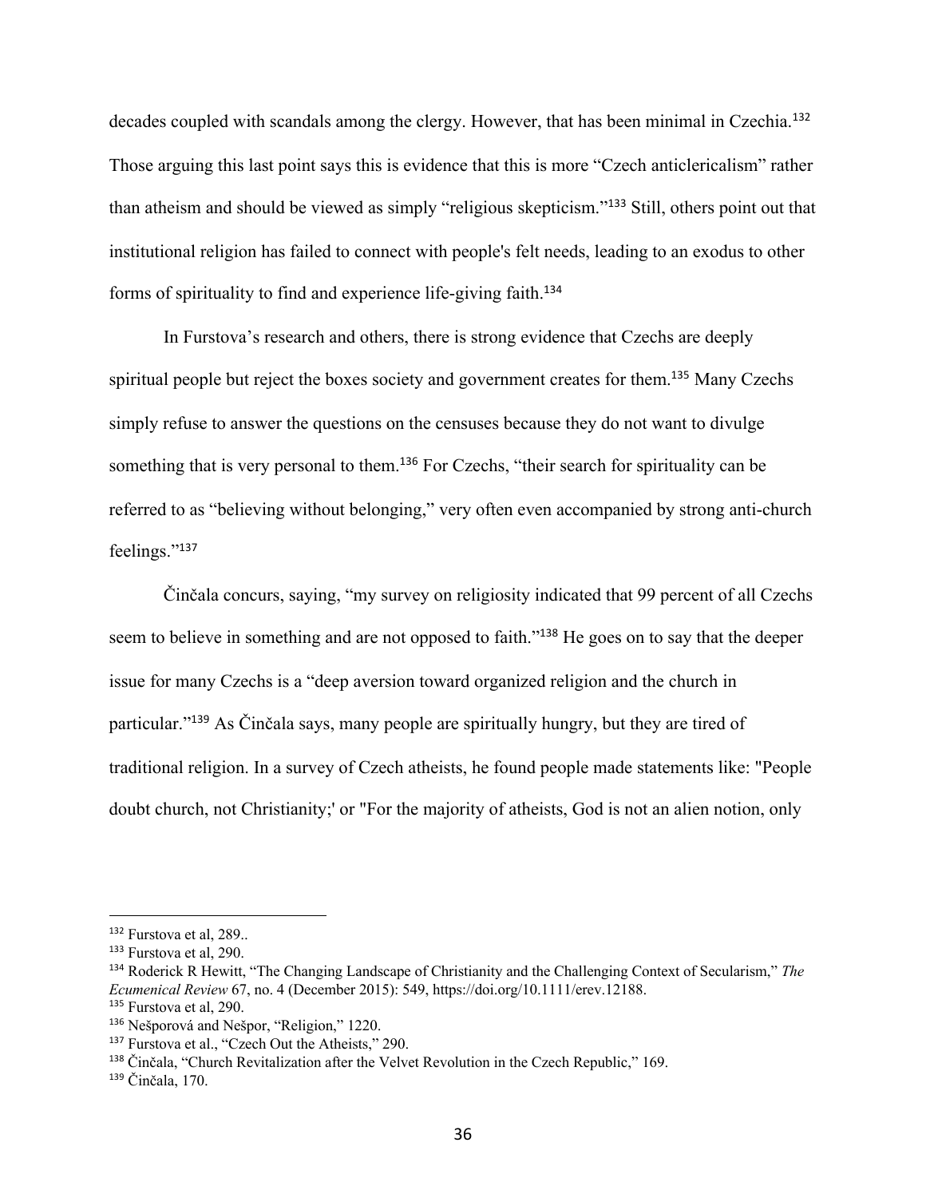decades coupled with scandals among the clergy. However, that has been minimal in Czechia.[132] Those arguing this last point says this is evidence that this is more "Czech anticlericalism" rather than atheism and should be viewed as simply "religious skepticism."[133] Still, others point out that institutional religion has failed to connect with people's felt needs, leading to an exodus to other forms of spirituality to find and experience life-giving faith.[134]

In Furstova's research and others, there is strong evidence that Czechs are deeply spiritual people but reject the boxes society and government creates for them.[135] Many Czechs simply refuse to answer the questions on the censuses because they do not want to divulge something that is very personal to them.[136] For Czechs, "their search for spirituality can be referred to as "believing without belonging," very often even accompanied by strong anti-church feelings."[137]

Činčala concurs, saying, "my survey on religiosity indicated that 99 percent of all Czechs seem to believe in something and are not opposed to faith."[138] He goes on to say that the deeper issue for many Czechs is a "deep aversion toward organized religion and the church in particular."[139] As Činčala says, many people are spiritually hungry, but they are tired of traditional religion. In a survey of Czech atheists, he found people made statements like: "People doubt church, not Christianity;' or "For the majority of atheists, God is not an alien notion, only

---

[132] Furstova et al, 289..

[133] Furstova et al, 290.

[134] Roderick R Hewitt, "The Changing Landscape of Christianity and the Challenging Context of Secularism," *The Ecumenical Review* 67, no. 4 (December 2015): 549, https://doi.org/10.1111/erev.12188.

[135] Furstova et al, 290.

[136] Nešporová and Nešpor, "Religion," 1220.

[137] Furstova et al., "Czech Out the Atheists," 290.

[138] Činčala, "Church Revitalization after the Velvet Revolution in the Czech Republic," 169.

[139] Činčala, 170.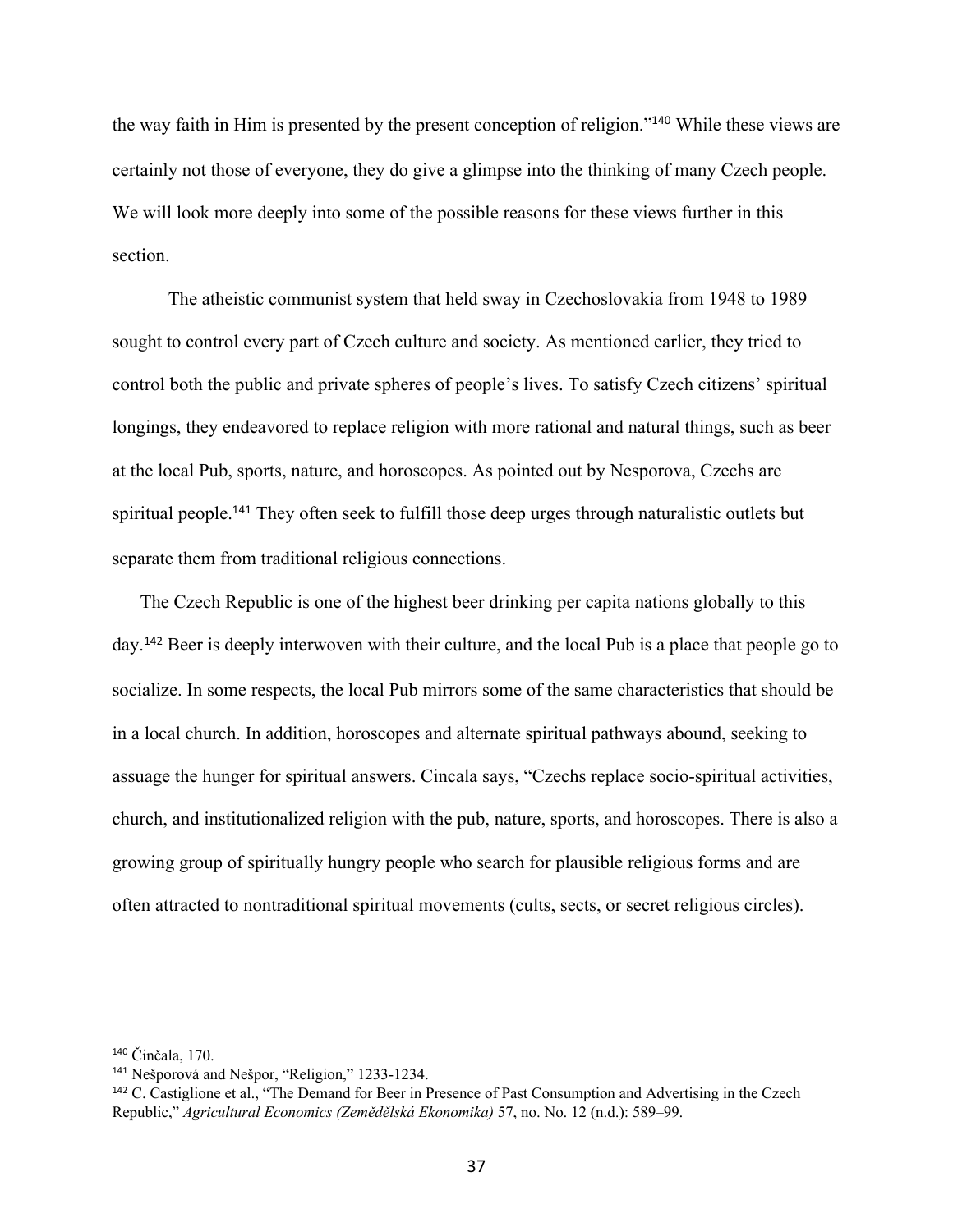the way faith in Him is presented by the present conception of religion."[140] While these views are certainly not those of everyone, they do give a glimpse into the thinking of many Czech people. We will look more deeply into some of the possible reasons for these views further in this section.

The atheistic communist system that held sway in Czechoslovakia from 1948 to 1989 sought to control every part of Czech culture and society. As mentioned earlier, they tried to control both the public and private spheres of people's lives. To satisfy Czech citizens' spiritual longings, they endeavored to replace religion with more rational and natural things, such as beer at the local Pub, sports, nature, and horoscopes. As pointed out by Nesporova, Czechs are spiritual people.[141] They often seek to fulfill those deep urges through naturalistic outlets but separate them from traditional religious connections.

The Czech Republic is one of the highest beer drinking per capita nations globally to this day.[142] Beer is deeply interwoven with their culture, and the local Pub is a place that people go to socialize. In some respects, the local Pub mirrors some of the same characteristics that should be in a local church. In addition, horoscopes and alternate spiritual pathways abound, seeking to assuage the hunger for spiritual answers. Cincala says, "Czechs replace socio-spiritual activities, church, and institutionalized religion with the pub, nature, sports, and horoscopes. There is also a growing group of spiritually hungry people who search for plausible religious forms and are often attracted to nontraditional spiritual movements (cults, sects, or secret religious circles).

---

[140] Činčala, 170.

[141] Nešporová and Nešpor, "Religion," 1233-1234.

[142] C. Castiglione et al., "The Demand for Beer in Presence of Past Consumption and Advertising in the Czech Republic," *Agricultural Economics (Zemědělská Ekonomika)* 57, no. No. 12 (n.d.): 589–99.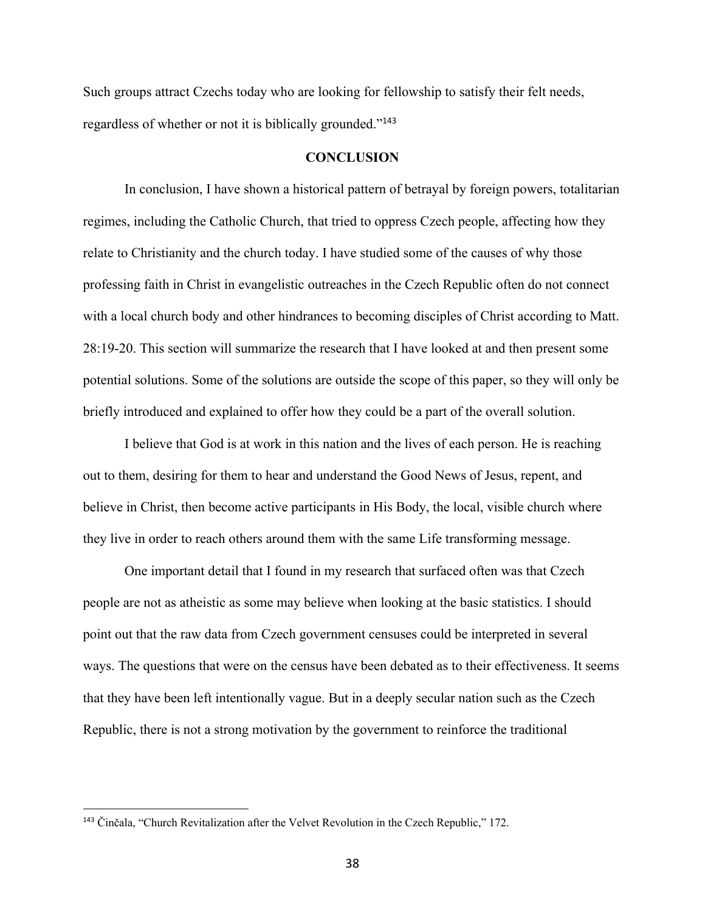Such groups attract Czechs today who are looking for fellowship to satisfy their felt needs, regardless of whether or not it is biblically grounded."[143]

## CONCLUSION

In conclusion, I have shown a historical pattern of betrayal by foreign powers, totalitarian regimes, including the Catholic Church, that tried to oppress Czech people, affecting how they relate to Christianity and the church today. I have studied some of the causes of why those professing faith in Christ in evangelistic outreaches in the Czech Republic often do not connect with a local church body and other hindrances to becoming disciples of Christ according to Matt. 28:19-20. This section will summarize the research that I have looked at and then present some potential solutions. Some of the solutions are outside the scope of this paper, so they will only be briefly introduced and explained to offer how they could be a part of the overall solution.

I believe that God is at work in this nation and the lives of each person. He is reaching out to them, desiring for them to hear and understand the Good News of Jesus, repent, and believe in Christ, then become active participants in His Body, the local, visible church where they live in order to reach others around them with the same Life transforming message.

One important detail that I found in my research that surfaced often was that Czech people are not as atheistic as some may believe when looking at the basic statistics. I should point out that the raw data from Czech government censuses could be interpreted in several ways. The questions that were on the census have been debated as to their effectiveness. It seems that they have been left intentionally vague. But in a deeply secular nation such as the Czech Republic, there is not a strong motivation by the government to reinforce the traditional

---

[143] Činčala, "Church Revitalization after the Velvet Revolution in the Czech Republic," 172.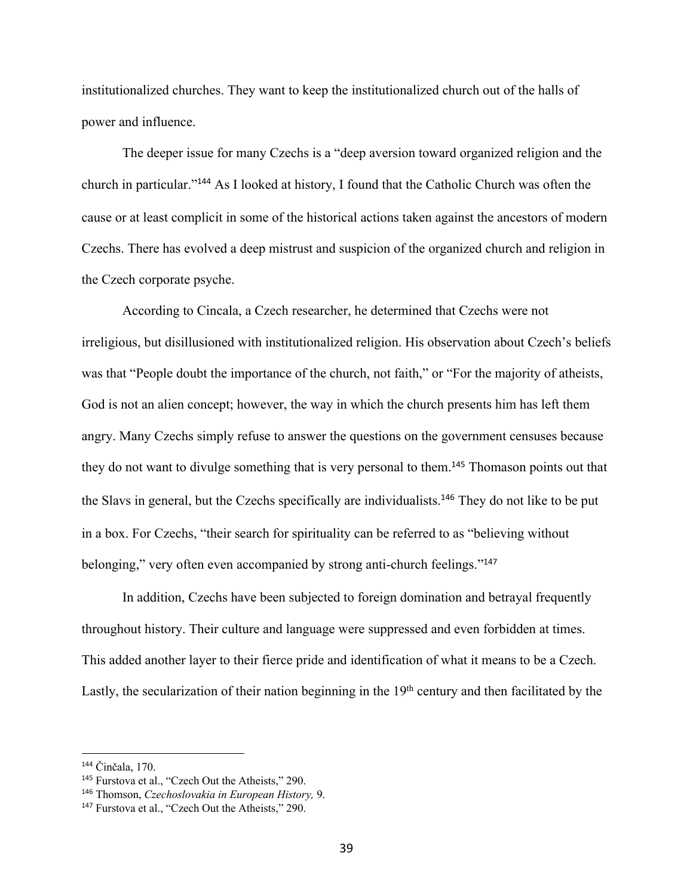institutionalized churches. They want to keep the institutionalized church out of the halls of power and influence.

The deeper issue for many Czechs is a "deep aversion toward organized religion and the church in particular."[144] As I looked at history, I found that the Catholic Church was often the cause or at least complicit in some of the historical actions taken against the ancestors of modern Czechs. There has evolved a deep mistrust and suspicion of the organized church and religion in the Czech corporate psyche.

According to Cincala, a Czech researcher, he determined that Czechs were not irreligious, but disillusioned with institutionalized religion. His observation about Czech's beliefs was that "People doubt the importance of the church, not faith," or "For the majority of atheists, God is not an alien concept; however, the way in which the church presents him has left them angry. Many Czechs simply refuse to answer the questions on the government censuses because they do not want to divulge something that is very personal to them.[145] Thomason points out that the Slavs in general, but the Czechs specifically are individualists.[146] They do not like to be put in a box. For Czechs, "their search for spirituality can be referred to as "believing without belonging," very often even accompanied by strong anti-church feelings."[147]

In addition, Czechs have been subjected to foreign domination and betrayal frequently throughout history. Their culture and language were suppressed and even forbidden at times. This added another layer to their fierce pride and identification of what it means to be a Czech. Lastly, the secularization of their nation beginning in the 19th century and then facilitated by the

---

[144] Činčala, 170.

[145] Furstova et al., "Czech Out the Atheists," 290.

[146] Thomson, *Czechoslovakia in European History,* 9.

[147] Furstova et al., "Czech Out the Atheists," 290.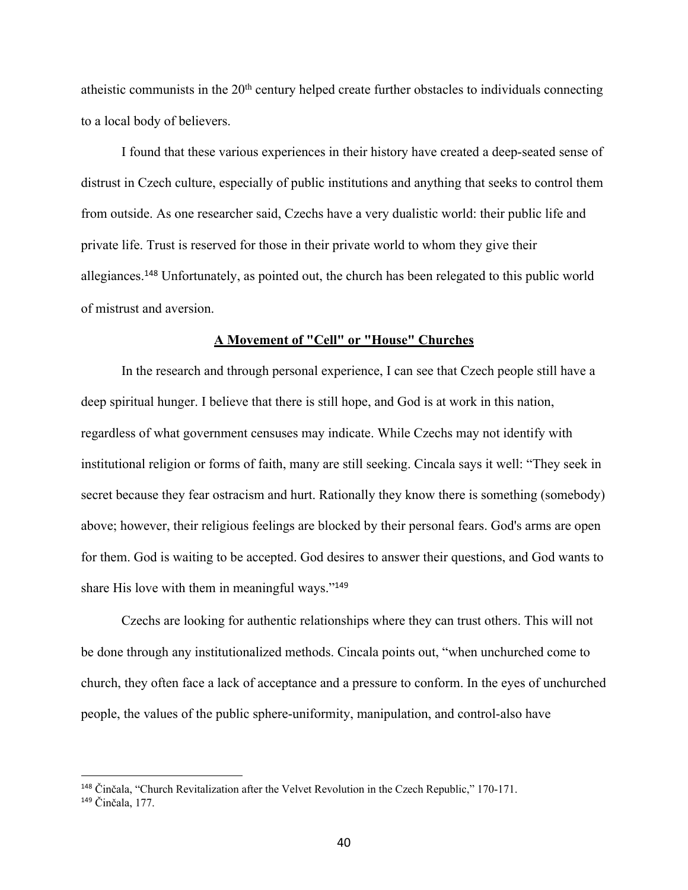atheistic communists in the 20th century helped create further obstacles to individuals connecting to a local body of believers.

I found that these various experiences in their history have created a deep-seated sense of distrust in Czech culture, especially of public institutions and anything that seeks to control them from outside. As one researcher said, Czechs have a very dualistic world: their public life and private life. Trust is reserved for those in their private world to whom they give their allegiances.[148] Unfortunately, as pointed out, the church has been relegated to this public world of mistrust and aversion.

## **A Movement of "Cell" or "House" Churches**

In the research and through personal experience, I can see that Czech people still have a deep spiritual hunger. I believe that there is still hope, and God is at work in this nation, regardless of what government censuses may indicate. While Czechs may not identify with institutional religion or forms of faith, many are still seeking. Cincala says it well: "They seek in secret because they fear ostracism and hurt. Rationally they know there is something (somebody) above; however, their religious feelings are blocked by their personal fears. God's arms are open for them. God is waiting to be accepted. God desires to answer their questions, and God wants to share His love with them in meaningful ways."[149]

Czechs are looking for authentic relationships where they can trust others. This will not be done through any institutionalized methods. Cincala points out, "when unchurched come to church, they often face a lack of acceptance and a pressure to conform. In the eyes of unchurched people, the values of the public sphere-uniformity, manipulation, and control-also have

---

[148] Činčala, "Church Revitalization after the Velvet Revolution in the Czech Republic," 170-171.
[149] Činčala, 177.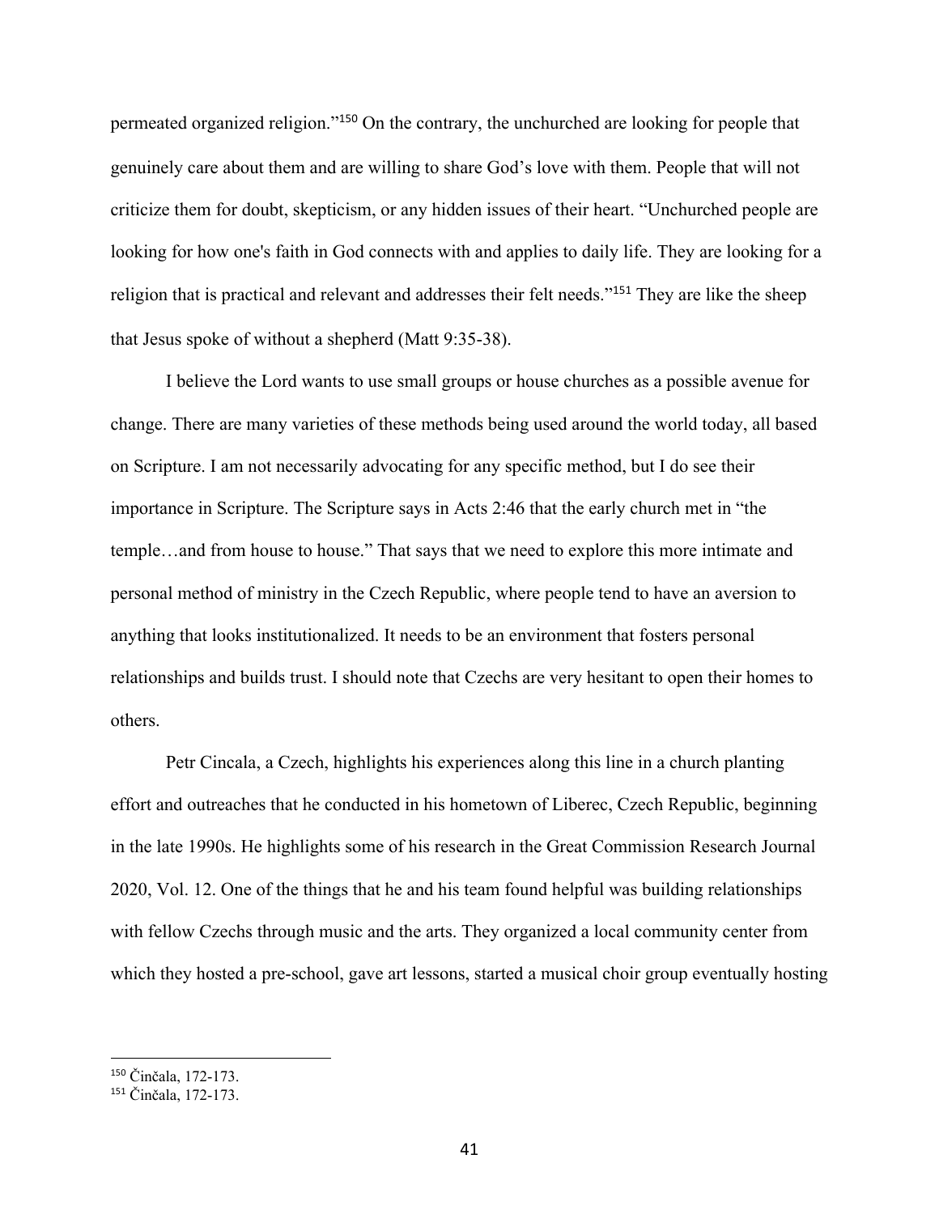permeated organized religion."[150] On the contrary, the unchurched are looking for people that genuinely care about them and are willing to share God's love with them. People that will not criticize them for doubt, skepticism, or any hidden issues of their heart. "Unchurched people are looking for how one's faith in God connects with and applies to daily life. They are looking for a religion that is practical and relevant and addresses their felt needs."[151] They are like the sheep that Jesus spoke of without a shepherd (Matt 9:35-38).

I believe the Lord wants to use small groups or house churches as a possible avenue for change. There are many varieties of these methods being used around the world today, all based on Scripture. I am not necessarily advocating for any specific method, but I do see their importance in Scripture. The Scripture says in Acts 2:46 that the early church met in "the temple…and from house to house." That says that we need to explore this more intimate and personal method of ministry in the Czech Republic, where people tend to have an aversion to anything that looks institutionalized. It needs to be an environment that fosters personal relationships and builds trust. I should note that Czechs are very hesitant to open their homes to others.

Petr Cincala, a Czech, highlights his experiences along this line in a church planting effort and outreaches that he conducted in his hometown of Liberec, Czech Republic, beginning in the late 1990s. He highlights some of his research in the Great Commission Research Journal 2020, Vol. 12. One of the things that he and his team found helpful was building relationships with fellow Czechs through music and the arts. They organized a local community center from which they hosted a pre-school, gave art lessons, started a musical choir group eventually hosting

---

[150] Činčala, 172-173.

[151] Činčala, 172-173.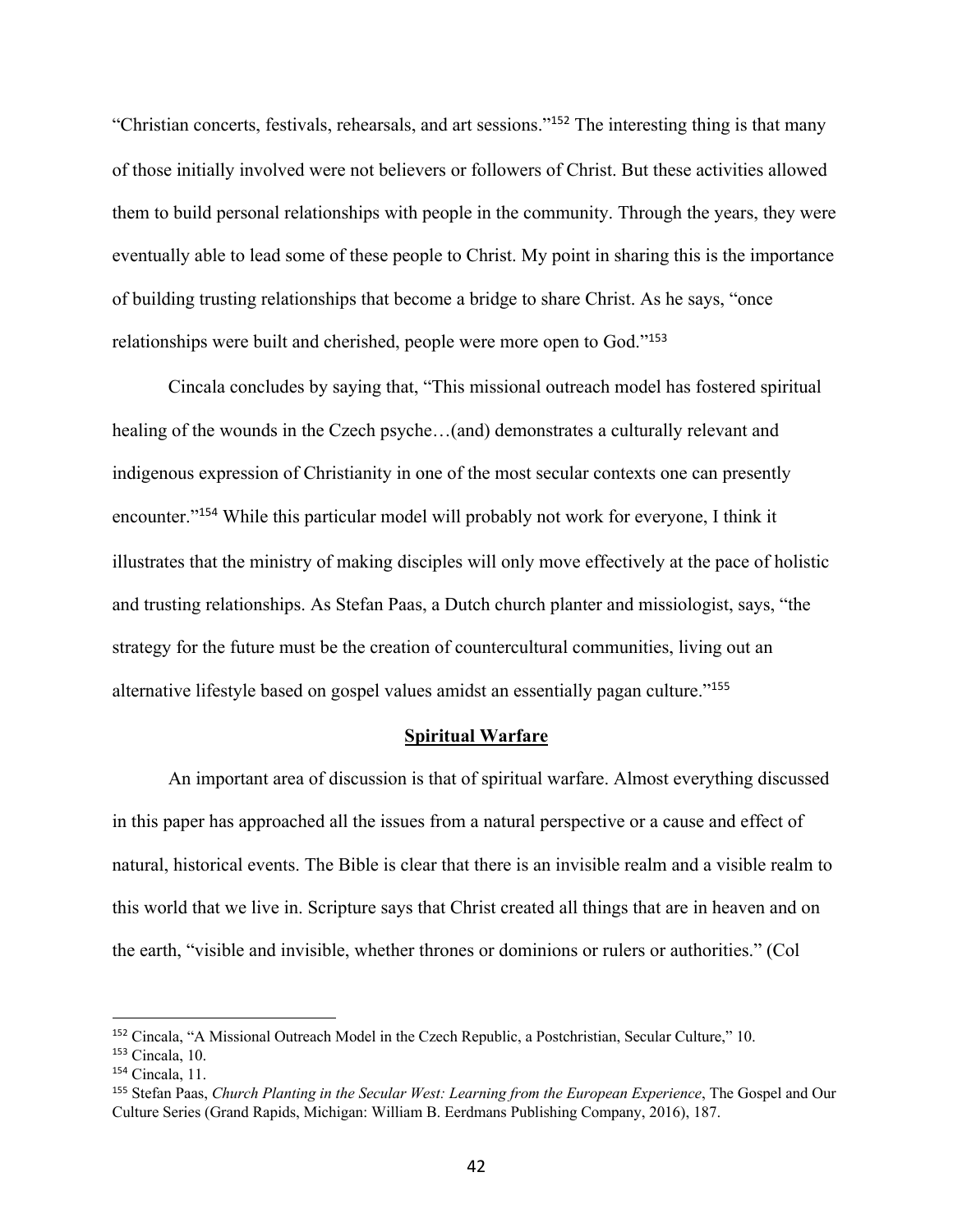"Christian concerts, festivals, rehearsals, and art sessions."[152] The interesting thing is that many of those initially involved were not believers or followers of Christ. But these activities allowed them to build personal relationships with people in the community. Through the years, they were eventually able to lead some of these people to Christ. My point in sharing this is the importance of building trusting relationships that become a bridge to share Christ. As he says, "once relationships were built and cherished, people were more open to God."[153]

Cincala concludes by saying that, "This missional outreach model has fostered spiritual healing of the wounds in the Czech psyche…(and) demonstrates a culturally relevant and indigenous expression of Christianity in one of the most secular contexts one can presently encounter."[154] While this particular model will probably not work for everyone, I think it illustrates that the ministry of making disciples will only move effectively at the pace of holistic and trusting relationships. As Stefan Paas, a Dutch church planter and missiologist, says, "the strategy for the future must be the creation of countercultural communities, living out an alternative lifestyle based on gospel values amidst an essentially pagan culture."[155]

## **Spiritual Warfare**

An important area of discussion is that of spiritual warfare. Almost everything discussed in this paper has approached all the issues from a natural perspective or a cause and effect of natural, historical events. The Bible is clear that there is an invisible realm and a visible realm to this world that we live in. Scripture says that Christ created all things that are in heaven and on the earth, "visible and invisible, whether thrones or dominions or rulers or authorities." (Col

---

[152] Cincala, "A Missional Outreach Model in the Czech Republic, a Postchristian, Secular Culture," 10.

[153] Cincala, 10.

[154] Cincala, 11.

[155] Stefan Paas, *Church Planting in the Secular West: Learning from the European Experience*, The Gospel and Our Culture Series (Grand Rapids, Michigan: William B. Eerdmans Publishing Company, 2016), 187.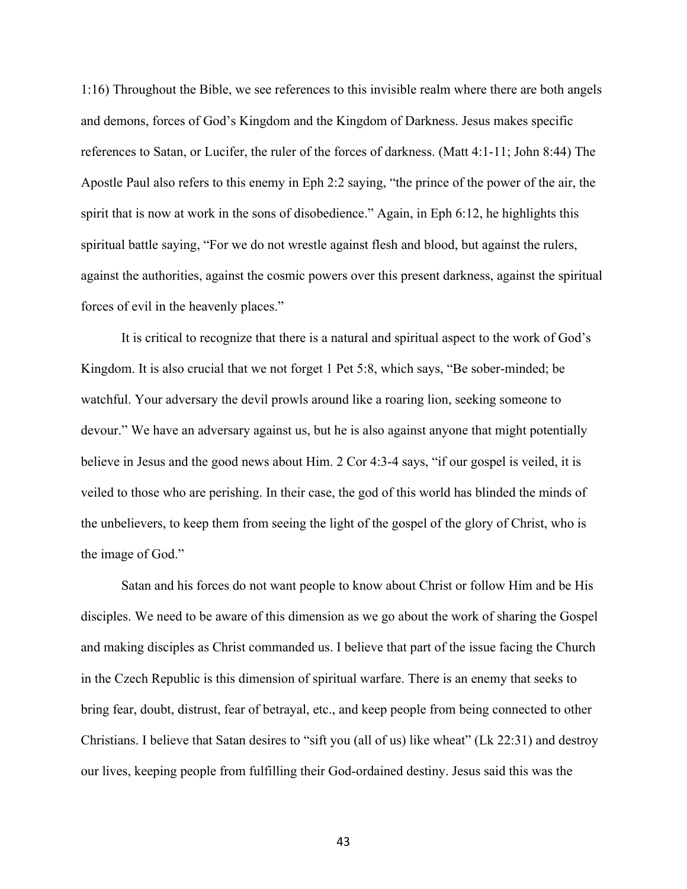1:16) Throughout the Bible, we see references to this invisible realm where there are both angels and demons, forces of God's Kingdom and the Kingdom of Darkness. Jesus makes specific references to Satan, or Lucifer, the ruler of the forces of darkness. (Matt 4:1-11; John 8:44) The Apostle Paul also refers to this enemy in Eph 2:2 saying, "the prince of the power of the air, the spirit that is now at work in the sons of disobedience." Again, in Eph 6:12, he highlights this spiritual battle saying, "For we do not wrestle against flesh and blood, but against the rulers, against the authorities, against the cosmic powers over this present darkness, against the spiritual forces of evil in the heavenly places."

It is critical to recognize that there is a natural and spiritual aspect to the work of God's Kingdom. It is also crucial that we not forget 1 Pet 5:8, which says, "Be sober-minded; be watchful. Your adversary the devil prowls around like a roaring lion, seeking someone to devour." We have an adversary against us, but he is also against anyone that might potentially believe in Jesus and the good news about Him. 2 Cor 4:3-4 says, "if our gospel is veiled, it is veiled to those who are perishing. In their case, the god of this world has blinded the minds of the unbelievers, to keep them from seeing the light of the gospel of the glory of Christ, who is the image of God."

Satan and his forces do not want people to know about Christ or follow Him and be His disciples. We need to be aware of this dimension as we go about the work of sharing the Gospel and making disciples as Christ commanded us. I believe that part of the issue facing the Church in the Czech Republic is this dimension of spiritual warfare. There is an enemy that seeks to bring fear, doubt, distrust, fear of betrayal, etc., and keep people from being connected to other Christians. I believe that Satan desires to "sift you (all of us) like wheat" (Lk 22:31) and destroy our lives, keeping people from fulfilling their God-ordained destiny. Jesus said this was the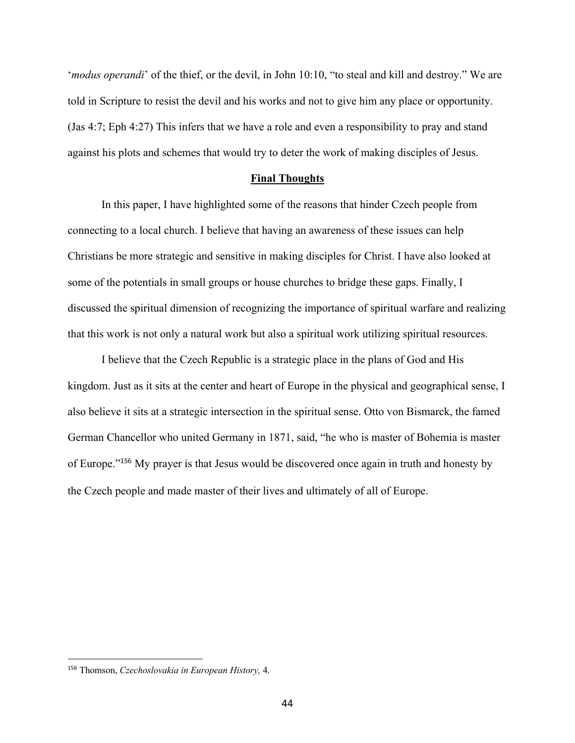'*modus operandi*' of the thief, or the devil, in John 10:10, "to steal and kill and destroy." We are told in Scripture to resist the devil and his works and not to give him any place or opportunity. (Jas 4:7; Eph 4:27) This infers that we have a role and even a responsibility to pray and stand against his plots and schemes that would try to deter the work of making disciples of Jesus.

## **Final Thoughts**

In this paper, I have highlighted some of the reasons that hinder Czech people from connecting to a local church. I believe that having an awareness of these issues can help Christians be more strategic and sensitive in making disciples for Christ. I have also looked at some of the potentials in small groups or house churches to bridge these gaps. Finally, I discussed the spiritual dimension of recognizing the importance of spiritual warfare and realizing that this work is not only a natural work but also a spiritual work utilizing spiritual resources.

I believe that the Czech Republic is a strategic place in the plans of God and His kingdom. Just as it sits at the center and heart of Europe in the physical and geographical sense, I also believe it sits at a strategic intersection in the spiritual sense. Otto von Bismarck, the famed German Chancellor who united Germany in 1871, said, "he who is master of Bohemia is master of Europe."[156] My prayer is that Jesus would be discovered once again in truth and honesty by the Czech people and made master of their lives and ultimately of all of Europe.

---

[156] Thomson, *Czechoslovakia in European History,* 4.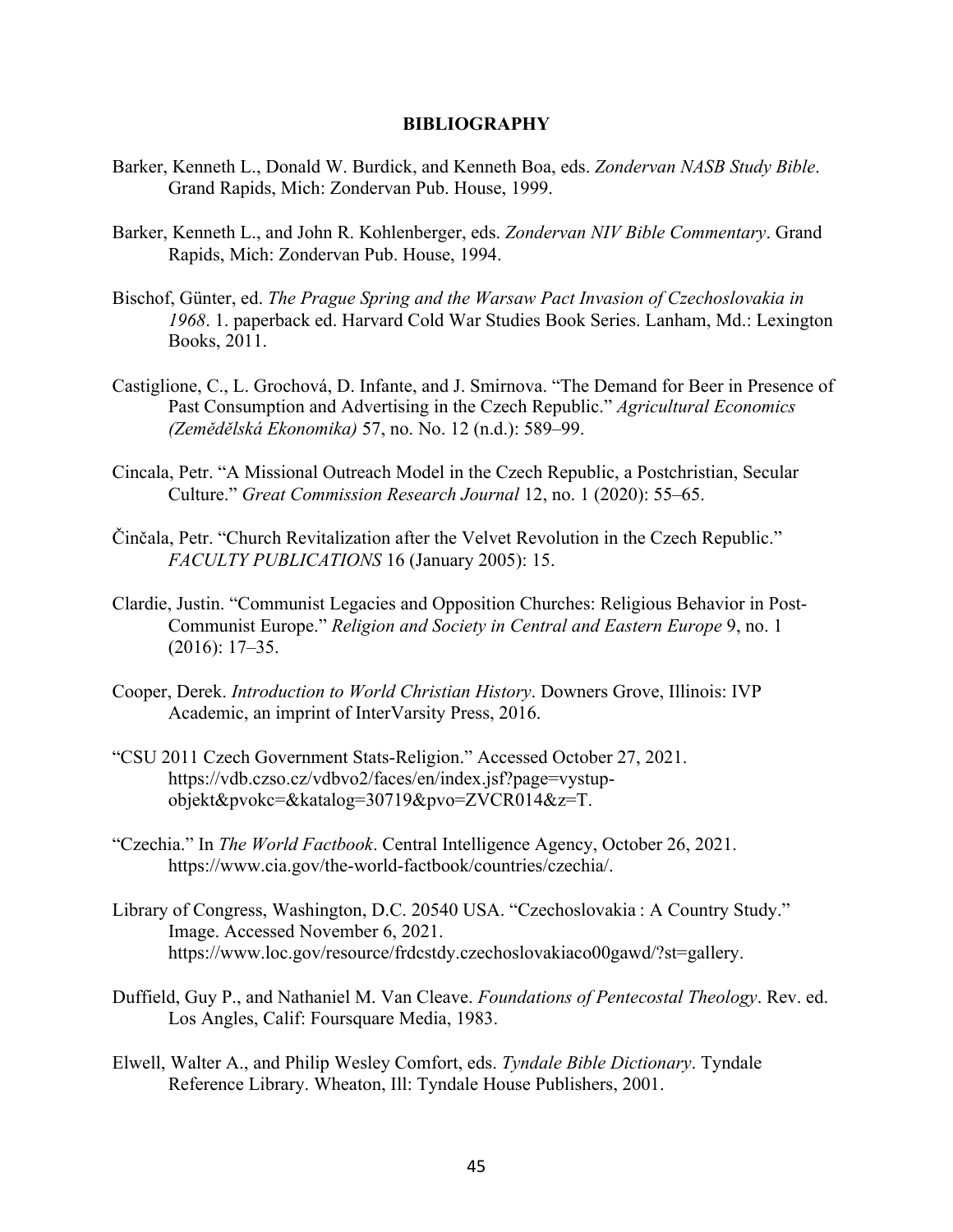# BIBLIOGRAPHY

Barker, Kenneth L., Donald W. Burdick, and Kenneth Boa, eds. *Zondervan NASB Study Bible*. Grand Rapids, Mich: Zondervan Pub. House, 1999.

Barker, Kenneth L., and John R. Kohlenberger, eds. *Zondervan NIV Bible Commentary*. Grand Rapids, Mich: Zondervan Pub. House, 1994.

Bischof, Günter, ed. *The Prague Spring and the Warsaw Pact Invasion of Czechoslovakia in 1968*. 1. paperback ed. Harvard Cold War Studies Book Series. Lanham, Md.: Lexington Books, 2011.

Castiglione, C., L. Grochová, D. Infante, and J. Smirnova. "The Demand for Beer in Presence of Past Consumption and Advertising in the Czech Republic." *Agricultural Economics (Zemědělská Ekonomika)* 57, no. No. 12 (n.d.): 589–99.

Cincala, Petr. "A Missional Outreach Model in the Czech Republic, a Postchristian, Secular Culture." *Great Commission Research Journal* 12, no. 1 (2020): 55–65.

Činčala, Petr. "Church Revitalization after the Velvet Revolution in the Czech Republic." *FACULTY PUBLICATIONS* 16 (January 2005): 15.

Clardie, Justin. "Communist Legacies and Opposition Churches: Religious Behavior in Post-Communist Europe." *Religion and Society in Central and Eastern Europe* 9, no. 1 (2016): 17–35.

Cooper, Derek. *Introduction to World Christian History*. Downers Grove, Illinois: IVP Academic, an imprint of InterVarsity Press, 2016.

"CSU 2011 Czech Government Stats-Religion." Accessed October 27, 2021. https://vdb.czso.cz/vdbvo2/faces/en/index.jsf?page=vystup-objekt&pvokc=&katalog=30719&pvo=ZVCR014&z=T.

"Czechia." In *The World Factbook*. Central Intelligence Agency, October 26, 2021. https://www.cia.gov/the-world-factbook/countries/czechia/.

Library of Congress, Washington, D.C. 20540 USA. "Czechoslovakia : A Country Study." Image. Accessed November 6, 2021. https://www.loc.gov/resource/frdcstdy.czechoslovakiaco00gawd/?st=gallery.

Duffield, Guy P., and Nathaniel M. Van Cleave. *Foundations of Pentecostal Theology*. Rev. ed. Los Angles, Calif: Foursquare Media, 1983.

Elwell, Walter A., and Philip Wesley Comfort, eds. *Tyndale Bible Dictionary*. Tyndale Reference Library. Wheaton, Ill: Tyndale House Publishers, 2001.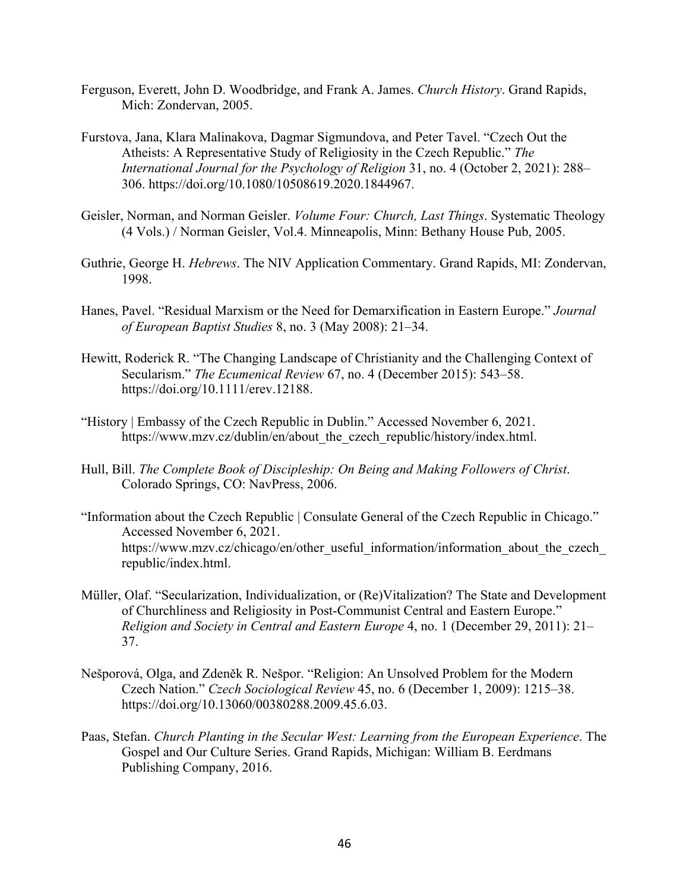Ferguson, Everett, John D. Woodbridge, and Frank A. James. *Church History*. Grand Rapids, Mich: Zondervan, 2005.

Furstova, Jana, Klara Malinakova, Dagmar Sigmundova, and Peter Tavel. "Czech Out the Atheists: A Representative Study of Religiosity in the Czech Republic." *The International Journal for the Psychology of Religion* 31, no. 4 (October 2, 2021): 288–306. https://doi.org/10.1080/10508619.2020.1844967.

Geisler, Norman, and Norman Geisler. *Volume Four: Church, Last Things*. Systematic Theology (4 Vols.) / Norman Geisler, Vol.4. Minneapolis, Minn: Bethany House Pub, 2005.

Guthrie, George H. *Hebrews*. The NIV Application Commentary. Grand Rapids, MI: Zondervan, 1998.

Hanes, Pavel. "Residual Marxism or the Need for Demarxification in Eastern Europe." *Journal of European Baptist Studies* 8, no. 3 (May 2008): 21–34.

Hewitt, Roderick R. "The Changing Landscape of Christianity and the Challenging Context of Secularism." *The Ecumenical Review* 67, no. 4 (December 2015): 543–58. https://doi.org/10.1111/erev.12188.

"History | Embassy of the Czech Republic in Dublin." Accessed November 6, 2021. https://www.mzv.cz/dublin/en/about_the_czech_republic/history/index.html.

Hull, Bill. *The Complete Book of Discipleship: On Being and Making Followers of Christ*. Colorado Springs, CO: NavPress, 2006.

"Information about the Czech Republic | Consulate General of the Czech Republic in Chicago." Accessed November 6, 2021. https://www.mzv.cz/chicago/en/other_useful_information/information_about_the_czech_republic/index.html.

Müller, Olaf. "Secularization, Individualization, or (Re)Vitalization? The State and Development of Churchliness and Religiosity in Post-Communist Central and Eastern Europe." *Religion and Society in Central and Eastern Europe* 4, no. 1 (December 29, 2011): 21–37.

Nešporová, Olga, and Zdeněk R. Nešpor. "Religion: An Unsolved Problem for the Modern Czech Nation." *Czech Sociological Review* 45, no. 6 (December 1, 2009): 1215–38. https://doi.org/10.13060/00380288.2009.45.6.03.

Paas, Stefan. *Church Planting in the Secular West: Learning from the European Experience*. The Gospel and Our Culture Series. Grand Rapids, Michigan: William B. Eerdmans Publishing Company, 2016.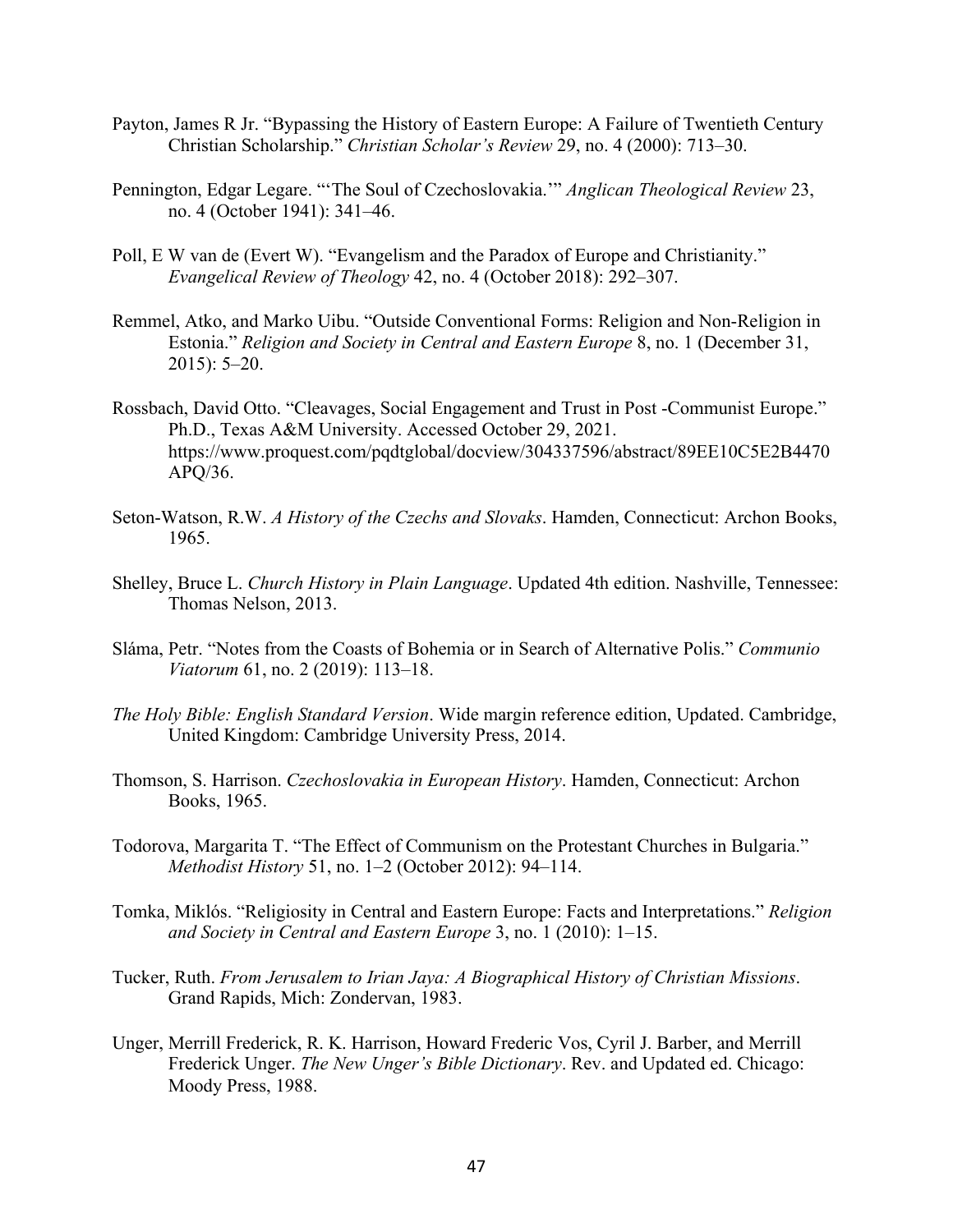Payton, James R Jr. "Bypassing the History of Eastern Europe: A Failure of Twentieth Century Christian Scholarship." *Christian Scholar's Review* 29, no. 4 (2000): 713–30.

Pennington, Edgar Legare. "'The Soul of Czechoslovakia.'" *Anglican Theological Review* 23, no. 4 (October 1941): 341–46.

Poll, E W van de (Evert W). "Evangelism and the Paradox of Europe and Christianity." *Evangelical Review of Theology* 42, no. 4 (October 2018): 292–307.

Remmel, Atko, and Marko Uibu. "Outside Conventional Forms: Religion and Non-Religion in Estonia." *Religion and Society in Central and Eastern Europe* 8, no. 1 (December 31, 2015): 5–20.

Rossbach, David Otto. "Cleavages, Social Engagement and Trust in Post -Communist Europe." Ph.D., Texas A&M University. Accessed October 29, 2021. https://www.proquest.com/pqdtglobal/docview/304337596/abstract/89EE10C5E2B4470APQ/36.

Seton-Watson, R.W. *A History of the Czechs and Slovaks*. Hamden, Connecticut: Archon Books, 1965.

Shelley, Bruce L. *Church History in Plain Language*. Updated 4th edition. Nashville, Tennessee: Thomas Nelson, 2013.

Sláma, Petr. "Notes from the Coasts of Bohemia or in Search of Alternative Polis." *Communio Viatorum* 61, no. 2 (2019): 113–18.

*The Holy Bible: English Standard Version*. Wide margin reference edition, Updated. Cambridge, United Kingdom: Cambridge University Press, 2014.

Thomson, S. Harrison. *Czechoslovakia in European History*. Hamden, Connecticut: Archon Books, 1965.

Todorova, Margarita T. "The Effect of Communism on the Protestant Churches in Bulgaria." *Methodist History* 51, no. 1–2 (October 2012): 94–114.

Tomka, Miklós. "Religiosity in Central and Eastern Europe: Facts and Interpretations." *Religion and Society in Central and Eastern Europe* 3, no. 1 (2010): 1–15.

Tucker, Ruth. *From Jerusalem to Irian Jaya: A Biographical History of Christian Missions*. Grand Rapids, Mich: Zondervan, 1983.

Unger, Merrill Frederick, R. K. Harrison, Howard Frederic Vos, Cyril J. Barber, and Merrill Frederick Unger. *The New Unger's Bible Dictionary*. Rev. and Updated ed. Chicago: Moody Press, 1988.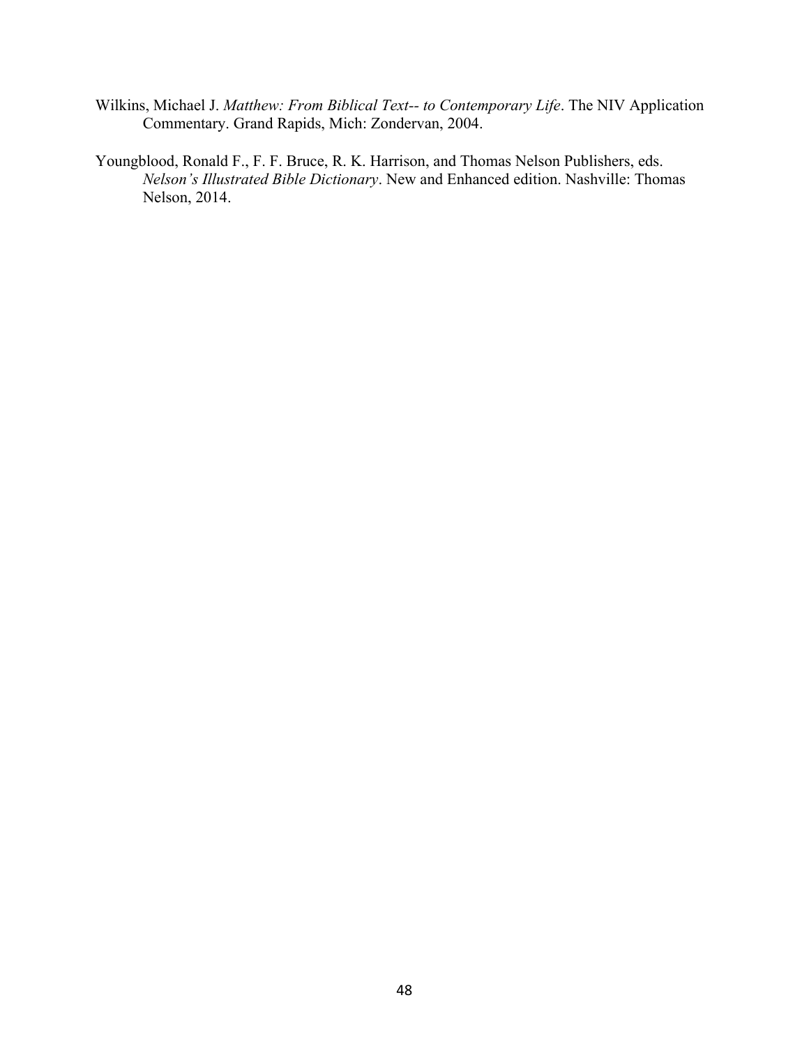Wilkins, Michael J. *Matthew: From Biblical Text-- to Contemporary Life*. The NIV Application Commentary. Grand Rapids, Mich: Zondervan, 2004.

Youngblood, Ronald F., F. F. Bruce, R. K. Harrison, and Thomas Nelson Publishers, eds. *Nelson's Illustrated Bible Dictionary*. New and Enhanced edition. Nashville: Thomas Nelson, 2014.